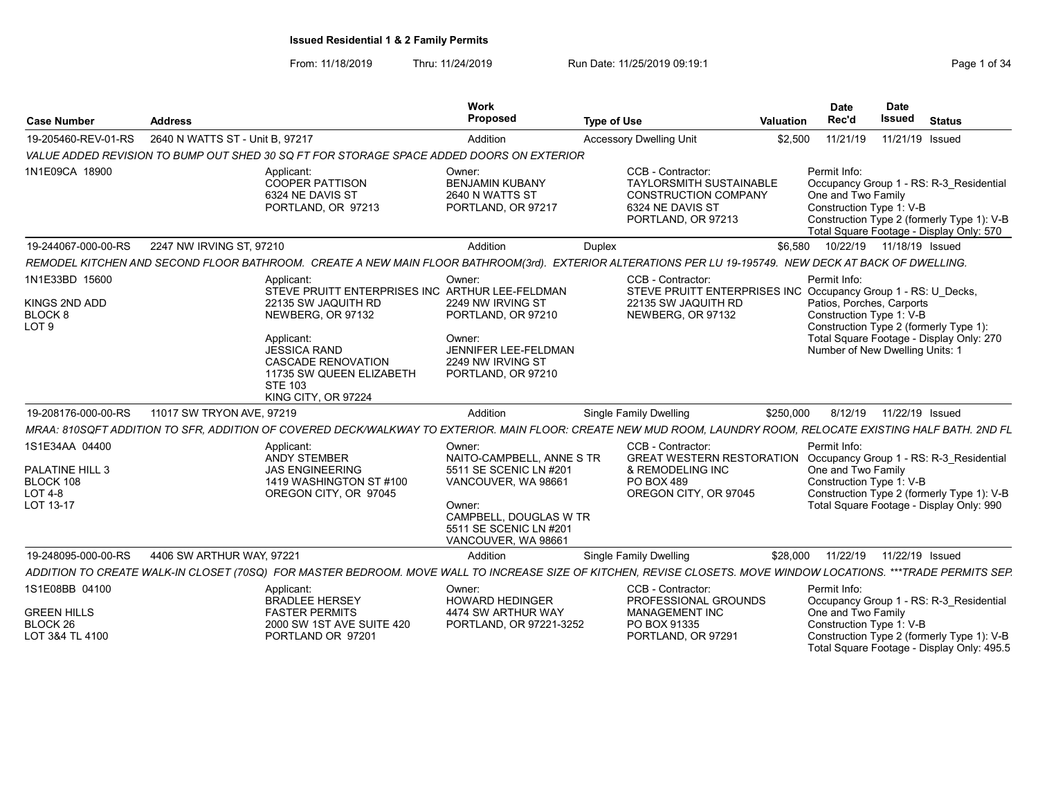# Issued Residential 1 & 2 Family Permits

From: 11/18/2019 Thru: 11/24/2019 Run Date: 11/25/2019 09:19:1

| Case Number | Address | Work Proposed | Type of Use | Valuation | Date Rec'd | Date Issued | Status |
|---|---|---|---|---|---|---|---|
| 19-205460-REV-01-RS | 2640 N WATTS ST - Unit B, 97217 | Addition | Accessory Dwelling Unit | $2,500 | 11/21/19 | 11/21/19 | Issued |
| 19-244067-000-00-RS | 2247 NW IRVING ST, 97210 | Addition | Duplex | $6,580 | 10/22/19 | 11/18/19 | Issued |
| 19-208176-000-00-RS | 11017 SW TRYON AVE, 97219 | Addition | Single Family Dwelling | $250,000 | 8/12/19 | 11/22/19 | Issued |
| 19-248095-000-00-RS | 4406 SW ARTHUR WAY, 97221 | Addition | Single Family Dwelling | $28,000 | 11/22/19 | 11/22/19 | Issued |

## 19-205460-REV-01-RS — 2640 N WATTS ST - Unit B, 97217

*VALUE ADDED REVISION TO BUMP OUT SHED 30 SQ FT FOR STORAGE SPACE ADDED DOORS ON EXTERIOR*

1N1E09CA 18900

Applicant:
COOPER PATTISON
6324 NE DAVIS ST
PORTLAND, OR 97213

Owner:
BENJAMIN KUBANY
2640 N WATTS ST
PORTLAND, OR 97217

CCB - Contractor:
TAYLORSMITH SUSTAINABLE CONSTRUCTION COMPANY
6324 NE DAVIS ST
PORTLAND, OR 97213

Permit Info:
Occupancy Group 1 - RS: R-3_Residential One and Two Family
Construction Type 1: V-B
Construction Type 2 (formerly Type 1): V-B
Total Square Footage - Display Only: 570

## 19-244067-000-00-RS — 2247 NW IRVING ST, 97210

*REMODEL KITCHEN AND SECOND FLOOR BATHROOM. CREATE A NEW MAIN FLOOR BATHROOM(3rd). EXTERIOR ALTERATIONS PER LU 19-195749. NEW DECK AT BACK OF DWELLING.*

1N1E33BD 15600
KINGS 2ND ADD
BLOCK 8
LOT 9

Applicant:
STEVE PRUITT ENTERPRISES INC
22135 SW JAQUITH RD
NEWBERG, OR 97132

Applicant:
JESSICA RAND
CASCADE RENOVATION
11735 SW QUEEN ELIZABETH STE 103
KING CITY, OR 97224

Owner:
ARTHUR LEE-FELDMAN
2249 NW IRVING ST
PORTLAND, OR 97210

Owner:
JENNIFER LEE-FELDMAN
2249 NW IRVING ST
PORTLAND, OR 97210

CCB - Contractor:
STEVE PRUITT ENTERPRISES INC
22135 SW JAQUITH RD
NEWBERG, OR 97132

Permit Info:
Occupancy Group 1 - RS: U_Decks, Patios, Porches, Carports
Construction Type 1: V-B
Construction Type 2 (formerly Type 1):
Total Square Footage - Display Only: 270
Number of New Dwelling Units: 1

## 19-208176-000-00-RS — 11017 SW TRYON AVE, 97219

*MRAA: 810SQFT ADDITION TO SFR, ADDITION OF COVERED DECK/WALKWAY TO EXTERIOR. MAIN FLOOR: CREATE NEW MUD ROOM, LAUNDRY ROOM, RELOCATE EXISTING HALF BATH. 2ND FL*

1S1E34AA 04400
PALATINE HILL 3
BLOCK 108
LOT 4-8
LOT 13-17

Applicant:
ANDY STEMBER
JAS ENGINEERING
1419 WASHINGTON ST #100
OREGON CITY, OR 97045

Owner:
NAITO-CAMPBELL, ANNE S TR
5511 SE SCENIC LN #201
VANCOUVER, WA 98661

Owner:
CAMPBELL, DOUGLAS W TR
5511 SE SCENIC LN #201
VANCOUVER, WA 98661

CCB - Contractor:
GREAT WESTERN RESTORATION & REMODELING INC
PO BOX 489
OREGON CITY, OR 97045

Permit Info:
Occupancy Group 1 - RS: R-3_Residential One and Two Family
Construction Type 1: V-B
Construction Type 2 (formerly Type 1): V-B
Total Square Footage - Display Only: 990

## 19-248095-000-00-RS — 4406 SW ARTHUR WAY, 97221

*ADDITION TO CREATE WALK-IN CLOSET (70SQ) FOR MASTER BEDROOM. MOVE WALL TO INCREASE SIZE OF KITCHEN, REVISE CLOSETS. MOVE WINDOW LOCATIONS. ***TRADE PERMITS SEP.*

1S1E08BB 04100
GREEN HILLS
BLOCK 26
LOT 3&4 TL 4100

Applicant:
BRADLEE HERSEY
FASTER PERMITS
2000 SW 1ST AVE SUITE 420
PORTLAND OR 97201

Owner:
HOWARD HEDINGER
4474 SW ARTHUR WAY
PORTLAND, OR 97221-3252

CCB - Contractor:
PROFESSIONAL GROUNDS MANAGEMENT INC
PO BOX 91335
PORTLAND, OR 97291

Permit Info:
Occupancy Group 1 - RS: R-3_Residential One and Two Family
Construction Type 1: V-B
Construction Type 2 (formerly Type 1): V-B
Total Square Footage - Display Only: 495.5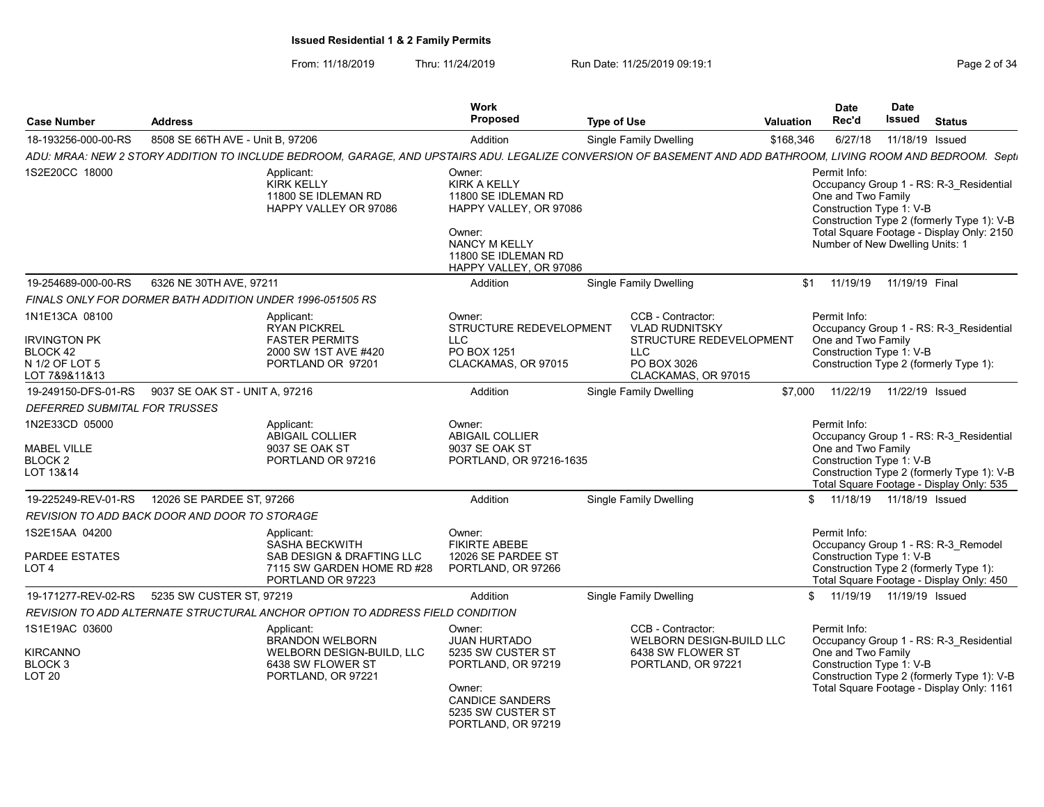**Issued Residential 1 & 2 Family Permits**

From: 11/18/2019 Thru: 11/24/2019 Run Date: 11/25/2019 09:19:1

| Case Number | Address | Work Proposed | Type of Use | Valuation | Date Rec'd | Date Issued | Status |
|---|---|---|---|---|---|---|---|
| 18-193256-000-00-RS | 8508 SE 66TH AVE - Unit B, 97206 | Addition | Single Family Dwelling | $168,346 | 6/27/18 | 11/18/19 | Issued |

ADU: MRAA: NEW 2 STORY ADDITION TO INCLUDE BEDROOM, GARAGE, AND UPSTAIRS ADU. LEGALIZE CONVERSION OF BASEMENT AND ADD BATHROOM, LIVING ROOM AND BEDROOM. Septi

1S2E20CC 18000

Applicant:
KIRK KELLY
11800 SE IDLEMAN RD
HAPPY VALLEY OR 97086

Owner:
KIRK A KELLY
11800 SE IDLEMAN RD
HAPPY VALLEY, OR 97086

Owner:
NANCY M KELLY
11800 SE IDLEMAN RD
HAPPY VALLEY, OR 97086

Permit Info:
Occupancy Group 1 - RS: R-3_Residential One and Two Family
Construction Type 1: V-B
Construction Type 2 (formerly Type 1): V-B
Total Square Footage - Display Only: 2150
Number of New Dwelling Units: 1

| Case Number | Address | Work Proposed | Type of Use | Valuation | Date Rec'd | Date Issued | Status |
|---|---|---|---|---|---|---|---|
| 19-254689-000-00-RS | 6326 NE 30TH AVE, 97211 | Addition | Single Family Dwelling | $1 | 11/19/19 | 11/19/19 | Final |

FINALS ONLY FOR DORMER BATH ADDITION UNDER 1996-051505 RS

1N1E13CA 08100
IRVINGTON PK
BLOCK 42
N 1/2 OF LOT 5
LOT 7&9&11&13

Applicant:
RYAN PICKREL
FASTER PERMITS
2000 SW 1ST AVE #420
PORTLAND OR 97201

Owner:
STRUCTURE REDEVELOPMENT LLC
PO BOX 1251
CLACKAMAS, OR 97015

CCB - Contractor:
VLAD RUDNITSKY
STRUCTURE REDEVELOPMENT LLC
PO BOX 3026
CLACKAMAS, OR 97015

Permit Info:
Occupancy Group 1 - RS: R-3_Residential One and Two Family
Construction Type 1: V-B
Construction Type 2 (formerly Type 1):

| Case Number | Address | Work Proposed | Type of Use | Valuation | Date Rec'd | Date Issued | Status |
|---|---|---|---|---|---|---|---|
| 19-249150-DFS-01-RS | 9037 SE OAK ST - UNIT A, 97216 | Addition | Single Family Dwelling | $7,000 | 11/22/19 | 11/22/19 | Issued |

DEFERRED SUBMITAL FOR TRUSSES

1N2E33CD 05000
MABEL VILLE
BLOCK 2
LOT 13&14

Applicant:
ABIGAIL COLLIER
9037 SE OAK ST
PORTLAND OR 97216

Owner:
ABIGAIL COLLIER
9037 SE OAK ST
PORTLAND, OR 97216-1635

Permit Info:
Occupancy Group 1 - RS: R-3_Residential One and Two Family
Construction Type 1: V-B
Construction Type 2 (formerly Type 1): V-B
Total Square Footage - Display Only: 535

| Case Number | Address | Work Proposed | Type of Use | Valuation | Date Rec'd | Date Issued | Status |
|---|---|---|---|---|---|---|---|
| 19-225249-REV-01-RS | 12026 SE PARDEE ST, 97266 | Addition | Single Family Dwelling | $ | 11/18/19 | 11/18/19 | Issued |

REVISION TO ADD BACK DOOR AND DOOR TO STORAGE

1S2E15AA 04200
PARDEE ESTATES
LOT 4

Applicant:
SASHA BECKWITH
SAB DESIGN & DRAFTING LLC
7115 SW GARDEN HOME RD #28
PORTLAND OR 97223

Owner:
FIKIRTE ABEBE
12026 SE PARDEE ST
PORTLAND, OR 97266

Permit Info:
Occupancy Group 1 - RS: R-3_Remodel
Construction Type 1: V-B
Construction Type 2 (formerly Type 1):
Total Square Footage - Display Only: 450

| Case Number | Address | Work Proposed | Type of Use | Valuation | Date Rec'd | Date Issued | Status |
|---|---|---|---|---|---|---|---|
| 19-171277-REV-02-RS | 5235 SW CUSTER ST, 97219 | Addition | Single Family Dwelling | $ | 11/19/19 | 11/19/19 | Issued |

REVISION TO ADD ALTERNATE STRUCTURAL ANCHOR OPTION TO ADDRESS FIELD CONDITION

1S1E19AC 03600
KIRCANNO
BLOCK 3
LOT 20

Applicant:
BRANDON WELBORN
WELBORN DESIGN-BUILD, LLC
6438 SW FLOWER ST
PORTLAND, OR 97221

Owner:
JUAN HURTADO
5235 SW CUSTER ST
PORTLAND, OR 97219

Owner:
CANDICE SANDERS
5235 SW CUSTER ST
PORTLAND, OR 97219

CCB - Contractor:
WELBORN DESIGN-BUILD LLC
6438 SW FLOWER ST
PORTLAND, OR 97221

Permit Info:
Occupancy Group 1 - RS: R-3_Residential One and Two Family
Construction Type 1: V-B
Construction Type 2 (formerly Type 1): V-B
Total Square Footage - Display Only: 1161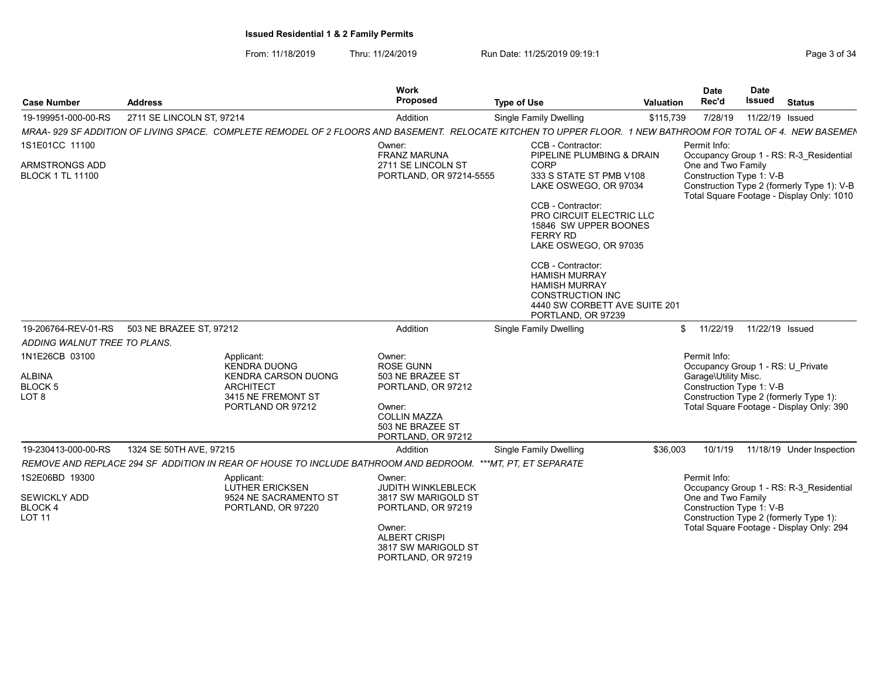**Issued Residential 1 & 2 Family Permits**

From: 11/18/2019 Thru: 11/24/2019 Run Date: 11/25/2019 09:19:1

| Case Number | Address | Work Proposed | Type of Use | Valuation | Date Rec'd | Date Issued | Status |
|---|---|---|---|---|---|---|---|
| 19-199951-000-00-RS | 2711 SE LINCOLN ST, 97214 | Addition | Single Family Dwelling | $115,739 | 7/28/19 | 11/22/19 | Issued |

*MRAA- 929 SF ADDITION OF LIVING SPACE. COMPLETE REMODEL OF 2 FLOORS AND BASEMENT. RELOCATE KITCHEN TO UPPER FLOOR. 1 NEW BATHROOM FOR TOTAL OF 4. NEW BASEMEN*

1S1E01CC 11100
ARMSTRONGS ADD
BLOCK 1 TL 11100

Owner:
FRANZ MARUNA
2711 SE LINCOLN ST
PORTLAND, OR 97214-5555

CCB - Contractor:
PIPELINE PLUMBING & DRAIN CORP
333 S STATE ST PMB V108
LAKE OSWEGO, OR 97034

CCB - Contractor:
PRO CIRCUIT ELECTRIC LLC
15846 SW UPPER BOONES FERRY RD
LAKE OSWEGO, OR 97035

CCB - Contractor:
HAMISH MURRAY
HAMISH MURRAY CONSTRUCTION INC
4440 SW CORBETT AVE SUITE 201
PORTLAND, OR 97239

Permit Info:
Occupancy Group 1 - RS: R-3_Residential One and Two Family
Construction Type 1: V-B
Construction Type 2 (formerly Type 1): V-B
Total Square Footage - Display Only: 1010

| Case Number | Address | Work Proposed | Type of Use | Valuation | Date Rec'd | Date Issued | Status |
|---|---|---|---|---|---|---|---|
| 19-206764-REV-01-RS | 503 NE BRAZEE ST, 97212 | Addition | Single Family Dwelling | $ | 11/22/19 | 11/22/19 | Issued |

*ADDING WALNUT TREE TO PLANS.*

1N1E26CB 03100
ALBINA
BLOCK 5
LOT 8

Applicant:
KENDRA DUONG
KENDRA CARSON DUONG ARCHITECT
3415 NE FREMONT ST
PORTLAND OR 97212

Owner:
ROSE GUNN
503 NE BRAZEE ST
PORTLAND, OR 97212

Owner:
COLLIN MAZZA
503 NE BRAZEE ST
PORTLAND, OR 97212

Permit Info:
Occupancy Group 1 - RS: U_Private Garage\Utility Misc.
Construction Type 1: V-B
Construction Type 2 (formerly Type 1):
Total Square Footage - Display Only: 390

| Case Number | Address | Work Proposed | Type of Use | Valuation | Date Rec'd | Date Issued | Status |
|---|---|---|---|---|---|---|---|
| 19-230413-000-00-RS | 1324 SE 50TH AVE, 97215 | Addition | Single Family Dwelling | $36,003 | 10/1/19 | 11/18/19 | Under Inspection |

*REMOVE AND REPLACE 294 SF ADDITION IN REAR OF HOUSE TO INCLUDE BATHROOM AND BEDROOM. ***MT, PT, ET SEPARATE*

1S2E06BD 19300
SEWICKLY ADD
BLOCK 4
LOT 11

Applicant:
LUTHER ERICKSEN
9524 NE SACRAMENTO ST
PORTLAND, OR 97220

Owner:
JUDITH WINKLEBLECK
3817 SW MARIGOLD ST
PORTLAND, OR 97219

Owner:
ALBERT CRISPI
3817 SW MARIGOLD ST
PORTLAND, OR 97219

Permit Info:
Occupancy Group 1 - RS: R-3_Residential One and Two Family
Construction Type 1: V-B
Construction Type 2 (formerly Type 1):
Total Square Footage - Display Only: 294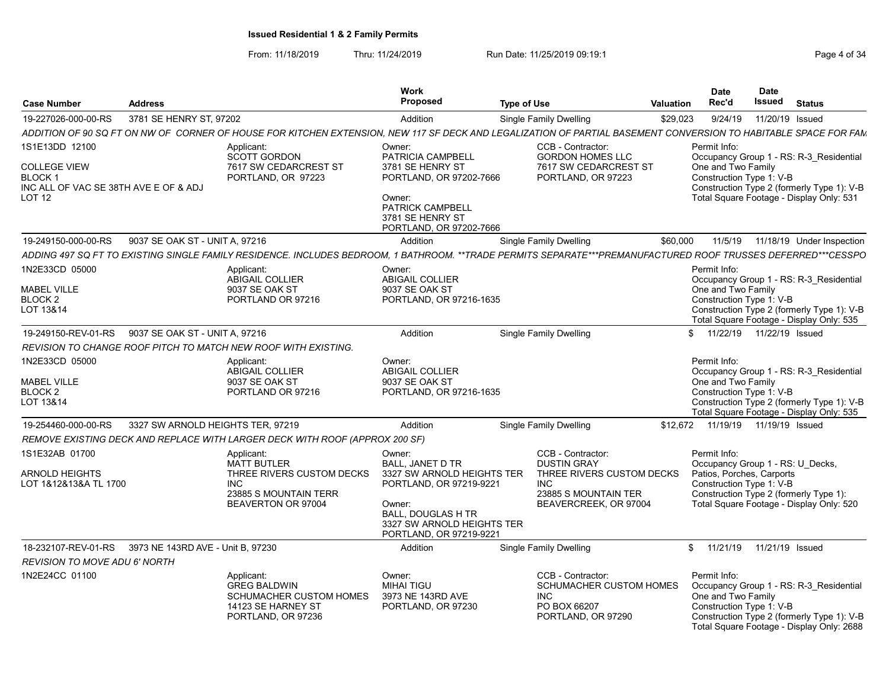**Issued Residential 1 & 2 Family Permits**

From: 11/18/2019 Thru: 11/24/2019 Run Date: 11/25/2019 09:19:1

| Case Number | Address | Work Proposed | Type of Use | Valuation | Date Rec'd | Date Issued | Status |
|---|---|---|---|---|---|---|---|
| 19-227026-000-00-RS | 3781 SE HENRY ST, 97202 | Addition | Single Family Dwelling | $29,023 | 9/24/19 | 11/20/19 | Issued |

*ADDITION OF 90 SQ FT ON NW OF CORNER OF HOUSE FOR KITCHEN EXTENSION, NEW 117 SF DECK AND LEGALIZATION OF PARTIAL BASEMENT CONVERSION TO HABITABLE SPACE FOR FAM*

1S1E13DD 12100
COLLEGE VIEW
BLOCK 1
INC ALL OF VAC SE 38TH AVE E OF & ADJ
LOT 12

Applicant:
SCOTT GORDON
7617 SW CEDARCREST ST
PORTLAND, OR 97223

Owner:
PATRICIA CAMPBELL
3781 SE HENRY ST
PORTLAND, OR 97202-7666

Owner:
PATRICK CAMPBELL
3781 SE HENRY ST
PORTLAND, OR 97202-7666

CCB - Contractor:
GORDON HOMES LLC
7617 SW CEDARCREST ST
PORTLAND, OR 97223

Permit Info:
Occupancy Group 1 - RS: R-3_Residential One and Two Family
Construction Type 1: V-B
Construction Type 2 (formerly Type 1): V-B
Total Square Footage - Display Only: 531

| Case Number | Address | Work Proposed | Type of Use | Valuation | Date Rec'd | Date Issued | Status |
|---|---|---|---|---|---|---|---|
| 19-249150-000-00-RS | 9037 SE OAK ST - UNIT A, 97216 | Addition | Single Family Dwelling | $60,000 | 11/5/19 | 11/18/19 | Under Inspection |

*ADDING 497 SQ FT TO EXISTING SINGLE FAMILY RESIDENCE. INCLUDES BEDROOM, 1 BATHROOM. **TRADE PERMITS SEPARATE***PREMANUFACTURED ROOF TRUSSES DEFERRED***CESSPO*

1N2E33CD 05000
MABEL VILLE
BLOCK 2
LOT 13&14

Applicant:
ABIGAIL COLLIER
9037 SE OAK ST
PORTLAND OR 97216

Owner:
ABIGAIL COLLIER
9037 SE OAK ST
PORTLAND, OR 97216-1635

Permit Info:
Occupancy Group 1 - RS: R-3_Residential One and Two Family
Construction Type 1: V-B
Construction Type 2 (formerly Type 1): V-B
Total Square Footage - Display Only: 535

| Case Number | Address | Work Proposed | Type of Use | Valuation | Date Rec'd | Date Issued | Status |
|---|---|---|---|---|---|---|---|
| 19-249150-REV-01-RS | 9037 SE OAK ST - UNIT A, 97216 | Addition | Single Family Dwelling | $ | 11/22/19 | 11/22/19 | Issued |

*REVISION TO CHANGE ROOF PITCH TO MATCH NEW ROOF WITH EXISTING.*

1N2E33CD 05000
MABEL VILLE
BLOCK 2
LOT 13&14

Applicant:
ABIGAIL COLLIER
9037 SE OAK ST
PORTLAND OR 97216

Owner:
ABIGAIL COLLIER
9037 SE OAK ST
PORTLAND, OR 97216-1635

Permit Info:
Occupancy Group 1 - RS: R-3_Residential One and Two Family
Construction Type 1: V-B
Construction Type 2 (formerly Type 1): V-B
Total Square Footage - Display Only: 535

| Case Number | Address | Work Proposed | Type of Use | Valuation | Date Rec'd | Date Issued | Status |
|---|---|---|---|---|---|---|---|
| 19-254460-000-00-RS | 3327 SW ARNOLD HEIGHTS TER, 97219 | Addition | Single Family Dwelling | $12,672 | 11/19/19 | 11/19/19 | Issued |

*REMOVE EXISTING DECK AND REPLACE WITH LARGER DECK WITH ROOF (APPROX 200 SF)*

1S1E32AB 01700
ARNOLD HEIGHTS
LOT 1&12&13&A TL 1700

Applicant:
MATT BUTLER
THREE RIVERS CUSTOM DECKS INC
23885 S MOUNTAIN TERR
BEAVERTON OR 97004

Owner:
BALL, JANET D TR
3327 SW ARNOLD HEIGHTS TER
PORTLAND, OR 97219-9221

Owner:
BALL, DOUGLAS H TR
3327 SW ARNOLD HEIGHTS TER
PORTLAND, OR 97219-9221

CCB - Contractor:
DUSTIN GRAY
THREE RIVERS CUSTOM DECKS INC
23885 S MOUNTAIN TER
BEAVERCREEK, OR 97004

Permit Info:
Occupancy Group 1 - RS: U_Decks, Patios, Porches, Carports
Construction Type 1: V-B
Construction Type 2 (formerly Type 1):
Total Square Footage - Display Only: 520

| Case Number | Address | Work Proposed | Type of Use | Valuation | Date Rec'd | Date Issued | Status |
|---|---|---|---|---|---|---|---|
| 18-232107-REV-01-RS | 3973 NE 143RD AVE - Unit B, 97230 | Addition | Single Family Dwelling | $ | 11/21/19 | 11/21/19 | Issued |

*REVISION TO MOVE ADU 6' NORTH*

1N2E24CC 01100

Applicant:
GREG BALDWIN
SCHUMACHER CUSTOM HOMES
14123 SE HARNEY ST
PORTLAND, OR 97236

Owner:
MIHAI TIGU
3973 NE 143RD AVE
PORTLAND, OR 97230

CCB - Contractor:
SCHUMACHER CUSTOM HOMES INC
PO BOX 66207
PORTLAND, OR 97290

Permit Info:
Occupancy Group 1 - RS: R-3_Residential One and Two Family
Construction Type 1: V-B
Construction Type 2 (formerly Type 1): V-B
Total Square Footage - Display Only: 2688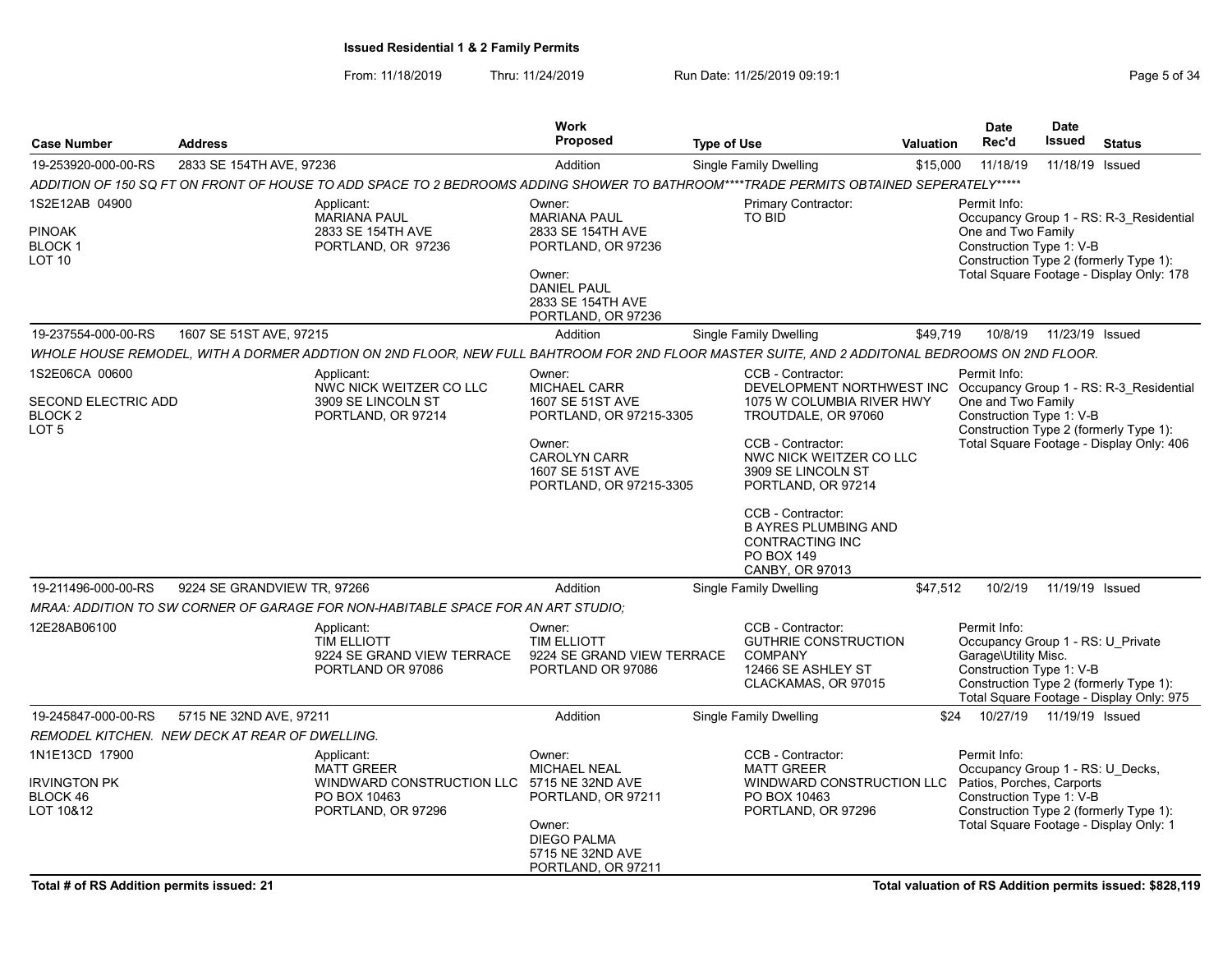**Issued Residential 1 & 2 Family Permits**

From: 11/18/2019 Thru: 11/24/2019 Run Date: 11/25/2019 09:19:1

| Case Number | Address | Work Proposed | Type of Use | Valuation | Date Rec'd | Date Issued | Status |
|---|---|---|---|---|---|---|---|
| 19-253920-000-00-RS | 2833 SE 154TH AVE, 97236 | Addition | Single Family Dwelling | $15,000 | 11/18/19 | 11/18/19 | Issued |

*ADDITION OF 150 SQ FT ON FRONT OF HOUSE TO ADD SPACE TO 2 BEDROOMS ADDING SHOWER TO BATHROOM****TRADE PERMITS OBTAINED SEPERATELY*****

1S2E12AB 04900
PINOAK
BLOCK 1
LOT 10

Applicant:
MARIANA PAUL
2833 SE 154TH AVE
PORTLAND, OR 97236

Owner:
MARIANA PAUL
2833 SE 154TH AVE
PORTLAND, OR 97236

Owner:
DANIEL PAUL
2833 SE 154TH AVE
PORTLAND, OR 97236

Primary Contractor:
TO BID

Permit Info:
Occupancy Group 1 - RS: R-3_Residential One and Two Family
Construction Type 1: V-B
Construction Type 2 (formerly Type 1):
Total Square Footage - Display Only: 178

| Case Number | Address | Work Proposed | Type of Use | Valuation | Date Rec'd | Date Issued | Status |
|---|---|---|---|---|---|---|---|
| 19-237554-000-00-RS | 1607 SE 51ST AVE, 97215 | Addition | Single Family Dwelling | $49,719 | 10/8/19 | 11/23/19 | Issued |

*WHOLE HOUSE REMODEL, WITH A DORMER ADDTION ON 2ND FLOOR, NEW FULL BAHTROOM FOR 2ND FLOOR MASTER SUITE, AND 2 ADDITONAL BEDROOMS ON 2ND FLOOR.*

1S2E06CA 00600
SECOND ELECTRIC ADD
BLOCK 2
LOT 5

Applicant:
NWC NICK WEITZER CO LLC
3909 SE LINCOLN ST
PORTLAND, OR 97214

Owner:
MICHAEL CARR
1607 SE 51ST AVE
PORTLAND, OR 97215-3305

Owner:
CAROLYN CARR
1607 SE 51ST AVE
PORTLAND, OR 97215-3305

CCB - Contractor:
DEVELOPMENT NORTHWEST INC
1075 W COLUMBIA RIVER HWY
TROUTDALE, OR 97060

CCB - Contractor:
NWC NICK WEITZER CO LLC
3909 SE LINCOLN ST
PORTLAND, OR 97214

CCB - Contractor:
B AYRES PLUMBING AND CONTRACTING INC
PO BOX 149
CANBY, OR 97013

Permit Info:
Occupancy Group 1 - RS: R-3_Residential One and Two Family
Construction Type 1: V-B
Construction Type 2 (formerly Type 1):
Total Square Footage - Display Only: 406

| Case Number | Address | Work Proposed | Type of Use | Valuation | Date Rec'd | Date Issued | Status |
|---|---|---|---|---|---|---|---|
| 19-211496-000-00-RS | 9224 SE GRANDVIEW TR, 97266 | Addition | Single Family Dwelling | $47,512 | 10/2/19 | 11/19/19 | Issued |

*MRAA: ADDITION TO SW CORNER OF GARAGE FOR NON-HABITABLE SPACE FOR AN ART STUDIO;*

12E28AB06100

Applicant:
TIM ELLIOTT
9224 SE GRAND VIEW TERRACE
PORTLAND OR 97086

Owner:
TIM ELLIOTT
9224 SE GRAND VIEW TERRACE
PORTLAND OR 97086

CCB - Contractor:
GUTHRIE CONSTRUCTION COMPANY
12466 SE ASHLEY ST
CLACKAMAS, OR 97015

Permit Info:
Occupancy Group 1 - RS: U_Private Garage\Utility Misc.
Construction Type 1: V-B
Construction Type 2 (formerly Type 1):
Total Square Footage - Display Only: 975

| Case Number | Address | Work Proposed | Type of Use | Valuation | Date Rec'd | Date Issued | Status |
|---|---|---|---|---|---|---|---|
| 19-245847-000-00-RS | 5715 NE 32ND AVE, 97211 | Addition | Single Family Dwelling | $24 | 10/27/19 | 11/19/19 | Issued |

*REMODEL KITCHEN. NEW DECK AT REAR OF DWELLING.*

1N1E13CD 17900
IRVINGTON PK
BLOCK 46
LOT 10&12

Applicant:
MATT GREER
WINDWARD CONSTRUCTION LLC
PO BOX 10463
PORTLAND, OR 97296

Owner:
MICHAEL NEAL
5715 NE 32ND AVE
PORTLAND, OR 97211

Owner:
DIEGO PALMA
5715 NE 32ND AVE
PORTLAND, OR 97211

CCB - Contractor:
MATT GREER
WINDWARD CONSTRUCTION LLC
PO BOX 10463
PORTLAND, OR 97296

Permit Info:
Occupancy Group 1 - RS: U_Decks, Patios, Porches, Carports
Construction Type 1: V-B
Construction Type 2 (formerly Type 1):
Total Square Footage - Display Only: 1

**Total # of RS Addition permits issued: 21**

**Total valuation of RS Addition permits issued: $828,119**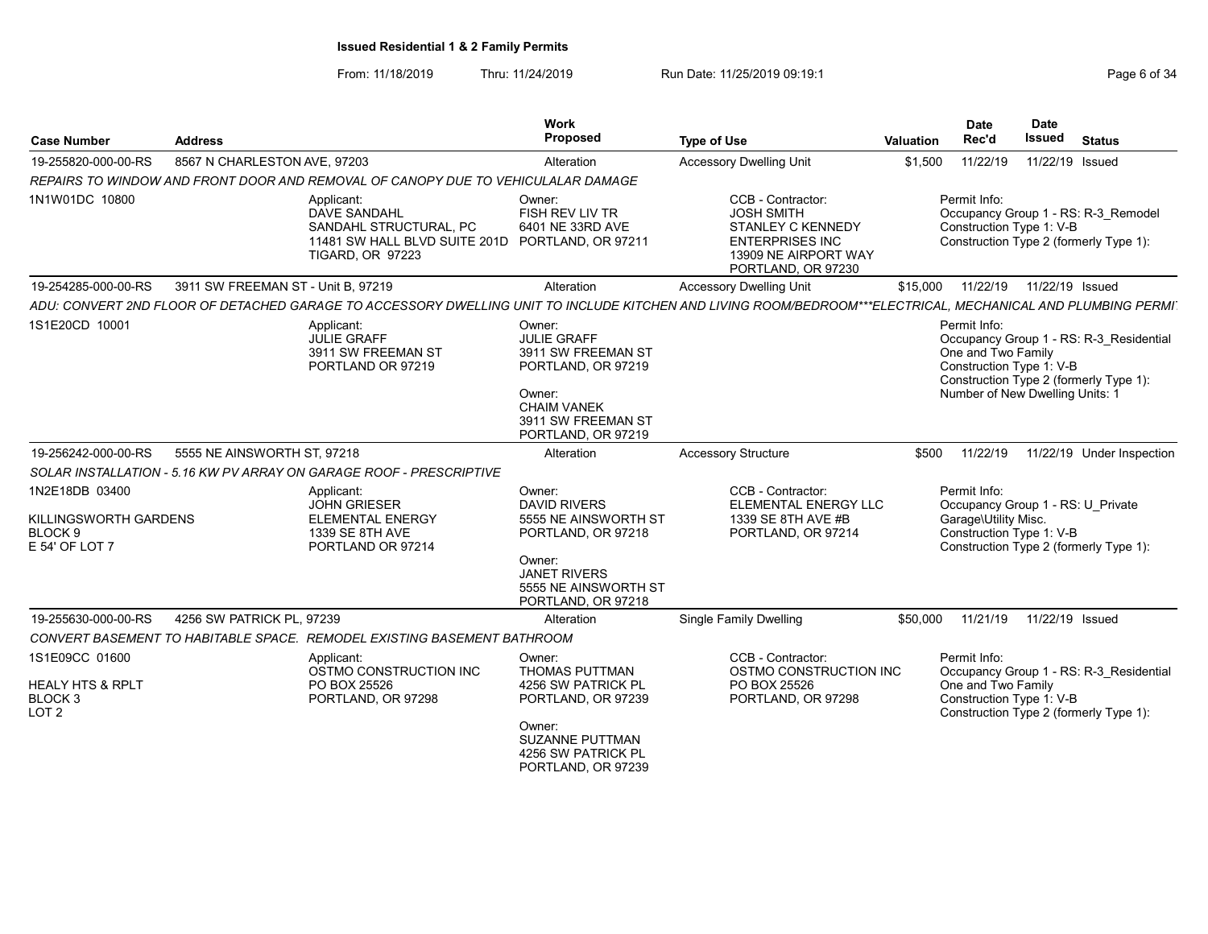# Issued Residential 1 & 2 Family Permits

From: 11/18/2019 Thru: 11/24/2019 Run Date: 11/25/2019 09:19:1

| Case Number | Address | Work Proposed | Type of Use | Valuation | Date Rec'd | Date Issued | Status |
|---|---|---|---|---|---|---|---|
| 19-255820-000-00-RS | 8567 N CHARLESTON AVE, 97203 | Alteration | Accessory Dwelling Unit | $1,500 | 11/22/19 | 11/22/19 | Issued |

*REPAIRS TO WINDOW AND FRONT DOOR AND REMOVAL OF CANOPY DUE TO VEHICULALAR DAMAGE*

1N1W01DC 10800

Applicant: DAVE SANDAHL, SANDAHL STRUCTURAL, PC, 11481 SW HALL BLVD SUITE 201D, TIGARD, OR 97223

Owner: FISH REV LIV TR, 6401 NE 33RD AVE, PORTLAND, OR 97211

CCB - Contractor: JOSH SMITH, STANLEY C KENNEDY ENTERPRISES INC, 13909 NE AIRPORT WAY, PORTLAND, OR 97230

Permit Info: Occupancy Group 1 - RS: R-3_Remodel; Construction Type 1: V-B; Construction Type 2 (formerly Type 1):

| Case Number | Address | Work Proposed | Type of Use | Valuation | Date Rec'd | Date Issued | Status |
|---|---|---|---|---|---|---|---|
| 19-254285-000-00-RS | 3911 SW FREEMAN ST - Unit B, 97219 | Alteration | Accessory Dwelling Unit | $15,000 | 11/22/19 | 11/22/19 | Issued |

*ADU: CONVERT 2ND FLOOR OF DETACHED GARAGE TO ACCESSORY DWELLING UNIT TO INCLUDE KITCHEN AND LIVING ROOM/BEDROOM\*\*\*ELECTRICAL, MECHANICAL AND PLUMBING PERMI*

1S1E20CD 10001

Applicant: JULIE GRAFF, 3911 SW FREEMAN ST, PORTLAND OR 97219

Owner: JULIE GRAFF, 3911 SW FREEMAN ST, PORTLAND, OR 97219

Owner: CHAIM VANEK, 3911 SW FREEMAN ST, PORTLAND, OR 97219

Permit Info: Occupancy Group 1 - RS: R-3_Residential One and Two Family; Construction Type 1: V-B; Construction Type 2 (formerly Type 1):; Number of New Dwelling Units: 1

| Case Number | Address | Work Proposed | Type of Use | Valuation | Date Rec'd | Date Issued | Status |
|---|---|---|---|---|---|---|---|
| 19-256242-000-00-RS | 5555 NE AINSWORTH ST, 97218 | Alteration | Accessory Structure | $500 | 11/22/19 | 11/22/19 | Under Inspection |

*SOLAR INSTALLATION - 5.16 KW PV ARRAY ON GARAGE ROOF - PRESCRIPTIVE*

1N2E18DB 03400
KILLINGSWORTH GARDENS
BLOCK 9
E 54' OF LOT 7

Applicant: JOHN GRIESER, ELEMENTAL ENERGY, 1339 SE 8TH AVE, PORTLAND OR 97214

Owner: DAVID RIVERS, 5555 NE AINSWORTH ST, PORTLAND, OR 97218

Owner: JANET RIVERS, 5555 NE AINSWORTH ST, PORTLAND, OR 97218

CCB - Contractor: ELEMENTAL ENERGY LLC, 1339 SE 8TH AVE #B, PORTLAND, OR 97214

Permit Info: Occupancy Group 1 - RS: U_Private Garage\Utility Misc.; Construction Type 1: V-B; Construction Type 2 (formerly Type 1):

| Case Number | Address | Work Proposed | Type of Use | Valuation | Date Rec'd | Date Issued | Status |
|---|---|---|---|---|---|---|---|
| 19-255630-000-00-RS | 4256 SW PATRICK PL, 97239 | Alteration | Single Family Dwelling | $50,000 | 11/21/19 | 11/22/19 | Issued |

*CONVERT BASEMENT TO HABITABLE SPACE. REMODEL EXISTING BASEMENT BATHROOM*

1S1E09CC 01600
HEALY HTS & RPLT
BLOCK 3
LOT 2

Applicant: OSTMO CONSTRUCTION INC, PO BOX 25526, PORTLAND, OR 97298

Owner: THOMAS PUTTMAN, 4256 SW PATRICK PL, PORTLAND, OR 97239

Owner: SUZANNE PUTTMAN, 4256 SW PATRICK PL, PORTLAND, OR 97239

CCB - Contractor: OSTMO CONSTRUCTION INC, PO BOX 25526, PORTLAND, OR 97298

Permit Info: Occupancy Group 1 - RS: R-3_Residential One and Two Family; Construction Type 1: V-B; Construction Type 2 (formerly Type 1):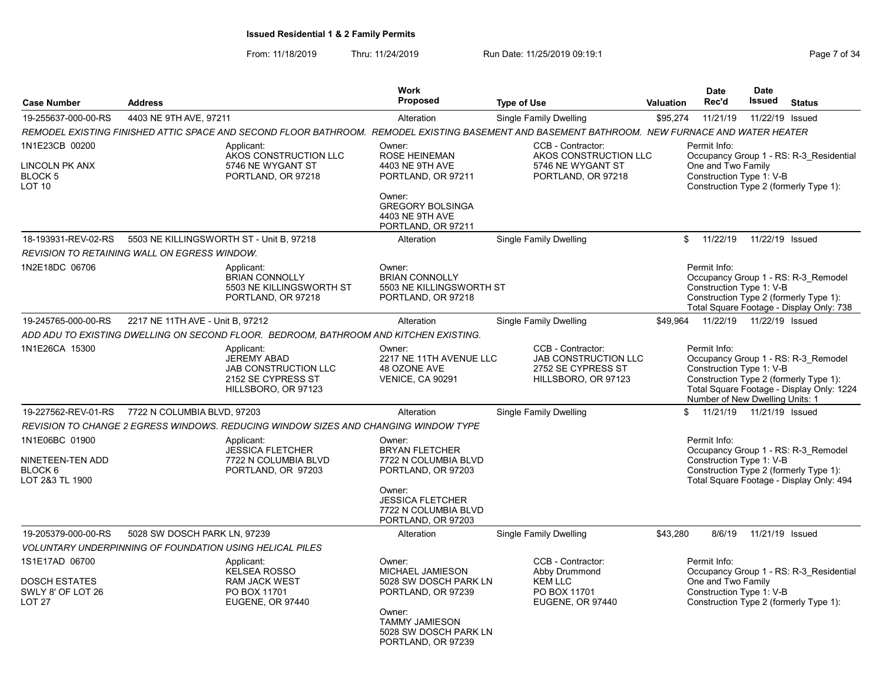**Issued Residential 1 & 2 Family Permits**

From: 11/18/2019 Thru: 11/24/2019 Run Date: 11/25/2019 09:19:1

| Case Number | Address | Work Proposed | Type of Use | Valuation | Date Rec'd | Date Issued | Status |
|---|---|---|---|---|---|---|---|
| 19-255637-000-00-RS | 4403 NE 9TH AVE, 97211 | Alteration | Single Family Dwelling | $95,274 | 11/21/19 | 11/22/19 | Issued |

*REMODEL EXISTING FINISHED ATTIC SPACE AND SECOND FLOOR BATHROOM. REMODEL EXISTING BASEMENT AND BASEMENT BATHROOM. NEW FURNACE AND WATER HEATER*

1N1E23CB 00200
LINCOLN PK ANX
BLOCK 5
LOT 10

Applicant: AKOS CONSTRUCTION LLC, 5746 NE WYGANT ST, PORTLAND, OR 97218

Owner: ROSE HEINEMAN, 4403 NE 9TH AVE, PORTLAND, OR 97211

Owner: GREGORY BOLSINGA, 4403 NE 9TH AVE, PORTLAND, OR 97211

CCB - Contractor: AKOS CONSTRUCTION LLC, 5746 NE WYGANT ST, PORTLAND, OR 97218

Permit Info:
Occupancy Group 1 - RS: R-3_Residential One and Two Family
Construction Type 1: V-B
Construction Type 2 (formerly Type 1):

| Case Number | Address | Work Proposed | Type of Use | Valuation | Date Rec'd | Date Issued | Status |
|---|---|---|---|---|---|---|---|
| 18-193931-REV-02-RS | 5503 NE KILLINGSWORTH ST - Unit B, 97218 | Alteration | Single Family Dwelling | $ | 11/22/19 | 11/22/19 | Issued |

*REVISION TO RETAINING WALL ON EGRESS WINDOW.*

1N2E18DC 06706

Applicant: BRIAN CONNOLLY, 5503 NE KILLINGSWORTH ST, PORTLAND, OR 97218

Owner: BRIAN CONNOLLY, 5503 NE KILLINGSWORTH ST, PORTLAND, OR 97218

Permit Info:
Occupancy Group 1 - RS: R-3_Remodel
Construction Type 1: V-B
Construction Type 2 (formerly Type 1):
Total Square Footage - Display Only: 738

| Case Number | Address | Work Proposed | Type of Use | Valuation | Date Rec'd | Date Issued | Status |
|---|---|---|---|---|---|---|---|
| 19-245765-000-00-RS | 2217 NE 11TH AVE - Unit B, 97212 | Alteration | Single Family Dwelling | $49,964 | 11/22/19 | 11/22/19 | Issued |

*ADD ADU TO EXISTING DWELLING ON SECOND FLOOR. BEDROOM, BATHROOM AND KITCHEN EXISTING.*

1N1E26CA 15300

Applicant: JEREMY ABAD, JAB CONSTRUCTION LLC, 2152 SE CYPRESS ST, HILLSBORO, OR 97123

Owner: 2217 NE 11TH AVENUE LLC, 48 OZONE AVE, VENICE, CA 90291

CCB - Contractor: JAB CONSTRUCTION LLC, 2752 SE CYPRESS ST, HILLSBORO, OR 97123

Permit Info:
Occupancy Group 1 - RS: R-3_Remodel
Construction Type 1: V-B
Construction Type 2 (formerly Type 1):
Total Square Footage - Display Only: 1224
Number of New Dwelling Units: 1

| Case Number | Address | Work Proposed | Type of Use | Valuation | Date Rec'd | Date Issued | Status |
|---|---|---|---|---|---|---|---|
| 19-227562-REV-01-RS | 7722 N COLUMBIA BLVD, 97203 | Alteration | Single Family Dwelling | $ | 11/21/19 | 11/21/19 | Issued |

*REVISION TO CHANGE 2 EGRESS WINDOWS. REDUCING WINDOW SIZES AND CHANGING WINDOW TYPE*

1N1E06BC 01900
NINETEEN-TEN ADD
BLOCK 6
LOT 2&3 TL 1900

Applicant: JESSICA FLETCHER, 7722 N COLUMBIA BLVD, PORTLAND, OR 97203

Owner: BRYAN FLETCHER, 7722 N COLUMBIA BLVD, PORTLAND, OR 97203

Owner: JESSICA FLETCHER, 7722 N COLUMBIA BLVD, PORTLAND, OR 97203

Permit Info:
Occupancy Group 1 - RS: R-3_Remodel
Construction Type 1: V-B
Construction Type 2 (formerly Type 1):
Total Square Footage - Display Only: 494

| Case Number | Address | Work Proposed | Type of Use | Valuation | Date Rec'd | Date Issued | Status |
|---|---|---|---|---|---|---|---|
| 19-205379-000-00-RS | 5028 SW DOSCH PARK LN, 97239 | Alteration | Single Family Dwelling | $43,280 | 8/6/19 | 11/21/19 | Issued |

*VOLUNTARY UNDERPINNING OF FOUNDATION USING HELICAL PILES*

1S1E17AD 06700
DOSCH ESTATES
SWLY 8' OF LOT 26
LOT 27

Applicant: KELSEA ROSSO, RAM JACK WEST, PO BOX 11701, EUGENE, OR 97440

Owner: MICHAEL JAMIESON, 5028 SW DOSCH PARK LN, PORTLAND, OR 97239

Owner: TAMMY JAMIESON, 5028 SW DOSCH PARK LN, PORTLAND, OR 97239

CCB - Contractor: Abby Drummond, KEM LLC, PO BOX 11701, EUGENE, OR 97440

Permit Info:
Occupancy Group 1 - RS: R-3_Residential One and Two Family
Construction Type 1: V-B
Construction Type 2 (formerly Type 1):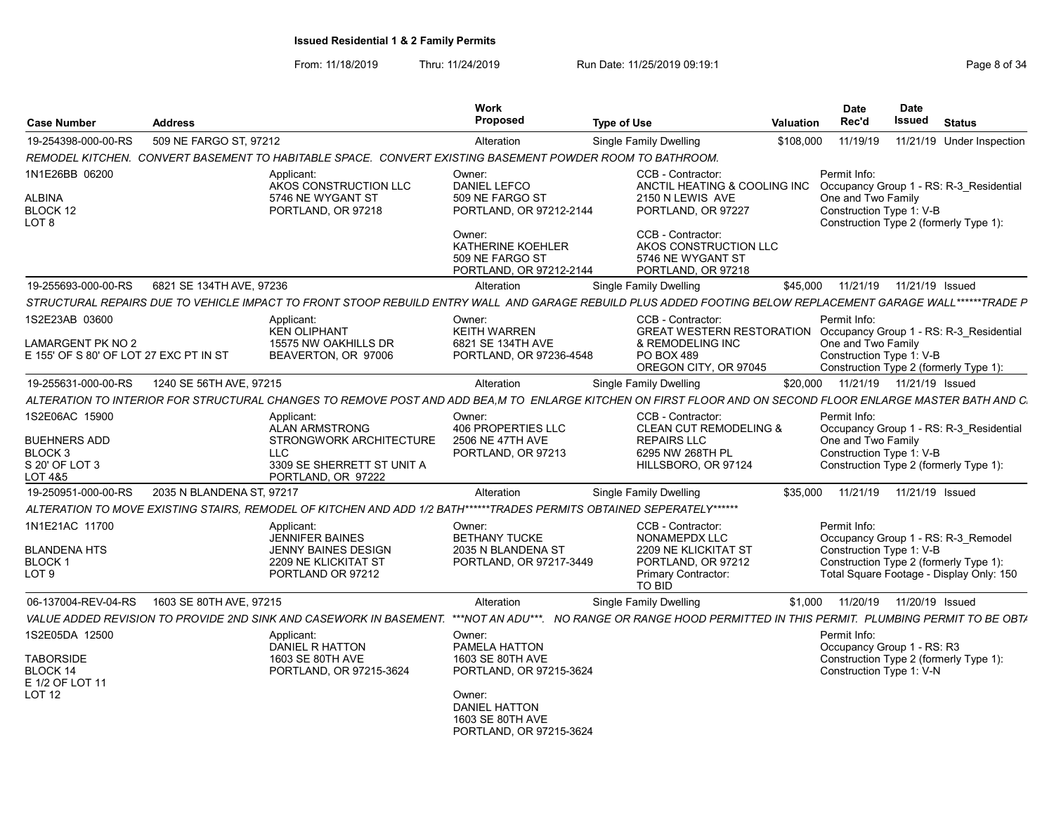**Issued Residential 1 & 2 Family Permits**

From: 11/18/2019 Thru: 11/24/2019 Run Date: 11/25/2019 09:19:1

| Case Number | Address | Work Proposed | Type of Use | Valuation | Date Rec'd | Date Issued | Status |
|---|---|---|---|---|---|---|---|
| 19-254398-000-00-RS | 509 NE FARGO ST, 97212 | Alteration | Single Family Dwelling | $108,000 | 11/19/19 | 11/21/19 | Under Inspection |

*REMODEL KITCHEN. CONVERT BASEMENT TO HABITABLE SPACE. CONVERT EXISTING BASEMENT POWDER ROOM TO BATHROOM.*

1N1E26BB 06200
ALBINA
BLOCK 12
LOT 8

Applicant: AKOS CONSTRUCTION LLC, 5746 NE WYGANT ST, PORTLAND, OR 97218

Owner: DANIEL LEFCO, 509 NE FARGO ST, PORTLAND, OR 97212-2144
Owner: KATHERINE KOEHLER, 509 NE FARGO ST, PORTLAND, OR 97212-2144

CCB - Contractor: ANCTIL HEATING & COOLING INC, 2150 N LEWIS AVE, PORTLAND, OR 97227
CCB - Contractor: AKOS CONSTRUCTION LLC, 5746 NE WYGANT ST, PORTLAND, OR 97218

Permit Info: Occupancy Group 1 - RS: R-3_Residential One and Two Family; Construction Type 1: V-B; Construction Type 2 (formerly Type 1):

| Case Number | Address | Work Proposed | Type of Use | Valuation | Date Rec'd | Date Issued | Status |
|---|---|---|---|---|---|---|---|
| 19-255693-000-00-RS | 6821 SE 134TH AVE, 97236 | Alteration | Single Family Dwelling | $45,000 | 11/21/19 | 11/21/19 | Issued |

*STRUCTURAL REPAIRS DUE TO VEHICLE IMPACT TO FRONT STOOP REBUILD ENTRY WALL AND GARAGE REBUILD PLUS ADDED FOOTING BELOW REPLACEMENT GARAGE WALL******TRADE P*

1S2E23AB 03600
LAMARGENT PK NO 2
E 155' OF S 80' OF LOT 27 EXC PT IN ST

Applicant: KEN OLIPHANT, 15575 NW OAKHILLS DR, BEAVERTON, OR 97006

Owner: KEITH WARREN, 6821 SE 134TH AVE, PORTLAND, OR 97236-4548

CCB - Contractor: GREAT WESTERN RESTORATION & REMODELING INC, PO BOX 489, OREGON CITY, OR 97045

Permit Info: Occupancy Group 1 - RS: R-3_Residential One and Two Family; Construction Type 1: V-B; Construction Type 2 (formerly Type 1):

| Case Number | Address | Work Proposed | Type of Use | Valuation | Date Rec'd | Date Issued | Status |
|---|---|---|---|---|---|---|---|
| 19-255631-000-00-RS | 1240 SE 56TH AVE, 97215 | Alteration | Single Family Dwelling | $20,000 | 11/21/19 | 11/21/19 | Issued |

*ALTERATION TO INTERIOR FOR STRUCTURAL CHANGES TO REMOVE POST AND ADD BEA,M TO ENLARGE KITCHEN ON FIRST FLOOR AND ON SECOND FLOOR ENLARGE MASTER BATH AND C*

1S2E06AC 15900
BUEHNERS ADD
BLOCK 3
S 20' OF LOT 3
LOT 4&5

Applicant: ALAN ARMSTRONG, STRONGWORK ARCHITECTURE LLC, 3309 SE SHERRETT ST UNIT A, PORTLAND, OR 97222

Owner: 406 PROPERTIES LLC, 2506 NE 47TH AVE, PORTLAND, OR 97213

CCB - Contractor: CLEAN CUT REMODELING & REPAIRS LLC, 6295 NW 268TH PL, HILLSBORO, OR 97124

Permit Info: Occupancy Group 1 - RS: R-3_Residential One and Two Family; Construction Type 1: V-B; Construction Type 2 (formerly Type 1):

| Case Number | Address | Work Proposed | Type of Use | Valuation | Date Rec'd | Date Issued | Status |
|---|---|---|---|---|---|---|---|
| 19-250951-000-00-RS | 2035 N BLANDENA ST, 97217 | Alteration | Single Family Dwelling | $35,000 | 11/21/19 | 11/21/19 | Issued |

*ALTERATION TO MOVE EXISTING STAIRS, REMODEL OF KITCHEN AND ADD 1/2 BATH******TRADES PERMITS OBTAINED SEPERATELY******

1N1E21AC 11700
BLANDENA HTS
BLOCK 1
LOT 9

Applicant: JENNIFER BAINES, JENNY BAINES DESIGN, 2209 NE KLICKITAT ST, PORTLAND OR 97212

Owner: BETHANY TUCKE, 2035 N BLANDENA ST, PORTLAND, OR 97217-3449

CCB - Contractor: NONAMEPDX LLC, 2209 NE KLICKITAT ST, PORTLAND, OR 97212
Primary Contractor: TO BID

Permit Info: Occupancy Group 1 - RS: R-3_Remodel; Construction Type 1: V-B; Construction Type 2 (formerly Type 1):; Total Square Footage - Display Only: 150

| Case Number | Address | Work Proposed | Type of Use | Valuation | Date Rec'd | Date Issued | Status |
|---|---|---|---|---|---|---|---|
| 06-137004-REV-04-RS | 1603 SE 80TH AVE, 97215 | Alteration | Single Family Dwelling | $1,000 | 11/20/19 | 11/20/19 | Issued |

*VALUE ADDED REVISION TO PROVIDE 2ND SINK AND CASEWORK IN BASEMENT. ***NOT AN ADU***. NO RANGE OR RANGE HOOD PERMITTED IN THIS PERMIT. PLUMBING PERMIT TO BE OBTA*

1S2E05DA 12500
TABORSIDE
BLOCK 14
E 1/2 OF LOT 11
LOT 12

Applicant: DANIEL R HATTON, 1603 SE 80TH AVE, PORTLAND, OR 97215-3624

Owner: PAMELA HATTON, 1603 SE 80TH AVE, PORTLAND, OR 97215-3624
Owner: DANIEL HATTON, 1603 SE 80TH AVE, PORTLAND, OR 97215-3624

Permit Info: Occupancy Group 1 - RS: R3; Construction Type 2 (formerly Type 1):; Construction Type 1: V-N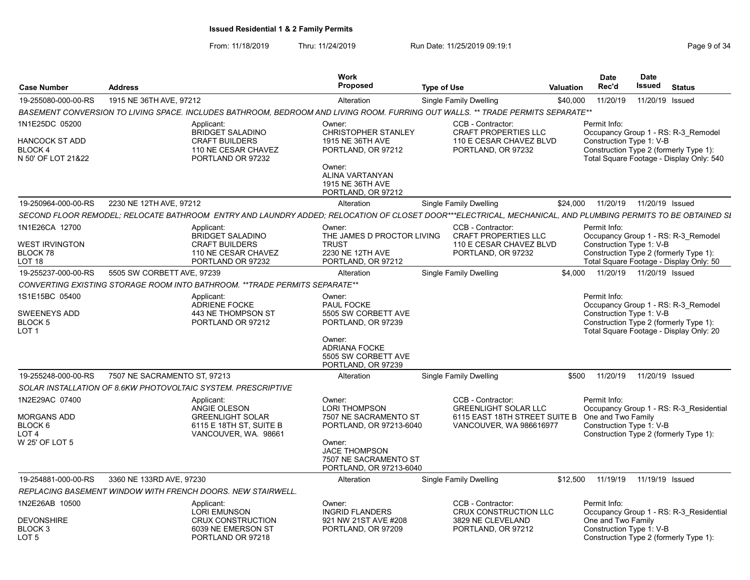**Issued Residential 1 & 2 Family Permits**

From: 11/18/2019 Thru: 11/24/2019 Run Date: 11/25/2019 09:19:1

| Case Number | Address | Work Proposed | Type of Use | Valuation | Date Rec'd | Date Issued | Status |
|---|---|---|---|---|---|---|---|
| 19-255080-000-00-RS | 1915 NE 36TH AVE, 97212 | Alteration | Single Family Dwelling | $40,000 | 11/20/19 | 11/20/19 | Issued |

*BASEMENT CONVERSION TO LIVING SPACE. INCLUDES BATHROOM, BEDROOM AND LIVING ROOM. FURRING OUT WALLS. ** TRADE PERMITS SEPARATE***

1N1E25DC 05200
HANCOCK ST ADD
BLOCK 4
N 50' OF LOT 21&22

Applicant: BRIDGET SALADINO, CRAFT BUILDERS, 110 NE CESAR CHAVEZ, PORTLAND OR 97232

Owner: CHRISTOPHER STANLEY, 1915 NE 36TH AVE, PORTLAND, OR 97212

Owner: ALINA VARTANYAN, 1915 NE 36TH AVE, PORTLAND, OR 97212

CCB - Contractor: CRAFT PROPERTIES LLC, 110 E CESAR CHAVEZ BLVD, PORTLAND, OR 97232

Permit Info:
Occupancy Group 1 - RS: R-3_Remodel
Construction Type 1: V-B
Construction Type 2 (formerly Type 1):
Total Square Footage - Display Only: 540

| Case Number | Address | Work Proposed | Type of Use | Valuation | Date Rec'd | Date Issued | Status |
|---|---|---|---|---|---|---|---|
| 19-250964-000-00-RS | 2230 NE 12TH AVE, 97212 | Alteration | Single Family Dwelling | $24,000 | 11/20/19 | 11/20/19 | Issued |

*SECOND FLOOR REMODEL; RELOCATE BATHROOM ENTRY AND LAUNDRY ADDED; RELOCATION OF CLOSET DOOR***ELECTRICAL, MECHANICAL, AND PLUMBING PERMITS TO BE OBTAINED SE*

1N1E26CA 12700
WEST IRVINGTON
BLOCK 78
LOT 18

Applicant: BRIDGET SALADINO, CRAFT BUILDERS, 110 NE CESAR CHAVEZ, PORTLAND OR 97232

Owner: THE JAMES D PROCTOR LIVING TRUST, 2230 NE 12TH AVE, PORTLAND, OR 97212

CCB - Contractor: CRAFT PROPERTIES LLC, 110 E CESAR CHAVEZ BLVD, PORTLAND, OR 97232

Permit Info:
Occupancy Group 1 - RS: R-3_Remodel
Construction Type 1: V-B
Construction Type 2 (formerly Type 1):
Total Square Footage - Display Only: 50

| Case Number | Address | Work Proposed | Type of Use | Valuation | Date Rec'd | Date Issued | Status |
|---|---|---|---|---|---|---|---|
| 19-255237-000-00-RS | 5505 SW CORBETT AVE, 97239 | Alteration | Single Family Dwelling | $4,000 | 11/20/19 | 11/20/19 | Issued |

*CONVERTING EXISTING STORAGE ROOM INTO BATHROOM. **TRADE PERMITS SEPARATE***

1S1E15BC 05400
SWEENEYS ADD
BLOCK 5
LOT 1

Applicant: ADRIENE FOCKE, 443 NE THOMPSON ST, PORTLAND OR 97212

Owner: PAUL FOCKE, 5505 SW CORBETT AVE, PORTLAND, OR 97239

Owner: ADRIANA FOCKE, 5505 SW CORBETT AVE, PORTLAND, OR 97239

Permit Info:
Occupancy Group 1 - RS: R-3_Remodel
Construction Type 1: V-B
Construction Type 2 (formerly Type 1):
Total Square Footage - Display Only: 20

| Case Number | Address | Work Proposed | Type of Use | Valuation | Date Rec'd | Date Issued | Status |
|---|---|---|---|---|---|---|---|
| 19-255248-000-00-RS | 7507 NE SACRAMENTO ST, 97213 | Alteration | Single Family Dwelling | $500 | 11/20/19 | 11/20/19 | Issued |

*SOLAR INSTALLATION OF 8.6KW PHOTOVOLTAIC SYSTEM. PRESCRIPTIVE*

1N2E29AC 07400
MORGANS ADD
BLOCK 6
LOT 4
W 25' OF LOT 5

Applicant: ANGIE OLESON, GREENLIGHT SOLAR, 6115 E 18TH ST, SUITE B, VANCOUVER, WA. 98661

Owner: LORI THOMPSON, 7507 NE SACRAMENTO ST, PORTLAND, OR 97213-6040

Owner: JACE THOMPSON, 7507 NE SACRAMENTO ST, PORTLAND, OR 97213-6040

CCB - Contractor: GREENLIGHT SOLAR LLC, 6115 EAST 18TH STREET SUITE B, VANCOUVER, WA 986616977

Permit Info:
Occupancy Group 1 - RS: R-3_Residential One and Two Family
Construction Type 1: V-B
Construction Type 2 (formerly Type 1):

| Case Number | Address | Work Proposed | Type of Use | Valuation | Date Rec'd | Date Issued | Status |
|---|---|---|---|---|---|---|---|
| 19-254881-000-00-RS | 3360 NE 133RD AVE, 97230 | Alteration | Single Family Dwelling | $12,500 | 11/19/19 | 11/19/19 | Issued |

*REPLACING BASEMENT WINDOW WITH FRENCH DOORS. NEW STAIRWELL.*

1N2E26AB 10500
DEVONSHIRE
BLOCK 3
LOT 5

Applicant: LORI EMUNSON, CRUX CONSTRUCTION, 6039 NE EMERSON ST, PORTLAND OR 97218

Owner: INGRID FLANDERS, 921 NW 21ST AVE #208, PORTLAND, OR 97209

CCB - Contractor: CRUX CONSTRUCTION LLC, 3829 NE CLEVELAND, PORTLAND, OR 97212

Permit Info:
Occupancy Group 1 - RS: R-3_Residential One and Two Family
Construction Type 1: V-B
Construction Type 2 (formerly Type 1):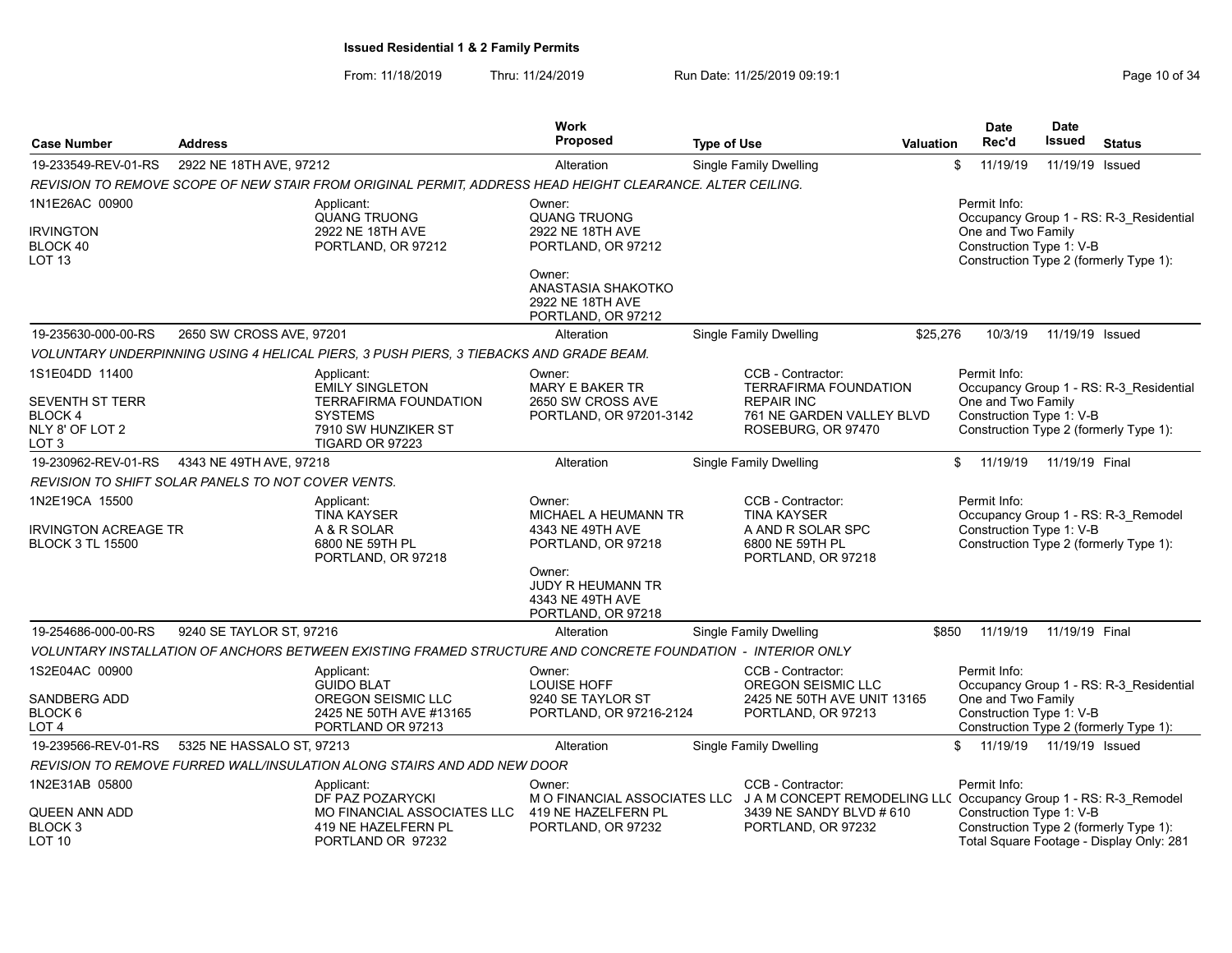# Issued Residential 1 & 2 Family Permits

From: 11/18/2019 Thru: 11/24/2019 Run Date: 11/25/2019 09:19:1

| Case Number | Address | Work Proposed | Type of Use | Valuation | Date Rec'd | Date Issued | Status |
|---|---|---|---|---|---|---|---|
| 19-233549-REV-01-RS | 2922 NE 18TH AVE, 97212 | Alteration | Single Family Dwelling | $ | 11/19/19 | 11/19/19 | Issued |

REVISION TO REMOVE SCOPE OF NEW STAIR FROM ORIGINAL PERMIT, ADDRESS HEAD HEIGHT CLEARANCE. ALTER CEILING.

1N1E26AC 00900
IRVINGTON
BLOCK 40
LOT 13

Applicant:
QUANG TRUONG
2922 NE 18TH AVE
PORTLAND, OR 97212

Owner:
QUANG TRUONG
2922 NE 18TH AVE
PORTLAND, OR 97212

Owner:
ANASTASIA SHAKOTKO
2922 NE 18TH AVE
PORTLAND, OR 97212

Permit Info:
Occupancy Group 1 - RS: R-3_Residential One and Two Family
Construction Type 1: V-B
Construction Type 2 (formerly Type 1):

---

| Case Number | Address | Work Proposed | Type of Use | Valuation | Date Rec'd | Date Issued | Status |
|---|---|---|---|---|---|---|---|
| 19-235630-000-00-RS | 2650 SW CROSS AVE, 97201 | Alteration | Single Family Dwelling | $25,276 | 10/3/19 | 11/19/19 | Issued |

VOLUNTARY UNDERPINNING USING 4 HELICAL PIERS, 3 PUSH PIERS, 3 TIEBACKS AND GRADE BEAM.

1S1E04DD 11400
SEVENTH ST TERR
BLOCK 4
NLY 8' OF LOT 2
LOT 3

Applicant:
EMILY SINGLETON
TERRAFIRMA FOUNDATION SYSTEMS
7910 SW HUNZIKER ST
TIGARD OR 97223

Owner:
MARY E BAKER TR
2650 SW CROSS AVE
PORTLAND, OR 97201-3142

CCB - Contractor:
TERRAFIRMA FOUNDATION REPAIR INC
761 NE GARDEN VALLEY BLVD
ROSEBURG, OR 97470

Permit Info:
Occupancy Group 1 - RS: R-3_Residential One and Two Family
Construction Type 1: V-B
Construction Type 2 (formerly Type 1):

---

| Case Number | Address | Work Proposed | Type of Use | Valuation | Date Rec'd | Date Issued | Status |
|---|---|---|---|---|---|---|---|
| 19-230962-REV-01-RS | 4343 NE 49TH AVE, 97218 | Alteration | Single Family Dwelling | $ | 11/19/19 | 11/19/19 | Final |

REVISION TO SHIFT SOLAR PANELS TO NOT COVER VENTS.

1N2E19CA 15500
IRVINGTON ACREAGE TR
BLOCK 3 TL 15500

Applicant:
TINA KAYSER
A & R SOLAR
6800 NE 59TH PL
PORTLAND, OR 97218

Owner:
MICHAEL A HEUMANN TR
4343 NE 49TH AVE
PORTLAND, OR 97218

Owner:
JUDY R HEUMANN TR
4343 NE 49TH AVE
PORTLAND, OR 97218

CCB - Contractor:
TINA KAYSER
A AND R SOLAR SPC
6800 NE 59TH PL
PORTLAND, OR 97218

Permit Info:
Occupancy Group 1 - RS: R-3_Remodel
Construction Type 1: V-B
Construction Type 2 (formerly Type 1):

---

| Case Number | Address | Work Proposed | Type of Use | Valuation | Date Rec'd | Date Issued | Status |
|---|---|---|---|---|---|---|---|
| 19-254686-000-00-RS | 9240 SE TAYLOR ST, 97216 | Alteration | Single Family Dwelling | $850 | 11/19/19 | 11/19/19 | Final |

VOLUNTARY INSTALLATION OF ANCHORS BETWEEN EXISTING FRAMED STRUCTURE AND CONCRETE FOUNDATION - INTERIOR ONLY

1S2E04AC 00900
SANDBERG ADD
BLOCK 6
LOT 4

Applicant:
GUIDO BLAT
OREGON SEISMIC LLC
2425 NE 50TH AVE #13165
PORTLAND OR 97213

Owner:
LOUISE HOFF
9240 SE TAYLOR ST
PORTLAND, OR 97216-2124

CCB - Contractor:
OREGON SEISMIC LLC
2425 NE 50TH AVE UNIT 13165
PORTLAND, OR 97213

Permit Info:
Occupancy Group 1 - RS: R-3_Residential One and Two Family
Construction Type 1: V-B
Construction Type 2 (formerly Type 1):

---

| Case Number | Address | Work Proposed | Type of Use | Valuation | Date Rec'd | Date Issued | Status |
|---|---|---|---|---|---|---|---|
| 19-239566-REV-01-RS | 5325 NE HASSALO ST, 97213 | Alteration | Single Family Dwelling | $ | 11/19/19 | 11/19/19 | Issued |

REVISION TO REMOVE FURRED WALL/INSULATION ALONG STAIRS AND ADD NEW DOOR

1N2E31AB 05800
QUEEN ANN ADD
BLOCK 3
LOT 10

Applicant:
DF PAZ POZARYCKI
MO FINANCIAL ASSOCIATES LLC
419 NE HAZELFERN PL
PORTLAND OR 97232

Owner:
M O FINANCIAL ASSOCIATES LLC
419 NE HAZELFERN PL
PORTLAND, OR 97232

CCB - Contractor:
J A M CONCEPT REMODELING LLC
3439 NE SANDY BLVD # 610
PORTLAND, OR 97232

Permit Info:
Occupancy Group 1 - RS: R-3_Remodel
Construction Type 1: V-B
Construction Type 2 (formerly Type 1):
Total Square Footage - Display Only: 281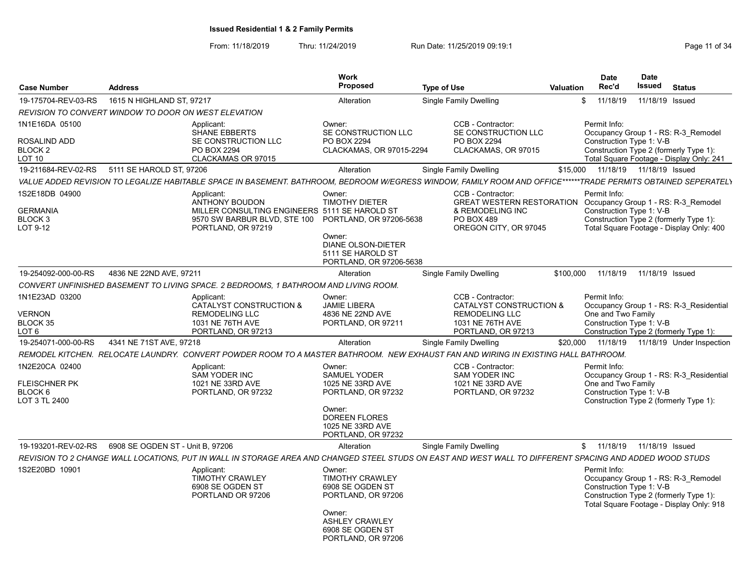# Issued Residential 1 & 2 Family Permits

From: 11/18/2019 Thru: 11/24/2019 Run Date: 11/25/2019 09:19:1

| Case Number | Address | Work Proposed | Type of Use | Valuation | Date Rec'd | Date Issued | Status |
|---|---|---|---|---|---|---|---|
| 19-175704-REV-03-RS | 1615 N HIGHLAND ST, 97217 | Alteration | Single Family Dwelling | $ | 11/18/19 | 11/18/19 | Issued |
| 19-211684-REV-02-RS | 5111 SE HAROLD ST, 97206 | Alteration | Single Family Dwelling | $15,000 | 11/18/19 | 11/18/19 | Issued |
| 19-254092-000-00-RS | 4836 NE 22ND AVE, 97211 | Alteration | Single Family Dwelling | $100,000 | 11/18/19 | 11/18/19 | Issued |
| 19-254071-000-00-RS | 4341 NE 71ST AVE, 97218 | Alteration | Single Family Dwelling | $20,000 | 11/18/19 | 11/18/19 | Under Inspection |
| 19-193201-REV-02-RS | 6908 SE OGDEN ST - Unit B, 97206 | Alteration | Single Family Dwelling | $ | 11/18/19 | 11/18/19 | Issued |

## 19-175704-REV-03-RS — 1615 N HIGHLAND ST, 97217

*REVISION TO CONVERT WINDOW TO DOOR ON WEST ELEVATION*

1N1E16DA 05100
ROSALIND ADD
BLOCK 2
LOT 10

Applicant:
SHANE EBBERTS
SE CONSTRUCTION LLC
PO BOX 2294
CLACKAMAS OR 97015

Owner:
SE CONSTRUCTION LLC
PO BOX 2294
CLACKAMAS, OR 97015-2294

CCB - Contractor:
SE CONSTRUCTION LLC
PO BOX 2294
CLACKAMAS, OR 97015

Permit Info:
Occupancy Group 1 - RS: R-3_Remodel
Construction Type 1: V-B
Construction Type 2 (formerly Type 1):
Total Square Footage - Display Only: 241

## 19-211684-REV-02-RS — 5111 SE HAROLD ST, 97206

*VALUE ADDED REVISION TO LEGALIZE HABITABLE SPACE IN BASEMENT. BATHROOM, BEDROOM W/EGRESS WINDOW, FAMILY ROOM AND OFFICE******TRADE PERMITS OBTAINED SEPERATELY*

1S2E18DB 04900
GERMANIA
BLOCK 3
LOT 9-12

Applicant:
ANTHONY BOUDON
MILLER CONSULTING ENGINEERS
9570 SW BARBUR BLVD, STE 100
PORTLAND, OR 97219

Owner:
TIMOTHY DIETER
5111 SE HAROLD ST
PORTLAND, OR 97206-5638

Owner:
DIANE OLSON-DIETER
5111 SE HAROLD ST
PORTLAND, OR 97206-5638

CCB - Contractor:
GREAT WESTERN RESTORATION & REMODELING INC
PO BOX 489
OREGON CITY, OR 97045

Permit Info:
Occupancy Group 1 - RS: R-3_Remodel
Construction Type 1: V-B
Construction Type 2 (formerly Type 1):
Total Square Footage - Display Only: 400

## 19-254092-000-00-RS — 4836 NE 22ND AVE, 97211

*CONVERT UNFINISHED BASEMENT TO LIVING SPACE. 2 BEDROOMS, 1 BATHROOM AND LIVING ROOM.*

1N1E23AD 03200
VERNON
BLOCK 35
LOT 6

Applicant:
CATALYST CONSTRUCTION & REMODELING LLC
1031 NE 76TH AVE
PORTLAND, OR 97213

Owner:
JAMIE LIBERA
4836 NE 22ND AVE
PORTLAND, OR 97211

CCB - Contractor:
CATALYST CONSTRUCTION & REMODELING LLC
1031 NE 76TH AVE
PORTLAND, OR 97213

Permit Info:
Occupancy Group 1 - RS: R-3_Residential One and Two Family
Construction Type 1: V-B
Construction Type 2 (formerly Type 1):

## 19-254071-000-00-RS — 4341 NE 71ST AVE, 97218

*REMODEL KITCHEN. RELOCATE LAUNDRY. CONVERT POWDER ROOM TO A MASTER BATHROOM. NEW EXHAUST FAN AND WIRING IN EXISTING HALL BATHROOM.*

1N2E20CA 02400
FLEISCHNER PK
BLOCK 6
LOT 3 TL 2400

Applicant:
SAM YODER INC
1021 NE 33RD AVE
PORTLAND, OR 97232

Owner:
SAMUEL YODER
1025 NE 33RD AVE
PORTLAND, OR 97232

Owner:
DOREEN FLORES
1025 NE 33RD AVE
PORTLAND, OR 97232

CCB - Contractor:
SAM YODER INC
1021 NE 33RD AVE
PORTLAND, OR 97232

Permit Info:
Occupancy Group 1 - RS: R-3_Residential One and Two Family
Construction Type 1: V-B
Construction Type 2 (formerly Type 1):

## 19-193201-REV-02-RS — 6908 SE OGDEN ST - Unit B, 97206

*REVISION TO 2 CHANGE WALL LOCATIONS, PUT IN WALL IN STORAGE AREA AND CHANGED STEEL STUDS ON EAST AND WEST WALL TO DIFFERENT SPACING AND ADDED WOOD STUDS*

1S2E20BD 10901

Applicant:
TIMOTHY CRAWLEY
6908 SE OGDEN ST
PORTLAND OR 97206

Owner:
TIMOTHY CRAWLEY
6908 SE OGDEN ST
PORTLAND, OR 97206

Owner:
ASHLEY CRAWLEY
6908 SE OGDEN ST
PORTLAND, OR 97206

Permit Info:
Occupancy Group 1 - RS: R-3_Remodel
Construction Type 1: V-B
Construction Type 2 (formerly Type 1):
Total Square Footage - Display Only: 918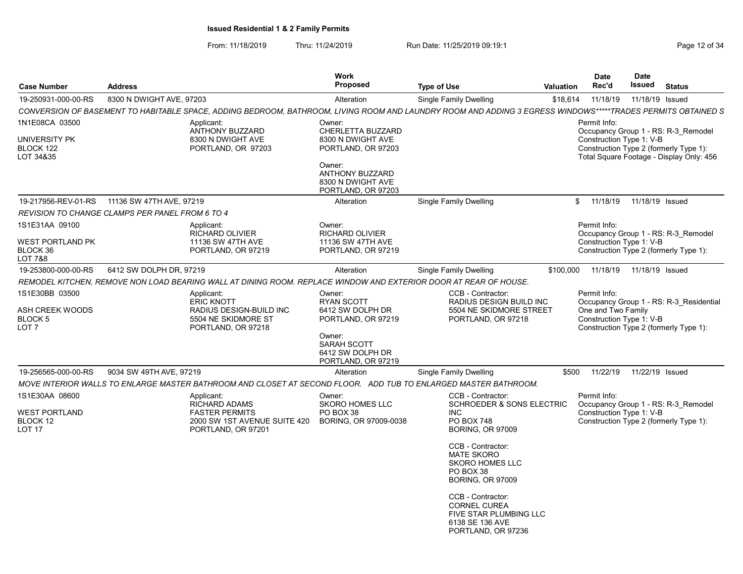**Issued Residential 1 & 2 Family Permits**

From: 11/18/2019 Thru: 11/24/2019 Run Date: 11/25/2019 09:19:1

| Case Number | Address | Work Proposed | Type of Use | Valuation | Date Rec'd | Date Issued | Status |
|---|---|---|---|---|---|---|---|
| 19-250931-000-00-RS | 8300 N DWIGHT AVE, 97203 | Alteration | Single Family Dwelling | $18,614 | 11/18/19 | 11/18/19 | Issued |

*CONVERSION OF BASEMENT TO HABITABLE SPACE, ADDING BEDROOM, BATHROOM, LIVING ROOM AND LAUNDRY ROOM AND ADDING 3 EGRESS WINDOWS*****TRADES PERMITS OBTAINED S*

1N1E08CA 03500
UNIVERSITY PK
BLOCK 122
LOT 34&35

Applicant:
ANTHONY BUZZARD
8300 N DWIGHT AVE
PORTLAND, OR 97203

Owner:
CHERLETTA BUZZARD
8300 N DWIGHT AVE
PORTLAND, OR 97203

Owner:
ANTHONY BUZZARD
8300 N DWIGHT AVE
PORTLAND, OR 97203

Permit Info:
Occupancy Group 1 - RS: R-3_Remodel
Construction Type 1: V-B
Construction Type 2 (formerly Type 1):
Total Square Footage - Display Only: 456

| Case Number | Address | Work Proposed | Type of Use | Valuation | Date Rec'd | Date Issued | Status |
|---|---|---|---|---|---|---|---|
| 19-217956-REV-01-RS | 11136 SW 47TH AVE, 97219 | Alteration | Single Family Dwelling | $ | 11/18/19 | 11/18/19 | Issued |

*REVISION TO CHANGE CLAMPS PER PANEL FROM 6 TO 4*

1S1E31AA 09100
WEST PORTLAND PK
BLOCK 36
LOT 7&8

Applicant:
RICHARD OLIVIER
11136 SW 47TH AVE
PORTLAND, OR 97219

Owner:
RICHARD OLIVIER
11136 SW 47TH AVE
PORTLAND, OR 97219

Permit Info:
Occupancy Group 1 - RS: R-3_Remodel
Construction Type 1: V-B
Construction Type 2 (formerly Type 1):

| Case Number | Address | Work Proposed | Type of Use | Valuation | Date Rec'd | Date Issued | Status |
|---|---|---|---|---|---|---|---|
| 19-253800-000-00-RS | 6412 SW DOLPH DR, 97219 | Alteration | Single Family Dwelling | $100,000 | 11/18/19 | 11/18/19 | Issued |

*REMODEL KITCHEN, REMOVE NON LOAD BEARING WALL AT DINING ROOM. REPLACE WINDOW AND EXTERIOR DOOR AT REAR OF HOUSE.*

1S1E30BB 03500
ASH CREEK WOODS
BLOCK 5
LOT 7

Applicant:
ERIC KNOTT
RADIUS DESIGN-BUILD INC
5504 NE SKIDMORE ST
PORTLAND, OR 97218

Owner:
RYAN SCOTT
6412 SW DOLPH DR
PORTLAND, OR 97219

Owner:
SARAH SCOTT
6412 SW DOLPH DR
PORTLAND, OR 97219

CCB - Contractor:
RADIUS DESIGN BUILD INC
5504 NE SKIDMORE STREET
PORTLAND, OR 97218

Permit Info:
Occupancy Group 1 - RS: R-3_Residential One and Two Family
Construction Type 1: V-B
Construction Type 2 (formerly Type 1):

| Case Number | Address | Work Proposed | Type of Use | Valuation | Date Rec'd | Date Issued | Status |
|---|---|---|---|---|---|---|---|
| 19-256565-000-00-RS | 9034 SW 49TH AVE, 97219 | Alteration | Single Family Dwelling | $500 | 11/22/19 | 11/22/19 | Issued |

*MOVE INTERIOR WALLS TO ENLARGE MASTER BATHROOM AND CLOSET AT SECOND FLOOR. ADD TUB TO ENLARGED MASTER BATHROOM.*

1S1E30AA 08600
WEST PORTLAND
BLOCK 12
LOT 17

Applicant:
RICHARD ADAMS
FASTER PERMITS
2000 SW 1ST AVENUE SUITE 420
PORTLAND, OR 97201

Owner:
SKORO HOMES LLC
PO BOX 38
BORING, OR 97009-0038

CCB - Contractor:
SCHROEDER & SONS ELECTRIC INC
PO BOX 748
BORING, OR 97009

CCB - Contractor:
MATE SKORO
SKORO HOMES LLC
PO BOX 38
BORING, OR 97009

CCB - Contractor:
CORNEL CUREA
FIVE STAR PLUMBING LLC
6138 SE 136 AVE
PORTLAND, OR 97236

Permit Info:
Occupancy Group 1 - RS: R-3_Remodel
Construction Type 1: V-B
Construction Type 2 (formerly Type 1):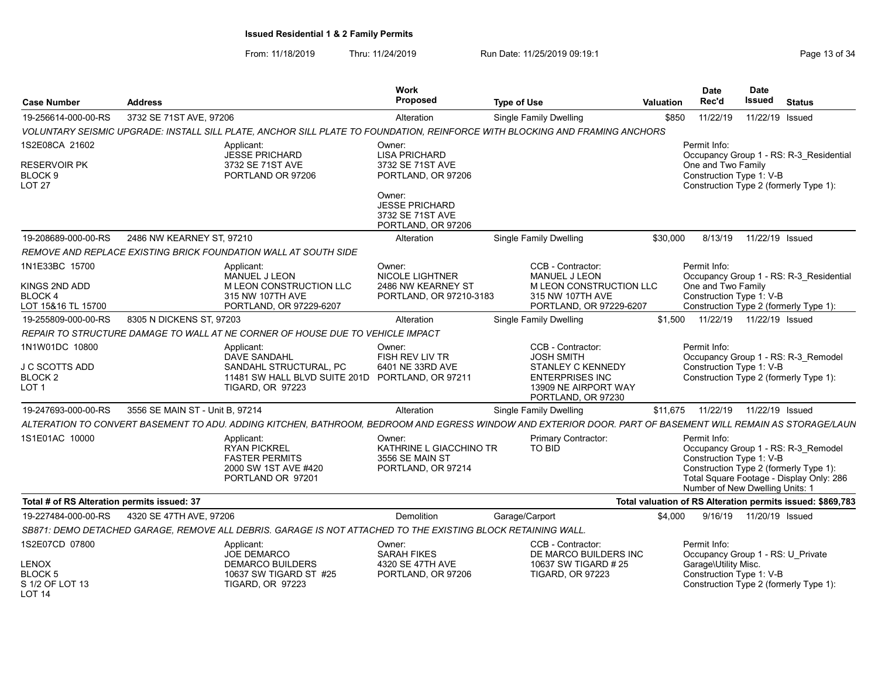**Issued Residential 1 & 2 Family Permits**

From: 11/18/2019 Thru: 11/24/2019 Run Date: 11/25/2019 09:19:1

| Case Number | Address | Work Proposed | Type of Use | Valuation | Date Rec'd | Date Issued | Status |
|---|---|---|---|---|---|---|---|
| 19-256614-000-00-RS | 3732 SE 71ST AVE, 97206 | Alteration | Single Family Dwelling | $850 | 11/22/19 | 11/22/19 | Issued |

*VOLUNTARY SEISMIC UPGRADE: INSTALL SILL PLATE, ANCHOR SILL PLATE TO FOUNDATION, REINFORCE WITH BLOCKING AND FRAMING ANCHORS*

1S2E08CA 21602
RESERVOIR PK
BLOCK 9
LOT 27

Applicant:
JESSE PRICHARD
3732 SE 71ST AVE
PORTLAND OR 97206

Owner:
LISA PRICHARD
3732 SE 71ST AVE
PORTLAND, OR 97206

Owner:
JESSE PRICHARD
3732 SE 71ST AVE
PORTLAND, OR 97206

Permit Info:
Occupancy Group 1 - RS: R-3_Residential One and Two Family
Construction Type 1: V-B
Construction Type 2 (formerly Type 1):

---

| Case Number | Address | Work Proposed | Type of Use | Valuation | Date Rec'd | Date Issued | Status |
|---|---|---|---|---|---|---|---|
| 19-208689-000-00-RS | 2486 NW KEARNEY ST, 97210 | Alteration | Single Family Dwelling | $30,000 | 8/13/19 | 11/22/19 | Issued |

*REMOVE AND REPLACE EXISTING BRICK FOUNDATION WALL AT SOUTH SIDE*

1N1E33BC 15700
KINGS 2ND ADD
BLOCK 4
LOT 15&16 TL 15700

Applicant:
MANUEL J LEON
M LEON CONSTRUCTION LLC
315 NW 107TH AVE
PORTLAND, OR 97229-6207

Owner:
NICOLE LIGHTNER
2486 NW KEARNEY ST
PORTLAND, OR 97210-3183

CCB - Contractor:
MANUEL J LEON
M LEON CONSTRUCTION LLC
315 NW 107TH AVE
PORTLAND, OR 97229-6207

Permit Info:
Occupancy Group 1 - RS: R-3_Residential One and Two Family
Construction Type 1: V-B
Construction Type 2 (formerly Type 1):

---

| Case Number | Address | Work Proposed | Type of Use | Valuation | Date Rec'd | Date Issued | Status |
|---|---|---|---|---|---|---|---|
| 19-255809-000-00-RS | 8305 N DICKENS ST, 97203 | Alteration | Single Family Dwelling | $1,500 | 11/22/19 | 11/22/19 | Issued |

*REPAIR TO STRUCTURE DAMAGE TO WALL AT NE CORNER OF HOUSE DUE TO VEHICLE IMPACT*

1N1W01DC 10800
J C SCOTTS ADD
BLOCK 2
LOT 1

Applicant:
DAVE SANDAHL
SANDAHL STRUCTURAL, PC
11481 SW HALL BLVD SUITE 201D
TIGARD, OR 97223

Owner:
FISH REV LIV TR
6401 NE 33RD AVE
PORTLAND, OR 97211

CCB - Contractor:
JOSH SMITH
STANLEY C KENNEDY ENTERPRISES INC
13909 NE AIRPORT WAY
PORTLAND, OR 97230

Permit Info:
Occupancy Group 1 - RS: R-3_Remodel
Construction Type 1: V-B
Construction Type 2 (formerly Type 1):

---

| Case Number | Address | Work Proposed | Type of Use | Valuation | Date Rec'd | Date Issued | Status |
|---|---|---|---|---|---|---|---|
| 19-247693-000-00-RS | 3556 SE MAIN ST - Unit B, 97214 | Alteration | Single Family Dwelling | $11,675 | 11/22/19 | 11/22/19 | Issued |

*ALTERATION TO CONVERT BASEMENT TO ADU. ADDING KITCHEN, BATHROOM, BEDROOM AND EGRESS WINDOW AND EXTERIOR DOOR. PART OF BASEMENT WILL REMAIN AS STORAGE/LAUN*

1S1E01AC 10000

Applicant:
RYAN PICKREL
FASTER PERMITS
2000 SW 1ST AVE #420
PORTLAND OR 97201

Owner:
KATHRINE L GIACCHINO TR
3556 SE MAIN ST
PORTLAND, OR 97214

Primary Contractor:
TO BID

Permit Info:
Occupancy Group 1 - RS: R-3_Remodel
Construction Type 1: V-B
Construction Type 2 (formerly Type 1):
Total Square Footage - Display Only: 286
Number of New Dwelling Units: 1

**Total # of RS Alteration permits issued: 37**

**Total valuation of RS Alteration permits issued: $869,783**

---

| Case Number | Address | Work Proposed | Type of Use | Valuation | Date Rec'd | Date Issued | Status |
|---|---|---|---|---|---|---|---|
| 19-227484-000-00-RS | 4320 SE 47TH AVE, 97206 | Demolition | Garage/Carport | $4,000 | 9/16/19 | 11/20/19 | Issued |

*SB871: DEMO DETACHED GARAGE, REMOVE ALL DEBRIS. GARAGE IS NOT ATTACHED TO THE EXISTING BLOCK RETAINING WALL.*

1S2E07CD 07800
LENOX
BLOCK 5
S 1/2 OF LOT 13
LOT 14

Applicant:
JOE DEMARCO
DEMARCO BUILDERS
10637 SW TIGARD ST #25
TIGARD, OR 97223

Owner:
SARAH FIKES
4320 SE 47TH AVE
PORTLAND, OR 97206

CCB - Contractor:
DE MARCO BUILDERS INC
10637 SW TIGARD # 25
TIGARD, OR 97223

Permit Info:
Occupancy Group 1 - RS: U_Private Garage\Utility Misc.
Construction Type 1: V-B
Construction Type 2 (formerly Type 1):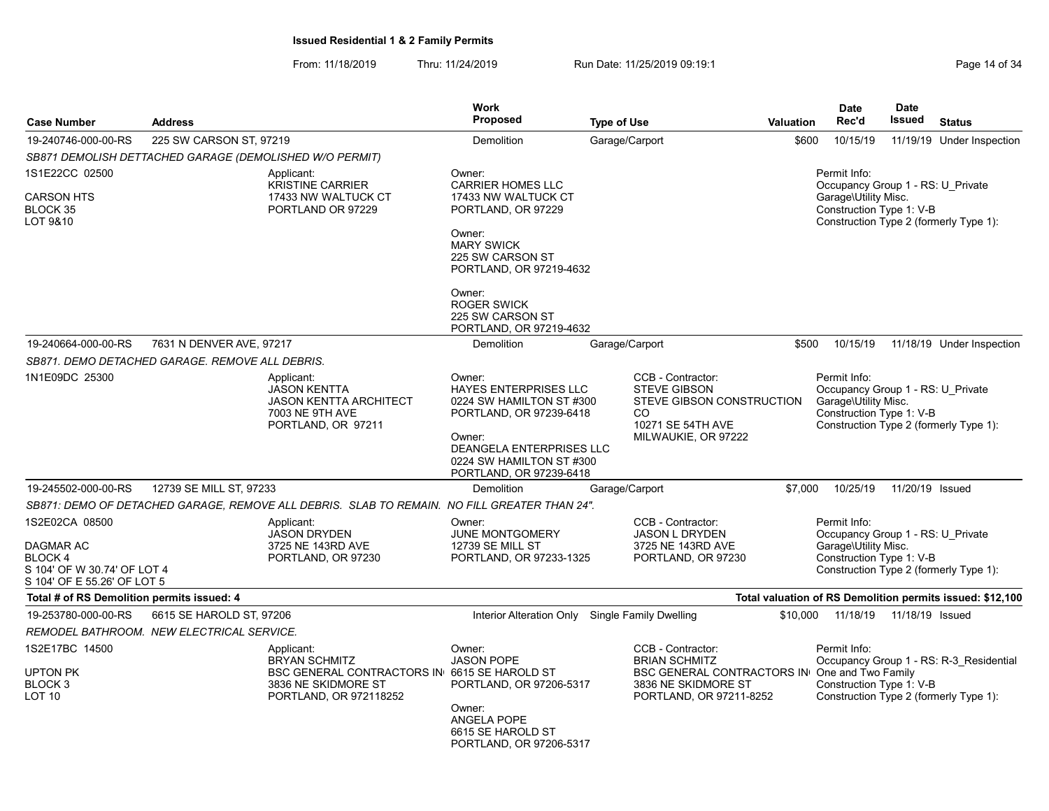**Issued Residential 1 & 2 Family Permits**

From: 11/18/2019 Thru: 11/24/2019 Run Date: 11/25/2019 09:19:1

| Case Number | Address | Work Proposed | Type of Use | Valuation | Date Rec'd | Date Issued | Status |
|---|---|---|---|---|---|---|---|
| 19-240746-000-00-RS | 225 SW CARSON ST, 97219 | Demolition | Garage/Carport | $600 | 10/15/19 | 11/19/19 | Under Inspection |

*SB871 DEMOLISH DETTACHED GARAGE (DEMOLISHED W/O PERMIT)*

1S1E22CC 02500
CARSON HTS
BLOCK 35
LOT 9&10

Applicant:
KRISTINE CARRIER
17433 NW WALTUCK CT
PORTLAND OR 97229

Owner:
CARRIER HOMES LLC
17433 NW WALTUCK CT
PORTLAND, OR 97229

Owner:
MARY SWICK
225 SW CARSON ST
PORTLAND, OR 97219-4632

Owner:
ROGER SWICK
225 SW CARSON ST
PORTLAND, OR 97219-4632

Permit Info:
Occupancy Group 1 - RS: U_Private Garage\Utility Misc.
Construction Type 1: V-B
Construction Type 2 (formerly Type 1):

| Case Number | Address | Work Proposed | Type of Use | Valuation | Date Rec'd | Date Issued | Status |
|---|---|---|---|---|---|---|---|
| 19-240664-000-00-RS | 7631 N DENVER AVE, 97217 | Demolition | Garage/Carport | $500 | 10/15/19 | 11/18/19 | Under Inspection |

*SB871. DEMO DETACHED GARAGE. REMOVE ALL DEBRIS.*

1N1E09DC 25300

Applicant:
JASON KENTTA
JASON KENTTA ARCHITECT
7003 NE 9TH AVE
PORTLAND, OR 97211

Owner:
HAYES ENTERPRISES LLC
0224 SW HAMILTON ST #300
PORTLAND, OR 97239-6418

Owner:
DEANGELA ENTERPRISES LLC
0224 SW HAMILTON ST #300
PORTLAND, OR 97239-6418

CCB - Contractor:
STEVE GIBSON
STEVE GIBSON CONSTRUCTION CO
10271 SE 54TH AVE
MILWAUKIE, OR 97222

Permit Info:
Occupancy Group 1 - RS: U_Private Garage\Utility Misc.
Construction Type 1: V-B
Construction Type 2 (formerly Type 1):

| Case Number | Address | Work Proposed | Type of Use | Valuation | Date Rec'd | Date Issued | Status |
|---|---|---|---|---|---|---|---|
| 19-245502-000-00-RS | 12739 SE MILL ST, 97233 | Demolition | Garage/Carport | $7,000 | 10/25/19 | 11/20/19 | Issued |

*SB871: DEMO OF DETACHED GARAGE, REMOVE ALL DEBRIS. SLAB TO REMAIN. NO FILL GREATER THAN 24".*

1S2E02CA 08500
DAGMAR AC
BLOCK 4
S 104' OF W 30.74' OF LOT 4
S 104' OF E 55.26' OF LOT 5

Applicant:
JASON DRYDEN
3725 NE 143RD AVE
PORTLAND, OR 97230

Owner:
JUNE MONTGOMERY
12739 SE MILL ST
PORTLAND, OR 97233-1325

CCB - Contractor:
JASON L DRYDEN
3725 NE 143RD AVE
PORTLAND, OR 97230

Permit Info:
Occupancy Group 1 - RS: U_Private Garage\Utility Misc.
Construction Type 1: V-B
Construction Type 2 (formerly Type 1):

**Total # of RS Demolition permits issued: 4** — **Total valuation of RS Demolition permits issued: $12,100**

| Case Number | Address | Work Proposed | Type of Use | Valuation | Date Rec'd | Date Issued | Status |
|---|---|---|---|---|---|---|---|
| 19-253780-000-00-RS | 6615 SE HAROLD ST, 97206 | Interior Alteration Only | Single Family Dwelling | $10,000 | 11/18/19 | 11/18/19 | Issued |

*REMODEL BATHROOM. NEW ELECTRICAL SERVICE.*

1S2E17BC 14500
UPTON PK
BLOCK 3
LOT 10

Applicant:
BRYAN SCHMITZ
BSC GENERAL CONTRACTORS IN
3836 NE SKIDMORE ST
PORTLAND, OR 972118252

Owner:
JASON POPE
6615 SE HAROLD ST
PORTLAND, OR 97206-5317

Owner:
ANGELA POPE
6615 SE HAROLD ST
PORTLAND, OR 97206-5317

CCB - Contractor:
BRIAN SCHMITZ
BSC GENERAL CONTRACTORS IN
3836 NE SKIDMORE ST
PORTLAND, OR 97211-8252

Permit Info:
Occupancy Group 1 - RS: R-3_Residential One and Two Family
Construction Type 1: V-B
Construction Type 2 (formerly Type 1):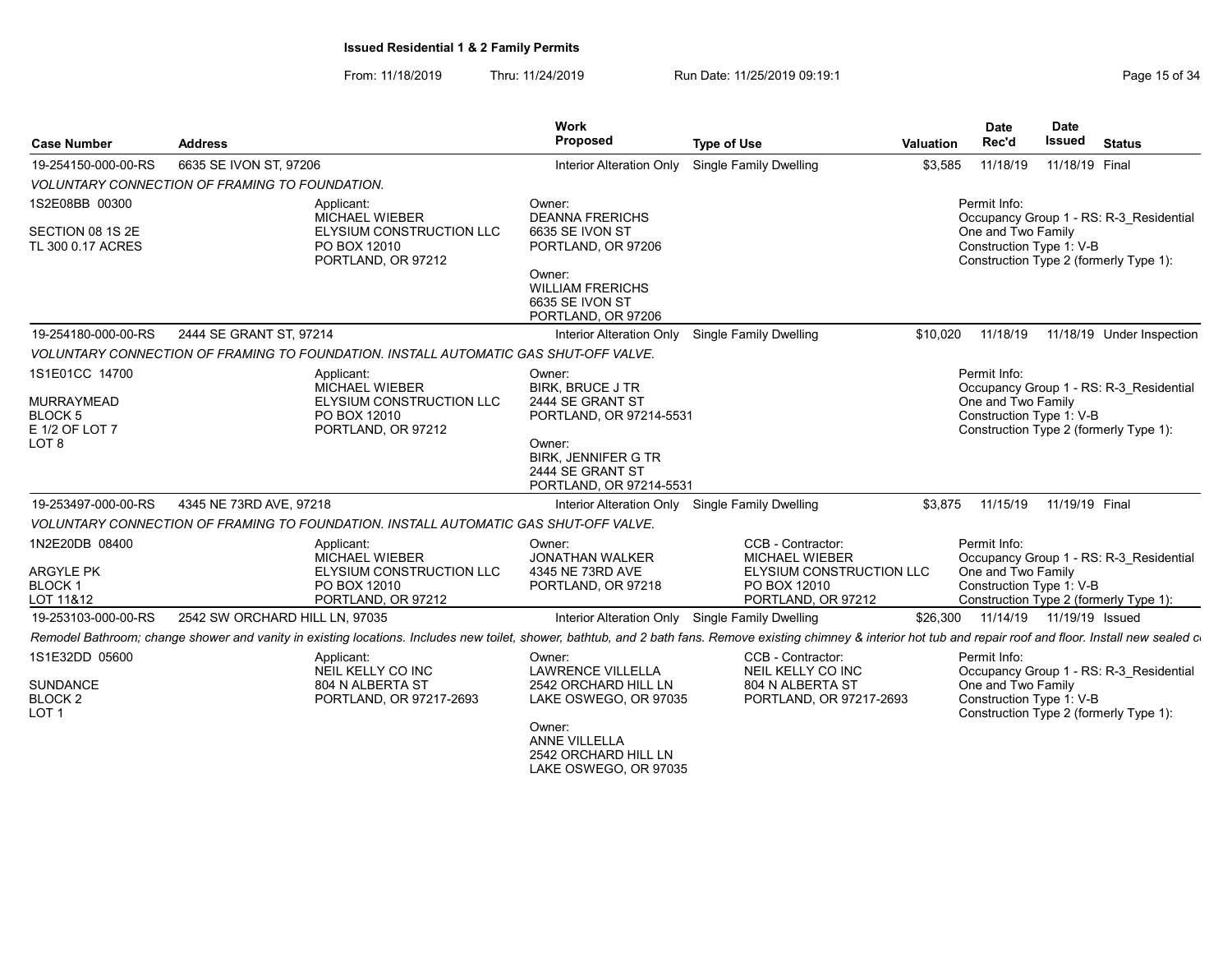**Issued Residential 1 & 2 Family Permits**

From: 11/18/2019 Thru: 11/24/2019 Run Date: 11/25/2019 09:19:1

| Case Number | Address | Work Proposed | Type of Use | Valuation | Date Rec'd | Date Issued | Status |
|---|---|---|---|---|---|---|---|
| 19-254150-000-00-RS | 6635 SE IVON ST, 97206 | Interior Alteration Only | Single Family Dwelling | $3,585 | 11/18/19 | 11/18/19 | Final |

*VOLUNTARY CONNECTION OF FRAMING TO FOUNDATION.*

1S2E08BB 00300
SECTION 08 1S 2E
TL 300 0.17 ACRES

Applicant: MICHAEL WIEBER, ELYSIUM CONSTRUCTION LLC, PO BOX 12010, PORTLAND, OR 97212

Owner: DEANNA FRERICHS, 6635 SE IVON ST, PORTLAND, OR 97206

Owner: WILLIAM FRERICHS, 6635 SE IVON ST, PORTLAND, OR 97206

Permit Info: Occupancy Group 1 - RS: R-3_Residential One and Two Family; Construction Type 1: V-B; Construction Type 2 (formerly Type 1):

---

| Case Number | Address | Work Proposed | Type of Use | Valuation | Date Rec'd | Date Issued | Status |
|---|---|---|---|---|---|---|---|
| 19-254180-000-00-RS | 2444 SE GRANT ST, 97214 | Interior Alteration Only | Single Family Dwelling | $10,020 | 11/18/19 | 11/18/19 | Under Inspection |

*VOLUNTARY CONNECTION OF FRAMING TO FOUNDATION. INSTALL AUTOMATIC GAS SHUT-OFF VALVE.*

1S1E01CC 14700
MURRAYMEAD
BLOCK 5
E 1/2 OF LOT 7
LOT 8

Applicant: MICHAEL WIEBER, ELYSIUM CONSTRUCTION LLC, PO BOX 12010, PORTLAND, OR 97212

Owner: BIRK, BRUCE J TR, 2444 SE GRANT ST, PORTLAND, OR 97214-5531

Owner: BIRK, JENNIFER G TR, 2444 SE GRANT ST, PORTLAND, OR 97214-5531

Permit Info: Occupancy Group 1 - RS: R-3_Residential One and Two Family; Construction Type 1: V-B; Construction Type 2 (formerly Type 1):

---

| Case Number | Address | Work Proposed | Type of Use | Valuation | Date Rec'd | Date Issued | Status |
|---|---|---|---|---|---|---|---|
| 19-253497-000-00-RS | 4345 NE 73RD AVE, 97218 | Interior Alteration Only | Single Family Dwelling | $3,875 | 11/15/19 | 11/19/19 | Final |

*VOLUNTARY CONNECTION OF FRAMING TO FOUNDATION. INSTALL AUTOMATIC GAS SHUT-OFF VALVE.*

1N2E20DB 08400
ARGYLE PK
BLOCK 1
LOT 11&12

Applicant: MICHAEL WIEBER, ELYSIUM CONSTRUCTION LLC, PO BOX 12010, PORTLAND, OR 97212

Owner: JONATHAN WALKER, 4345 NE 73RD AVE, PORTLAND, OR 97218

CCB - Contractor: MICHAEL WIEBER, ELYSIUM CONSTRUCTION LLC, PO BOX 12010, PORTLAND, OR 97212

Permit Info: Occupancy Group 1 - RS: R-3_Residential One and Two Family; Construction Type 1: V-B; Construction Type 2 (formerly Type 1):

---

| Case Number | Address | Work Proposed | Type of Use | Valuation | Date Rec'd | Date Issued | Status |
|---|---|---|---|---|---|---|---|
| 19-253103-000-00-RS | 2542 SW ORCHARD HILL LN, 97035 | Interior Alteration Only | Single Family Dwelling | $26,300 | 11/14/19 | 11/19/19 | Issued |

*Remodel Bathroom; change shower and vanity in existing locations. Includes new toilet, shower, bathtub, and 2 bath fans. Remove existing chimney & interior hot tub and repair roof and floor. Install new sealed c*

1S1E32DD 05600
SUNDANCE
BLOCK 2
LOT 1

Applicant: NEIL KELLY CO INC, 804 N ALBERTA ST, PORTLAND, OR 97217-2693

Owner: LAWRENCE VILLELLA, 2542 ORCHARD HILL LN, LAKE OSWEGO, OR 97035

Owner: ANNE VILLELLA, 2542 ORCHARD HILL LN, LAKE OSWEGO, OR 97035

CCB - Contractor: NEIL KELLY CO INC, 804 N ALBERTA ST, PORTLAND, OR 97217-2693

Permit Info: Occupancy Group 1 - RS: R-3_Residential One and Two Family; Construction Type 1: V-B; Construction Type 2 (formerly Type 1):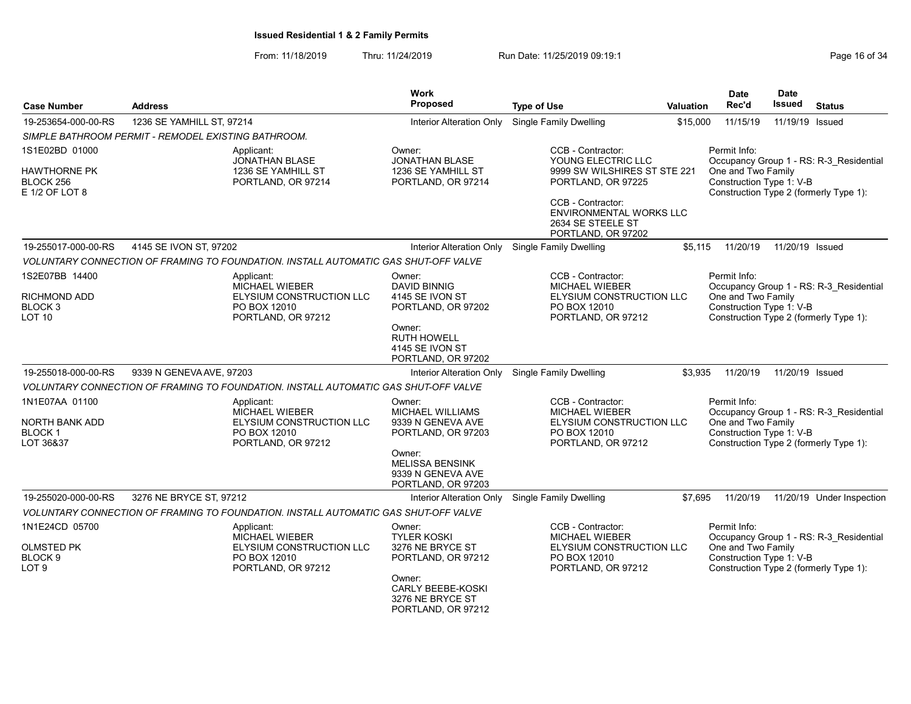**Issued Residential 1 & 2 Family Permits**

From: 11/18/2019 Thru: 11/24/2019 Run Date: 11/25/2019 09:19:1

| Case Number | Address | Work Proposed | Type of Use | Valuation | Date Rec'd | Date Issued | Status |
|---|---|---|---|---|---|---|---|
| 19-253654-000-00-RS | 1236 SE YAMHILL ST, 97214 | Interior Alteration Only | Single Family Dwelling | $15,000 | 11/15/19 | 11/19/19 | Issued |

*SIMPLE BATHROOM PERMIT - REMODEL EXISTING BATHROOM.*

1S1E02BD 01000
HAWTHORNE PK
BLOCK 256
E 1/2 OF LOT 8

Applicant:
JONATHAN BLASE
1236 SE YAMHILL ST
PORTLAND, OR 97214

Owner:
JONATHAN BLASE
1236 SE YAMHILL ST
PORTLAND, OR 97214

CCB - Contractor:
YOUNG ELECTRIC LLC
9999 SW WILSHIRES ST STE 221
PORTLAND, OR 97225

CCB - Contractor:
ENVIRONMENTAL WORKS LLC
2634 SE STEELE ST
PORTLAND, OR 97202

Permit Info:
Occupancy Group 1 - RS: R-3_Residential One and Two Family
Construction Type 1: V-B
Construction Type 2 (formerly Type 1):

| Case Number | Address | Work Proposed | Type of Use | Valuation | Date Rec'd | Date Issued | Status |
|---|---|---|---|---|---|---|---|
| 19-255017-000-00-RS | 4145 SE IVON ST, 97202 | Interior Alteration Only | Single Family Dwelling | $5,115 | 11/20/19 | 11/20/19 | Issued |

*VOLUNTARY CONNECTION OF FRAMING TO FOUNDATION. INSTALL AUTOMATIC GAS SHUT-OFF VALVE*

1S2E07BB 14400
RICHMOND ADD
BLOCK 3
LOT 10

Applicant:
MICHAEL WIEBER
ELYSIUM CONSTRUCTION LLC
PO BOX 12010
PORTLAND, OR 97212

Owner:
DAVID BINNIG
4145 SE IVON ST
PORTLAND, OR 97202

Owner:
RUTH HOWELL
4145 SE IVON ST
PORTLAND, OR 97202

CCB - Contractor:
MICHAEL WIEBER
ELYSIUM CONSTRUCTION LLC
PO BOX 12010
PORTLAND, OR 97212

Permit Info:
Occupancy Group 1 - RS: R-3_Residential One and Two Family
Construction Type 1: V-B
Construction Type 2 (formerly Type 1):

| Case Number | Address | Work Proposed | Type of Use | Valuation | Date Rec'd | Date Issued | Status |
|---|---|---|---|---|---|---|---|
| 19-255018-000-00-RS | 9339 N GENEVA AVE, 97203 | Interior Alteration Only | Single Family Dwelling | $3,935 | 11/20/19 | 11/20/19 | Issued |

*VOLUNTARY CONNECTION OF FRAMING TO FOUNDATION. INSTALL AUTOMATIC GAS SHUT-OFF VALVE*

1N1E07AA 01100
NORTH BANK ADD
BLOCK 1
LOT 36&37

Applicant:
MICHAEL WIEBER
ELYSIUM CONSTRUCTION LLC
PO BOX 12010
PORTLAND, OR 97212

Owner:
MICHAEL WILLIAMS
9339 N GENEVA AVE
PORTLAND, OR 97203

Owner:
MELISSA BENSINK
9339 N GENEVA AVE
PORTLAND, OR 97203

CCB - Contractor:
MICHAEL WIEBER
ELYSIUM CONSTRUCTION LLC
PO BOX 12010
PORTLAND, OR 97212

Permit Info:
Occupancy Group 1 - RS: R-3_Residential One and Two Family
Construction Type 1: V-B
Construction Type 2 (formerly Type 1):

| Case Number | Address | Work Proposed | Type of Use | Valuation | Date Rec'd | Date Issued | Status |
|---|---|---|---|---|---|---|---|
| 19-255020-000-00-RS | 3276 NE BRYCE ST, 97212 | Interior Alteration Only | Single Family Dwelling | $7,695 | 11/20/19 | 11/20/19 | Under Inspection |

*VOLUNTARY CONNECTION OF FRAMING TO FOUNDATION. INSTALL AUTOMATIC GAS SHUT-OFF VALVE*

1N1E24CD 05700
OLMSTED PK
BLOCK 9
LOT 9

Applicant:
MICHAEL WIEBER
ELYSIUM CONSTRUCTION LLC
PO BOX 12010
PORTLAND, OR 97212

Owner:
TYLER KOSKI
3276 NE BRYCE ST
PORTLAND, OR 97212

Owner:
CARLY BEEBE-KOSKI
3276 NE BRYCE ST
PORTLAND, OR 97212

CCB - Contractor:
MICHAEL WIEBER
ELYSIUM CONSTRUCTION LLC
PO BOX 12010
PORTLAND, OR 97212

Permit Info:
Occupancy Group 1 - RS: R-3_Residential One and Two Family
Construction Type 1: V-B
Construction Type 2 (formerly Type 1):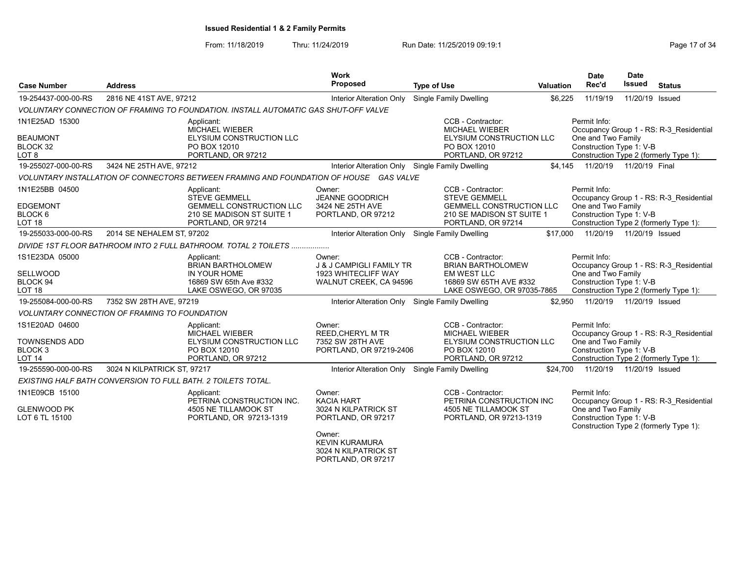## Issued Residential 1 & 2 Family Permits

From: 11/18/2019 Thru: 11/24/2019 Run Date: 11/25/2019 09:19:1

| Case Number | Address | Work Proposed | Type of Use | Valuation | Date Rec'd | Date Issued | Status |
|---|---|---|---|---|---|---|---|
| 19-254437-000-00-RS | 2816 NE 41ST AVE, 97212 | Interior Alteration Only | Single Family Dwelling | $6,225 | 11/19/19 | 11/20/19 | Issued |

*VOLUNTARY CONNECTION OF FRAMING TO FOUNDATION. INSTALL AUTOMATIC GAS SHUT-OFF VALVE*

1N1E25AD 15300
BEAUMONT
BLOCK 32
LOT 8

Applicant:
MICHAEL WIEBER
ELYSIUM CONSTRUCTION LLC
PO BOX 12010
PORTLAND, OR 97212

CCB - Contractor:
MICHAEL WIEBER
ELYSIUM CONSTRUCTION LLC
PO BOX 12010
PORTLAND, OR 97212

Permit Info:
Occupancy Group 1 - RS: R-3_Residential One and Two Family
Construction Type 1: V-B
Construction Type 2 (formerly Type 1):

| Case Number | Address | Work Proposed | Type of Use | Valuation | Date Rec'd | Date Issued | Status |
|---|---|---|---|---|---|---|---|
| 19-255027-000-00-RS | 3424 NE 25TH AVE, 97212 | Interior Alteration Only | Single Family Dwelling | $4,145 | 11/20/19 | 11/20/19 | Final |

*VOLUNTARY INSTALLATION OF CONNECTORS BETWEEN FRAMING AND FOUNDATION OF HOUSE GAS VALVE*

1N1E25BB 04500
EDGEMONT
BLOCK 6
LOT 18

Applicant:
STEVE GEMMELL
GEMMELL CONSTRUCTION LLC
210 SE MADISON ST SUITE 1
PORTLAND, OR 97214

Owner:
JEANNE GOODRICH
3424 NE 25TH AVE
PORTLAND, OR 97212

CCB - Contractor:
STEVE GEMMELL
GEMMELL CONSTRUCTION LLC
210 SE MADISON ST SUITE 1
PORTLAND, OR 97214

Permit Info:
Occupancy Group 1 - RS: R-3_Residential One and Two Family
Construction Type 1: V-B
Construction Type 2 (formerly Type 1):

| Case Number | Address | Work Proposed | Type of Use | Valuation | Date Rec'd | Date Issued | Status |
|---|---|---|---|---|---|---|---|
| 19-255033-000-00-RS | 2014 SE NEHALEM ST, 97202 | Interior Alteration Only | Single Family Dwelling | $17,000 | 11/20/19 | 11/20/19 | Issued |

*DIVIDE 1ST FLOOR BATHROOM INTO 2 FULL BATHROOM. TOTAL 2 TOILETS ..................*

1S1E23DA 05000
SELLWOOD
BLOCK 94
LOT 18

Applicant:
BRIAN BARTHOLOMEW
IN YOUR HOME
16869 SW 65th Ave #332
LAKE OSWEGO, OR 97035

Owner:
J & J CAMPIGLI FAMILY TR
1923 WHITECLIFF WAY
WALNUT CREEK, CA 94596

CCB - Contractor:
BRIAN BARTHOLOMEW
EM WEST LLC
16869 SW 65TH AVE #332
LAKE OSWEGO, OR 97035-7865

Permit Info:
Occupancy Group 1 - RS: R-3_Residential One and Two Family
Construction Type 1: V-B
Construction Type 2 (formerly Type 1):

| Case Number | Address | Work Proposed | Type of Use | Valuation | Date Rec'd | Date Issued | Status |
|---|---|---|---|---|---|---|---|
| 19-255084-000-00-RS | 7352 SW 28TH AVE, 97219 | Interior Alteration Only | Single Family Dwelling | $2,950 | 11/20/19 | 11/20/19 | Issued |

*VOLUNTARY CONNECTION OF FRAMING TO FOUNDATION*

1S1E20AD 04600
TOWNSENDS ADD
BLOCK 3
LOT 14

Applicant:
MICHAEL WIEBER
ELYSIUM CONSTRUCTION LLC
PO BOX 12010
PORTLAND, OR 97212

Owner:
REED,CHERYL M TR
7352 SW 28TH AVE
PORTLAND, OR 97219-2406

CCB - Contractor:
MICHAEL WIEBER
ELYSIUM CONSTRUCTION LLC
PO BOX 12010
PORTLAND, OR 97212

Permit Info:
Occupancy Group 1 - RS: R-3_Residential One and Two Family
Construction Type 1: V-B
Construction Type 2 (formerly Type 1):

| Case Number | Address | Work Proposed | Type of Use | Valuation | Date Rec'd | Date Issued | Status |
|---|---|---|---|---|---|---|---|
| 19-255590-000-00-RS | 3024 N KILPATRICK ST, 97217 | Interior Alteration Only | Single Family Dwelling | $24,700 | 11/20/19 | 11/20/19 | Issued |

*EXISTING HALF BATH CONVERSION TO FULL BATH. 2 TOILETS TOTAL.*

1N1E09CB 15100
GLENWOOD PK
LOT 6 TL 15100

Applicant:
PETRINA CONSTRUCTION INC.
4505 NE TILLAMOOK ST
PORTLAND, OR 97213-1319

Owner:
KACIA HART
3024 N KILPATRICK ST
PORTLAND, OR 97217

Owner:
KEVIN KURAMURA
3024 N KILPATRICK ST
PORTLAND, OR 97217

CCB - Contractor:
PETRINA CONSTRUCTION INC
4505 NE TILLAMOOK ST
PORTLAND, OR 97213-1319

Permit Info:
Occupancy Group 1 - RS: R-3_Residential One and Two Family
Construction Type 1: V-B
Construction Type 2 (formerly Type 1):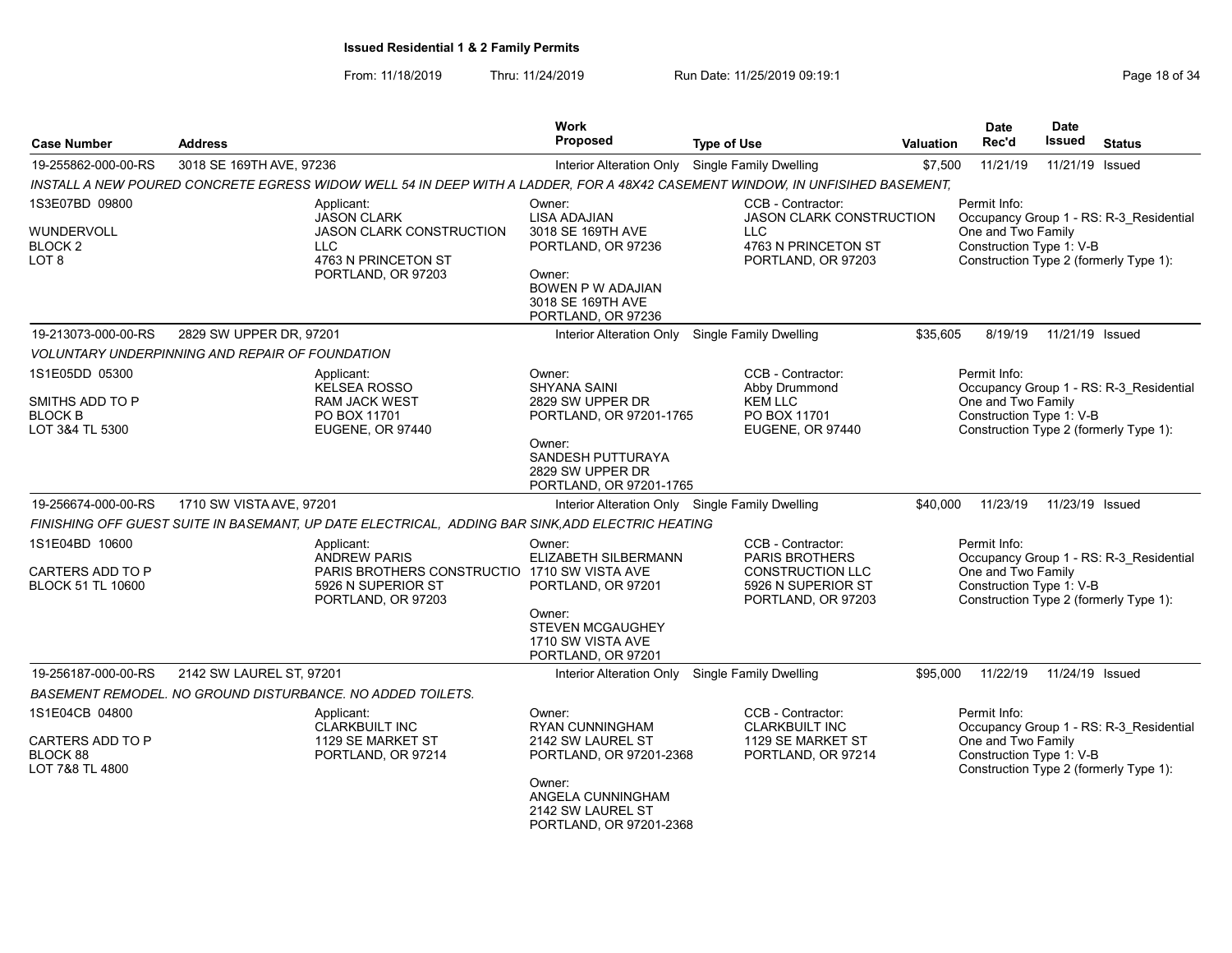**Issued Residential 1 & 2 Family Permits**

From: 11/18/2019 Thru: 11/24/2019 Run Date: 11/25/2019 09:19:1

| Case Number | Address | Work Proposed | Type of Use | Valuation | Date Rec'd | Date Issued | Status |
|---|---|---|---|---|---|---|---|
| 19-255862-000-00-RS | 3018 SE 169TH AVE, 97236 | Interior Alteration Only | Single Family Dwelling | $7,500 | 11/21/19 | 11/21/19 | Issued |

*INSTALL A NEW POURED CONCRETE EGRESS WIDOW WELL 54 IN DEEP WITH A LADDER, FOR A 48X42 CASEMENT WINDOW, IN UNFISIHED BASEMENT,*

1S3E07BD 09800
WUNDERVOLL
BLOCK 2
LOT 8

Applicant:
JASON CLARK
JASON CLARK CONSTRUCTION LLC
4763 N PRINCETON ST
PORTLAND, OR 97203

Owner:
LISA ADAJIAN
3018 SE 169TH AVE
PORTLAND, OR 97236

Owner:
BOWEN P W ADAJIAN
3018 SE 169TH AVE
PORTLAND, OR 97236

CCB - Contractor:
JASON CLARK CONSTRUCTION LLC
4763 N PRINCETON ST
PORTLAND, OR 97203

Permit Info:
Occupancy Group 1 - RS: R-3_Residential One and Two Family
Construction Type 1: V-B
Construction Type 2 (formerly Type 1):

---

| Case Number | Address | Work Proposed | Type of Use | Valuation | Date Rec'd | Date Issued | Status |
|---|---|---|---|---|---|---|---|
| 19-213073-000-00-RS | 2829 SW UPPER DR, 97201 | Interior Alteration Only | Single Family Dwelling | $35,605 | 8/19/19 | 11/21/19 | Issued |

*VOLUNTARY UNDERPINNING AND REPAIR OF FOUNDATION*

1S1E05DD 05300
SMITHS ADD TO P
BLOCK B
LOT 3&4 TL 5300

Applicant:
KELSEA ROSSO
RAM JACK WEST
PO BOX 11701
EUGENE, OR 97440

Owner:
SHYANA SAINI
2829 SW UPPER DR
PORTLAND, OR 97201-1765

Owner:
SANDESH PUTTURAYA
2829 SW UPPER DR
PORTLAND, OR 97201-1765

CCB - Contractor:
Abby Drummond
KEM LLC
PO BOX 11701
EUGENE, OR 97440

Permit Info:
Occupancy Group 1 - RS: R-3_Residential One and Two Family
Construction Type 1: V-B
Construction Type 2 (formerly Type 1):

---

| Case Number | Address | Work Proposed | Type of Use | Valuation | Date Rec'd | Date Issued | Status |
|---|---|---|---|---|---|---|---|
| 19-256674-000-00-RS | 1710 SW VISTA AVE, 97201 | Interior Alteration Only | Single Family Dwelling | $40,000 | 11/23/19 | 11/23/19 | Issued |

*FINISHING OFF GUEST SUITE IN BASEMENT, UP DATE ELECTRICAL, ADDING BAR SINK,ADD ELECTRIC HEATING*

1S1E04BD 10600
CARTERS ADD TO P
BLOCK 51 TL 10600

Applicant:
ANDREW PARIS
PARIS BROTHERS CONSTRUCTIO
5926 N SUPERIOR ST
PORTLAND, OR 97203

Owner:
ELIZABETH SILBERMANN
1710 SW VISTA AVE
PORTLAND, OR 97201

Owner:
STEVEN MCGAUGHEY
1710 SW VISTA AVE
PORTLAND, OR 97201

CCB - Contractor:
PARIS BROTHERS CONSTRUCTION LLC
5926 N SUPERIOR ST
PORTLAND, OR 97203

Permit Info:
Occupancy Group 1 - RS: R-3_Residential One and Two Family
Construction Type 1: V-B
Construction Type 2 (formerly Type 1):

---

| Case Number | Address | Work Proposed | Type of Use | Valuation | Date Rec'd | Date Issued | Status |
|---|---|---|---|---|---|---|---|
| 19-256187-000-00-RS | 2142 SW LAUREL ST, 97201 | Interior Alteration Only | Single Family Dwelling | $95,000 | 11/22/19 | 11/24/19 | Issued |

*BASEMENT REMODEL. NO GROUND DISTURBANCE. NO ADDED TOILETS.*

1S1E04CB 04800
CARTERS ADD TO P
BLOCK 88
LOT 7&8 TL 4800

Applicant:
CLARKBUILT INC
1129 SE MARKET ST
PORTLAND, OR 97214

Owner:
RYAN CUNNINGHAM
2142 SW LAUREL ST
PORTLAND, OR 97201-2368

Owner:
ANGELA CUNNINGHAM
2142 SW LAUREL ST
PORTLAND, OR 97201-2368

CCB - Contractor:
CLARKBUILT INC
1129 SE MARKET ST
PORTLAND, OR 97214

Permit Info:
Occupancy Group 1 - RS: R-3_Residential One and Two Family
Construction Type 1: V-B
Construction Type 2 (formerly Type 1):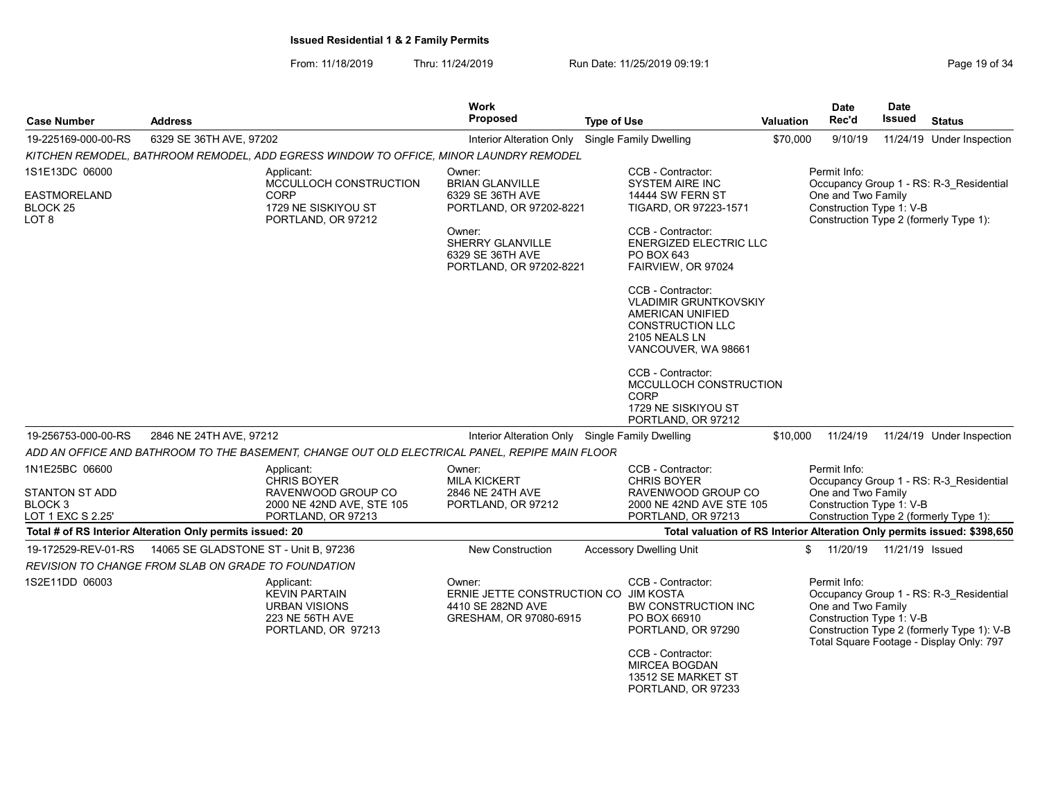**Issued Residential 1 & 2 Family Permits**

From: 11/18/2019 Thru: 11/24/2019 Run Date: 11/25/2019 09:19:1

| Case Number | Address | Work Proposed | Type of Use | Valuation | Date Rec'd | Date Issued | Status |
|---|---|---|---|---|---|---|---|
| 19-225169-000-00-RS | 6329 SE 36TH AVE, 97202 | Interior Alteration Only | Single Family Dwelling | $70,000 | 9/10/19 | 11/24/19 | Under Inspection |

*KITCHEN REMODEL, BATHROOM REMODEL, ADD EGRESS WINDOW TO OFFICE, MINOR LAUNDRY REMODEL*

1S1E13DC 06000
EASTMORELAND
BLOCK 25
LOT 8

Applicant:
MCCULLOCH CONSTRUCTION CORP
1729 NE SISKIYOU ST
PORTLAND, OR 97212

Owner:
BRIAN GLANVILLE
6329 SE 36TH AVE
PORTLAND, OR 97202-8221

Owner:
SHERRY GLANVILLE
6329 SE 36TH AVE
PORTLAND, OR 97202-8221

CCB - Contractor:
SYSTEM AIRE INC
14444 SW FERN ST
TIGARD, OR 97223-1571

CCB - Contractor:
ENERGIZED ELECTRIC LLC
PO BOX 643
FAIRVIEW, OR 97024

CCB - Contractor:
VLADIMIR GRUNTKOVSKIY
AMERICAN UNIFIED CONSTRUCTION LLC
2105 NEALS LN
VANCOUVER, WA 98661

CCB - Contractor:
MCCULLOCH CONSTRUCTION CORP
1729 NE SISKIYOU ST
PORTLAND, OR 97212

Permit Info:
Occupancy Group 1 - RS: R-3_Residential One and Two Family
Construction Type 1: V-B
Construction Type 2 (formerly Type 1):

| Case Number | Address | Work Proposed | Type of Use | Valuation | Date Rec'd | Date Issued | Status |
|---|---|---|---|---|---|---|---|
| 19-256753-000-00-RS | 2846 NE 24TH AVE, 97212 | Interior Alteration Only | Single Family Dwelling | $10,000 | 11/24/19 | 11/24/19 | Under Inspection |

*ADD AN OFFICE AND BATHROOM TO THE BASEMENT, CHANGE OUT OLD ELECTRICAL PANEL, REPIPE MAIN FLOOR*

1N1E25BC 06600
STANTON ST ADD
BLOCK 3
LOT 1 EXC S 2.25'

Applicant:
CHRIS BOYER
RAVENWOOD GROUP CO
2000 NE 42ND AVE, STE 105
PORTLAND, OR 97213

Owner:
MILA KICKERT
2846 NE 24TH AVE
PORTLAND, OR 97212

CCB - Contractor:
CHRIS BOYER
RAVENWOOD GROUP CO
2000 NE 42ND AVE STE 105
PORTLAND, OR 97213

Permit Info:
Occupancy Group 1 - RS: R-3_Residential One and Two Family
Construction Type 1: V-B
Construction Type 2 (formerly Type 1):

**Total # of RS Interior Alteration Only permits issued: 20**

**Total valuation of RS Interior Alteration Only permits issued: $398,650**

| Case Number | Address | Work Proposed | Type of Use | Valuation | Date Rec'd | Date Issued | Status |
|---|---|---|---|---|---|---|---|
| 19-172529-REV-01-RS | 14065 SE GLADSTONE ST - Unit B, 97236 | New Construction | Accessory Dwelling Unit | $ | 11/20/19 | 11/21/19 | Issued |

*REVISION TO CHANGE FROM SLAB ON GRADE TO FOUNDATION*

1S2E11DD 06003

Applicant:
KEVIN PARTAIN
URBAN VISIONS
223 NE 56TH AVE
PORTLAND, OR 97213

Owner:
ERNIE JETTE CONSTRUCTION CO
4410 SE 282ND AVE
GRESHAM, OR 97080-6915

CCB - Contractor:
JIM KOSTA
BW CONSTRUCTION INC
PO BOX 66910
PORTLAND, OR 97290

CCB - Contractor:
MIRCEA BOGDAN
13512 SE MARKET ST
PORTLAND, OR 97233

Permit Info:
Occupancy Group 1 - RS: R-3_Residential One and Two Family
Construction Type 1: V-B
Construction Type 2 (formerly Type 1): V-B
Total Square Footage - Display Only: 797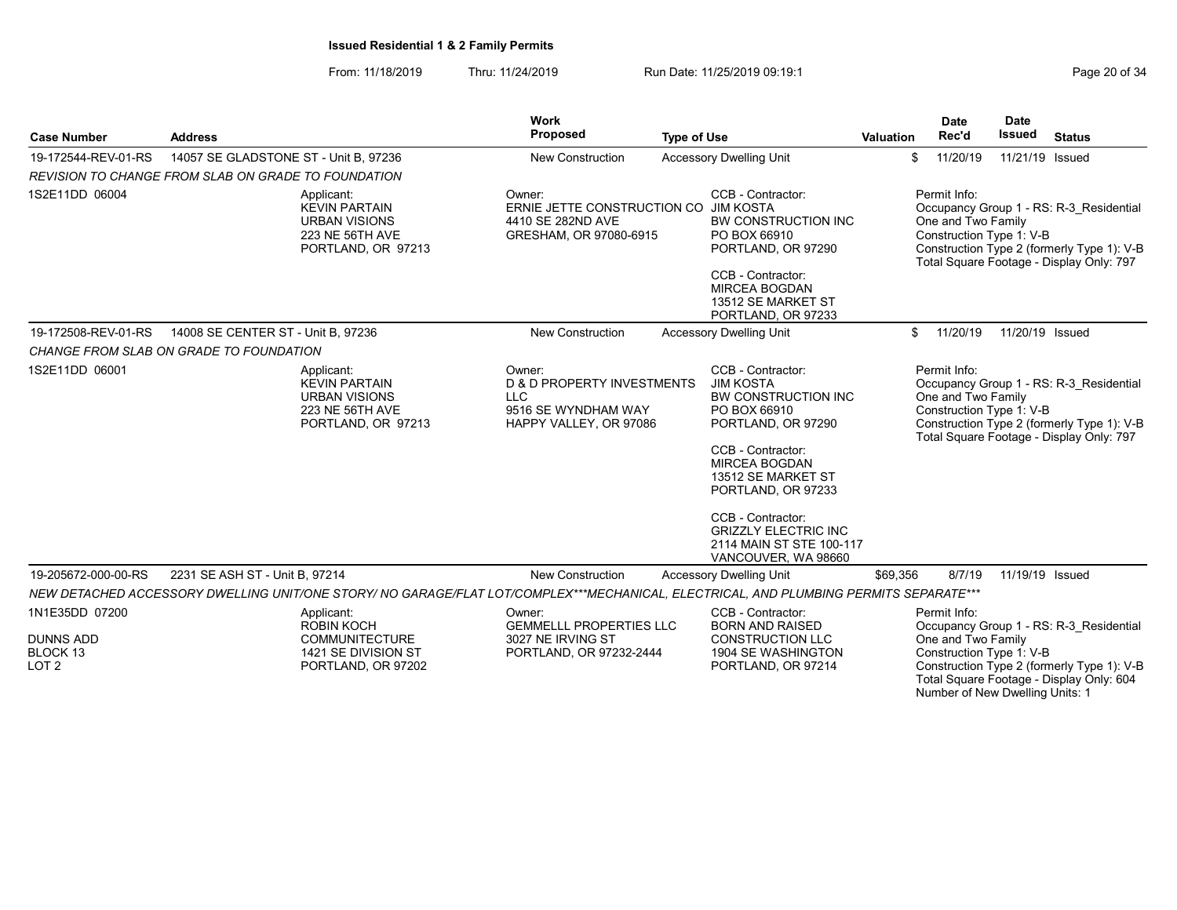**Issued Residential 1 & 2 Family Permits**

From: 11/18/2019 Thru: 11/24/2019 Run Date: 11/25/2019 09:19:1

| Case Number | Address | Work Proposed | Type of Use | Valuation | Date Rec'd | Date Issued | Status |
|---|---|---|---|---|---|---|---|
| 19-172544-REV-01-RS | 14057 SE GLADSTONE ST - Unit B, 97236 | New Construction | Accessory Dwelling Unit | $ | 11/20/19 | 11/21/19 | Issued |

*REVISION TO CHANGE FROM SLAB ON GRADE TO FOUNDATION*

1S2E11DD 06004

Applicant: KEVIN PARTAIN, URBAN VISIONS, 223 NE 56TH AVE, PORTLAND, OR 97213

Owner: ERNIE JETTE CONSTRUCTION CO, 4410 SE 282ND AVE, GRESHAM, OR 97080-6915

CCB - Contractor: JIM KOSTA, BW CONSTRUCTION INC, PO BOX 66910, PORTLAND, OR 97290

CCB - Contractor: MIRCEA BOGDAN, 13512 SE MARKET ST, PORTLAND, OR 97233

Permit Info: Occupancy Group 1 - RS: R-3_Residential One and Two Family; Construction Type 1: V-B; Construction Type 2 (formerly Type 1): V-B; Total Square Footage - Display Only: 797

| Case Number | Address | Work Proposed | Type of Use | Valuation | Date Rec'd | Date Issued | Status |
|---|---|---|---|---|---|---|---|
| 19-172508-REV-01-RS | 14008 SE CENTER ST - Unit B, 97236 | New Construction | Accessory Dwelling Unit | $ | 11/20/19 | 11/20/19 | Issued |

*CHANGE FROM SLAB ON GRADE TO FOUNDATION*

1S2E11DD 06001

Applicant: KEVIN PARTAIN, URBAN VISIONS, 223 NE 56TH AVE, PORTLAND, OR 97213

Owner: D & D PROPERTY INVESTMENTS LLC, 9516 SE WYNDHAM WAY, HAPPY VALLEY, OR 97086

CCB - Contractor: JIM KOSTA, BW CONSTRUCTION INC, PO BOX 66910, PORTLAND, OR 97290

CCB - Contractor: MIRCEA BOGDAN, 13512 SE MARKET ST, PORTLAND, OR 97233

CCB - Contractor: GRIZZLY ELECTRIC INC, 2114 MAIN ST STE 100-117, VANCOUVER, WA 98660

Permit Info: Occupancy Group 1 - RS: R-3_Residential One and Two Family; Construction Type 1: V-B; Construction Type 2 (formerly Type 1): V-B; Total Square Footage - Display Only: 797

| Case Number | Address | Work Proposed | Type of Use | Valuation | Date Rec'd | Date Issued | Status |
|---|---|---|---|---|---|---|---|
| 19-205672-000-00-RS | 2231 SE ASH ST - Unit B, 97214 | New Construction | Accessory Dwelling Unit | $69,356 | 8/7/19 | 11/19/19 | Issued |

*NEW DETACHED ACCESSORY DWELLING UNIT/ONE STORY/ NO GARAGE/FLAT LOT/COMPLEX***MECHANICAL, ELECTRICAL, AND PLUMBING PERMITS SEPARATE****

1N1E35DD 07200
DUNNS ADD
BLOCK 13
LOT 2

Applicant: ROBIN KOCH, COMMUNITECTURE, 1421 SE DIVISION ST, PORTLAND, OR 97202

Owner: GEMMELLL PROPERTIES LLC, 3027 NE IRVING ST, PORTLAND, OR 97232-2444

CCB - Contractor: BORN AND RAISED CONSTRUCTION LLC, 1904 SE WASHINGTON, PORTLAND, OR 97214

Permit Info: Occupancy Group 1 - RS: R-3_Residential One and Two Family; Construction Type 1: V-B; Construction Type 2 (formerly Type 1): V-B; Total Square Footage - Display Only: 604; Number of New Dwelling Units: 1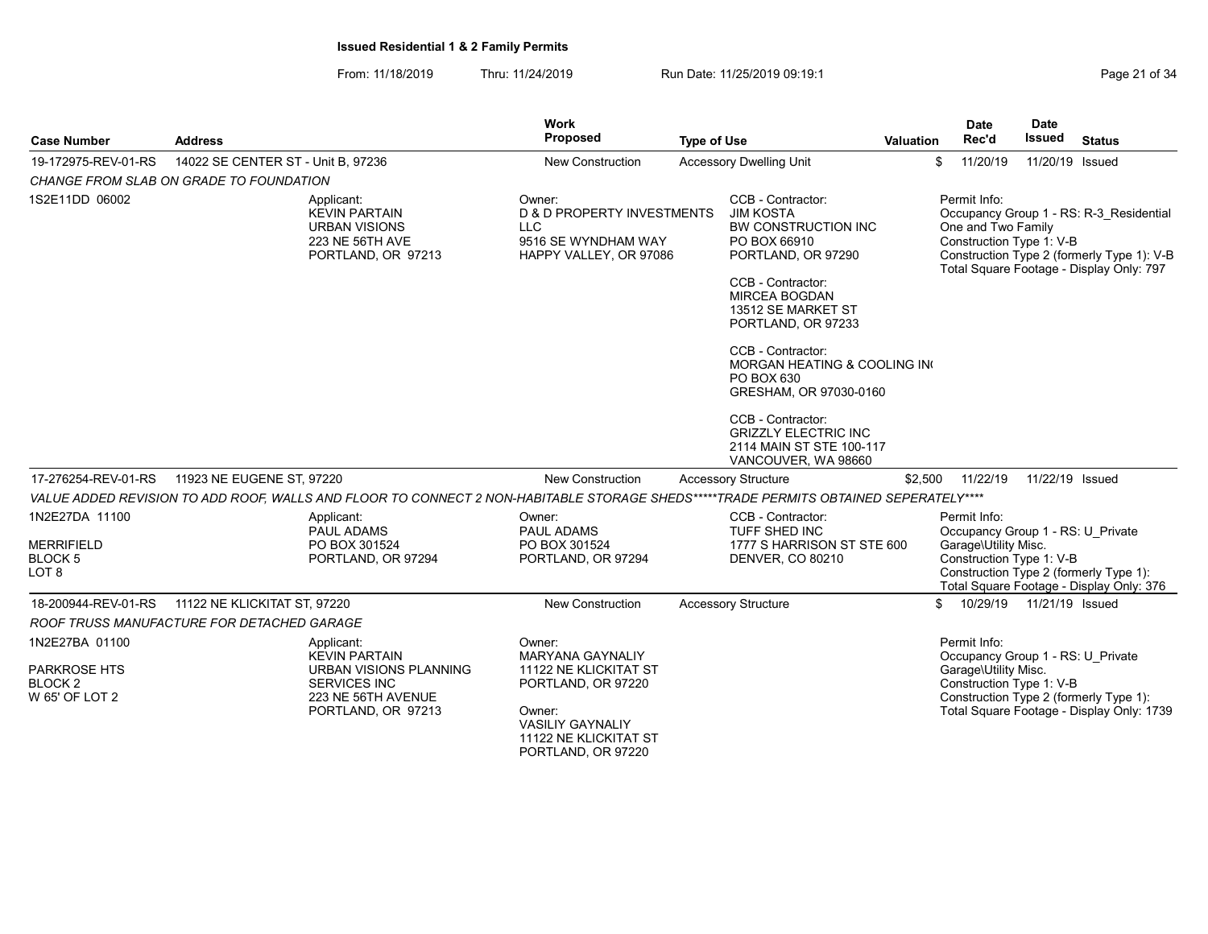**Issued Residential 1 & 2 Family Permits**

From: 11/18/2019 Thru: 11/24/2019 Run Date: 11/25/2019 09:19:1

| Case Number | Address | Work Proposed | Type of Use | Valuation | Date Rec'd | Date Issued | Status |
|---|---|---|---|---|---|---|---|
| 19-172975-REV-01-RS | 14022 SE CENTER ST - Unit B, 97236 | New Construction | Accessory Dwelling Unit | $ | 11/20/19 | 11/20/19 | Issued |

*CHANGE FROM SLAB ON GRADE TO FOUNDATION*

1S2E11DD 06002

Applicant:
KEVIN PARTAIN
URBAN VISIONS
223 NE 56TH AVE
PORTLAND, OR 97213

Owner:
D & D PROPERTY INVESTMENTS LLC
9516 SE WYNDHAM WAY
HAPPY VALLEY, OR 97086

CCB - Contractor:
JIM KOSTA
BW CONSTRUCTION INC
PO BOX 66910
PORTLAND, OR 97290

CCB - Contractor:
MIRCEA BOGDAN
13512 SE MARKET ST
PORTLAND, OR 97233

CCB - Contractor:
MORGAN HEATING & COOLING IN(
PO BOX 630
GRESHAM, OR 97030-0160

CCB - Contractor:
GRIZZLY ELECTRIC INC
2114 MAIN ST STE 100-117
VANCOUVER, WA 98660

Permit Info:
Occupancy Group 1 - RS: R-3_Residential One and Two Family
Construction Type 1: V-B
Construction Type 2 (formerly Type 1): V-B
Total Square Footage - Display Only: 797

| Case Number | Address | Work Proposed | Type of Use | Valuation | Date Rec'd | Date Issued | Status |
|---|---|---|---|---|---|---|---|
| 17-276254-REV-01-RS | 11923 NE EUGENE ST, 97220 | New Construction | Accessory Structure | $2,500 | 11/22/19 | 11/22/19 | Issued |

*VALUE ADDED REVISION TO ADD ROOF, WALLS AND FLOOR TO CONNECT 2 NON-HABITABLE STORAGE SHEDS*****TRADE PERMITS OBTAINED SEPERATELY*****

1N2E27DA 11100
MERRIFIELD
BLOCK 5
LOT 8

Applicant:
PAUL ADAMS
PO BOX 301524
PORTLAND, OR 97294

Owner:
PAUL ADAMS
PO BOX 301524
PORTLAND, OR 97294

CCB - Contractor:
TUFF SHED INC
1777 S HARRISON ST STE 600
DENVER, CO 80210

Permit Info:
Occupancy Group 1 - RS: U_Private Garage\Utility Misc.
Construction Type 1: V-B
Construction Type 2 (formerly Type 1):
Total Square Footage - Display Only: 376

| Case Number | Address | Work Proposed | Type of Use | Valuation | Date Rec'd | Date Issued | Status |
|---|---|---|---|---|---|---|---|
| 18-200944-REV-01-RS | 11122 NE KLICKITAT ST, 97220 | New Construction | Accessory Structure | $ | 10/29/19 | 11/21/19 | Issued |

*ROOF TRUSS MANUFACTURE FOR DETACHED GARAGE*

1N2E27BA 01100
PARKROSE HTS
BLOCK 2
W 65' OF LOT 2

Applicant:
KEVIN PARTAIN
URBAN VISIONS PLANNING SERVICES INC
223 NE 56TH AVENUE
PORTLAND, OR 97213

Owner:
MARYANA GAYNALIY
11122 NE KLICKITAT ST
PORTLAND, OR 97220

Owner:
VASILIY GAYNALIY
11122 NE KLICKITAT ST
PORTLAND, OR 97220

Permit Info:
Occupancy Group 1 - RS: U_Private Garage\Utility Misc.
Construction Type 1: V-B
Construction Type 2 (formerly Type 1):
Total Square Footage - Display Only: 1739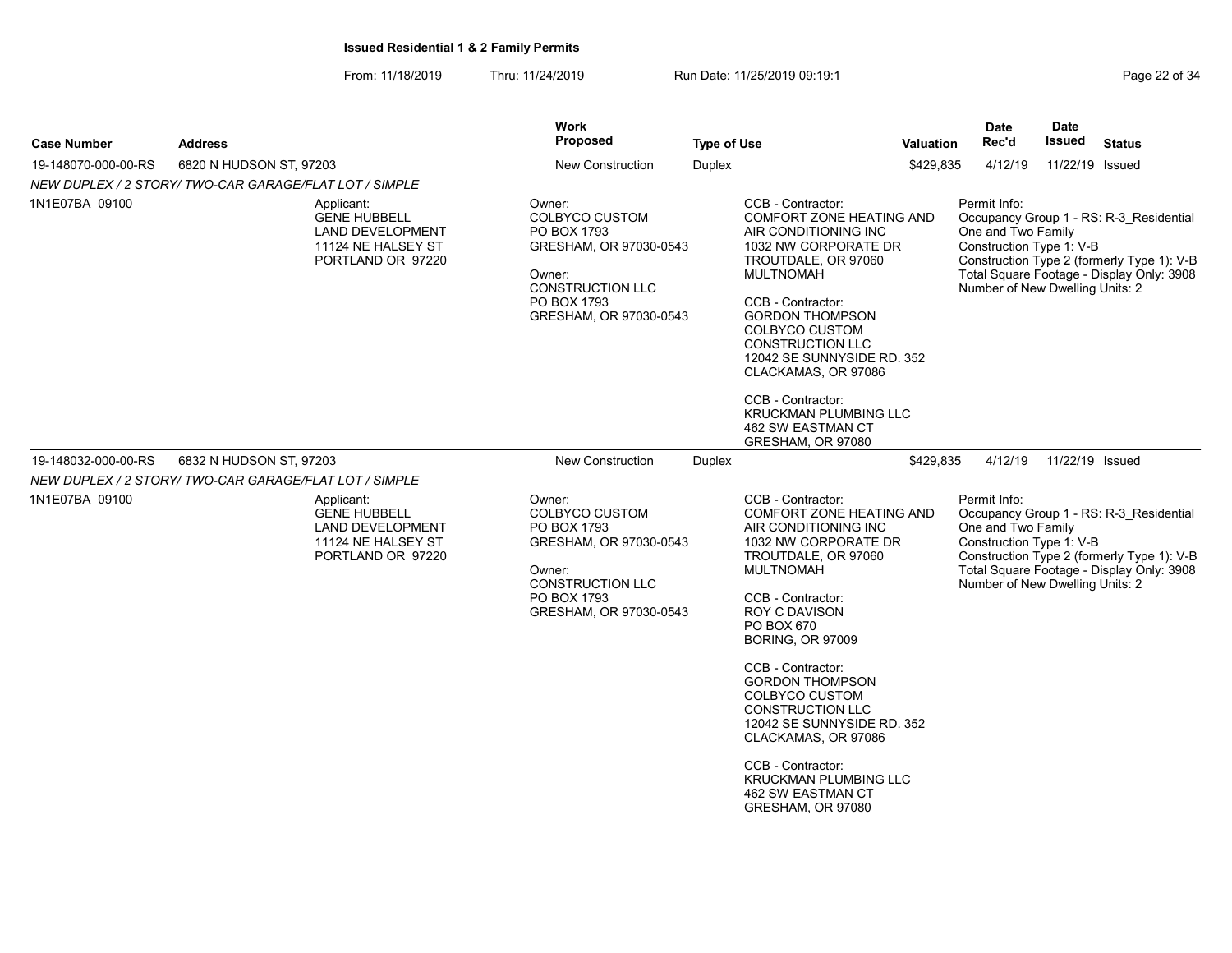**Issued Residential 1 & 2 Family Permits**

From: 11/18/2019 Thru: 11/24/2019 Run Date: 11/25/2019 09:19:1

| Case Number | Address | Work Proposed | Type of Use | Valuation | Date Rec'd | Date Issued | Status |
|---|---|---|---|---|---|---|---|
| 19-148070-000-00-RS | 6820 N HUDSON ST, 97203 | New Construction | Duplex | $429,835 | 4/12/19 | 11/22/19 | Issued |

*NEW DUPLEX / 2 STORY/ TWO-CAR GARAGE/FLAT LOT / SIMPLE*

1N1E07BA 09100

Applicant:
GENE HUBBELL
LAND DEVELOPMENT
11124 NE HALSEY ST
PORTLAND OR 97220

Owner:
COLBYCO CUSTOM
PO BOX 1793
GRESHAM, OR 97030-0543

Owner:
CONSTRUCTION LLC
PO BOX 1793
GRESHAM, OR 97030-0543

CCB - Contractor:
COMFORT ZONE HEATING AND AIR CONDITIONING INC
1032 NW CORPORATE DR
TROUTDALE, OR 97060
MULTNOMAH

CCB - Contractor:
GORDON THOMPSON
COLBYCO CUSTOM CONSTRUCTION LLC
12042 SE SUNNYSIDE RD. 352
CLACKAMAS, OR 97086

CCB - Contractor:
KRUCKMAN PLUMBING LLC
462 SW EASTMAN CT
GRESHAM, OR 97080

Permit Info:
Occupancy Group 1 - RS: R-3_Residential One and Two Family
Construction Type 1: V-B
Construction Type 2 (formerly Type 1): V-B
Total Square Footage - Display Only: 3908
Number of New Dwelling Units: 2

| Case Number | Address | Work Proposed | Type of Use | Valuation | Date Rec'd | Date Issued | Status |
|---|---|---|---|---|---|---|---|
| 19-148032-000-00-RS | 6832 N HUDSON ST, 97203 | New Construction | Duplex | $429,835 | 4/12/19 | 11/22/19 | Issued |

*NEW DUPLEX / 2 STORY/ TWO-CAR GARAGE/FLAT LOT / SIMPLE*

1N1E07BA 09100

Applicant:
GENE HUBBELL
LAND DEVELOPMENT
11124 NE HALSEY ST
PORTLAND OR 97220

Owner:
COLBYCO CUSTOM
PO BOX 1793
GRESHAM, OR 97030-0543

Owner:
CONSTRUCTION LLC
PO BOX 1793
GRESHAM, OR 97030-0543

CCB - Contractor:
COMFORT ZONE HEATING AND AIR CONDITIONING INC
1032 NW CORPORATE DR
TROUTDALE, OR 97060
MULTNOMAH

CCB - Contractor:
ROY C DAVISON
PO BOX 670
BORING, OR 97009

CCB - Contractor:
GORDON THOMPSON
COLBYCO CUSTOM CONSTRUCTION LLC
12042 SE SUNNYSIDE RD. 352
CLACKAMAS, OR 97086

CCB - Contractor:
KRUCKMAN PLUMBING LLC
462 SW EASTMAN CT
GRESHAM, OR 97080

Permit Info:
Occupancy Group 1 - RS: R-3_Residential One and Two Family
Construction Type 1: V-B
Construction Type 2 (formerly Type 1): V-B
Total Square Footage - Display Only: 3908
Number of New Dwelling Units: 2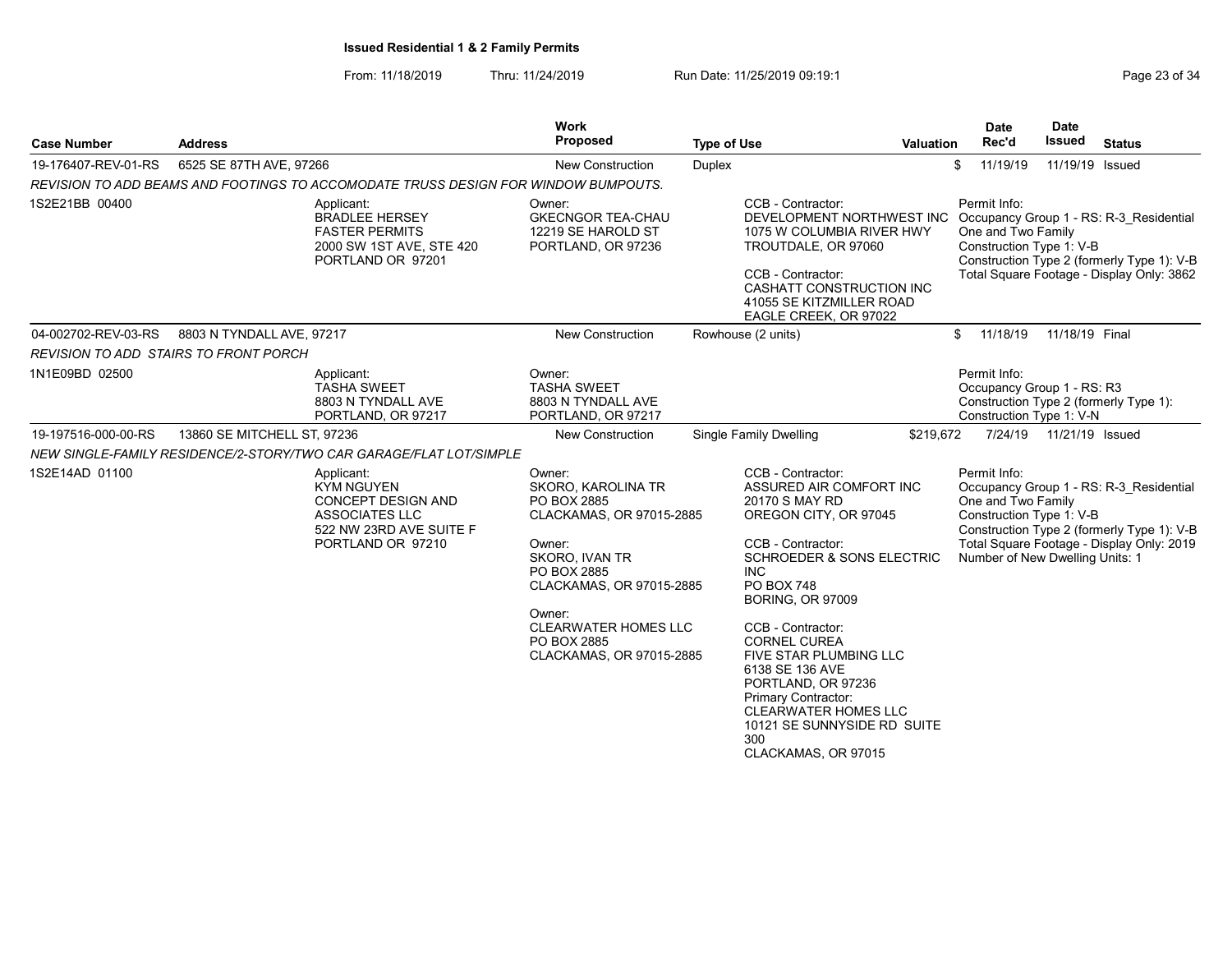**Issued Residential 1 & 2 Family Permits**

From: 11/18/2019 Thru: 11/24/2019 Run Date: 11/25/2019 09:19:1

| Case Number | Address | Work Proposed | Type of Use | Valuation | Date Rec'd | Date Issued | Status |
|---|---|---|---|---|---|---|---|
| 19-176407-REV-01-RS | 6525 SE 87TH AVE, 97266 | New Construction | Duplex | $ | 11/19/19 | 11/19/19 | Issued |

REVISION TO ADD BEAMS AND FOOTINGS TO ACCOMODATE TRUSS DESIGN FOR WINDOW BUMPOUTS.

1S2E21BB 00400

Applicant:
BRADLEE HERSEY
FASTER PERMITS
2000 SW 1ST AVE, STE 420
PORTLAND OR 97201

Owner:
GKECNGOR TEA-CHAU
12219 SE HAROLD ST
PORTLAND, OR 97236

CCB - Contractor:
DEVELOPMENT NORTHWEST INC
1075 W COLUMBIA RIVER HWY
TROUTDALE, OR 97060

CCB - Contractor:
CASHATT CONSTRUCTION INC
41055 SE KITZMILLER ROAD
EAGLE CREEK, OR 97022

Permit Info:
Occupancy Group 1 - RS: R-3_Residential One and Two Family
Construction Type 1: V-B
Construction Type 2 (formerly Type 1): V-B
Total Square Footage - Display Only: 3862

| Case Number | Address | Work Proposed | Type of Use | Valuation | Date Rec'd | Date Issued | Status |
|---|---|---|---|---|---|---|---|
| 04-002702-REV-03-RS | 8803 N TYNDALL AVE, 97217 | New Construction | Rowhouse (2 units) | $ | 11/18/19 | 11/18/19 | Final |

REVISION TO ADD STAIRS TO FRONT PORCH

1N1E09BD 02500

Applicant:
TASHA SWEET
8803 N TYNDALL AVE
PORTLAND, OR 97217

Owner:
TASHA SWEET
8803 N TYNDALL AVE
PORTLAND, OR 97217

Permit Info:
Occupancy Group 1 - RS: R3
Construction Type 2 (formerly Type 1):
Construction Type 1: V-N

| Case Number | Address | Work Proposed | Type of Use | Valuation | Date Rec'd | Date Issued | Status |
|---|---|---|---|---|---|---|---|
| 19-197516-000-00-RS | 13860 SE MITCHELL ST, 97236 | New Construction | Single Family Dwelling | $219,672 | 7/24/19 | 11/21/19 | Issued |

NEW SINGLE-FAMILY RESIDENCE/2-STORY/TWO CAR GARAGE/FLAT LOT/SIMPLE

1S2E14AD 01100

Applicant:
KYM NGUYEN
CONCEPT DESIGN AND ASSOCIATES LLC
522 NW 23RD AVE SUITE F
PORTLAND OR 97210

Owner:
SKORO, KAROLINA TR
PO BOX 2885
CLACKAMAS, OR 97015-2885

Owner:
SKORO, IVAN TR
PO BOX 2885
CLACKAMAS, OR 97015-2885

Owner:
CLEARWATER HOMES LLC
PO BOX 2885
CLACKAMAS, OR 97015-2885

CCB - Contractor:
ASSURED AIR COMFORT INC
20170 S MAY RD
OREGON CITY, OR 97045

CCB - Contractor:
SCHROEDER & SONS ELECTRIC INC
PO BOX 748
BORING, OR 97009

CCB - Contractor:
CORNEL CUREA
FIVE STAR PLUMBING LLC
6138 SE 136 AVE
PORTLAND, OR 97236

Primary Contractor:
CLEARWATER HOMES LLC
10121 SE SUNNYSIDE RD SUITE 300
CLACKAMAS, OR 97015

Permit Info:
Occupancy Group 1 - RS: R-3_Residential One and Two Family
Construction Type 1: V-B
Construction Type 2 (formerly Type 1): V-B
Total Square Footage - Display Only: 2019
Number of New Dwelling Units: 1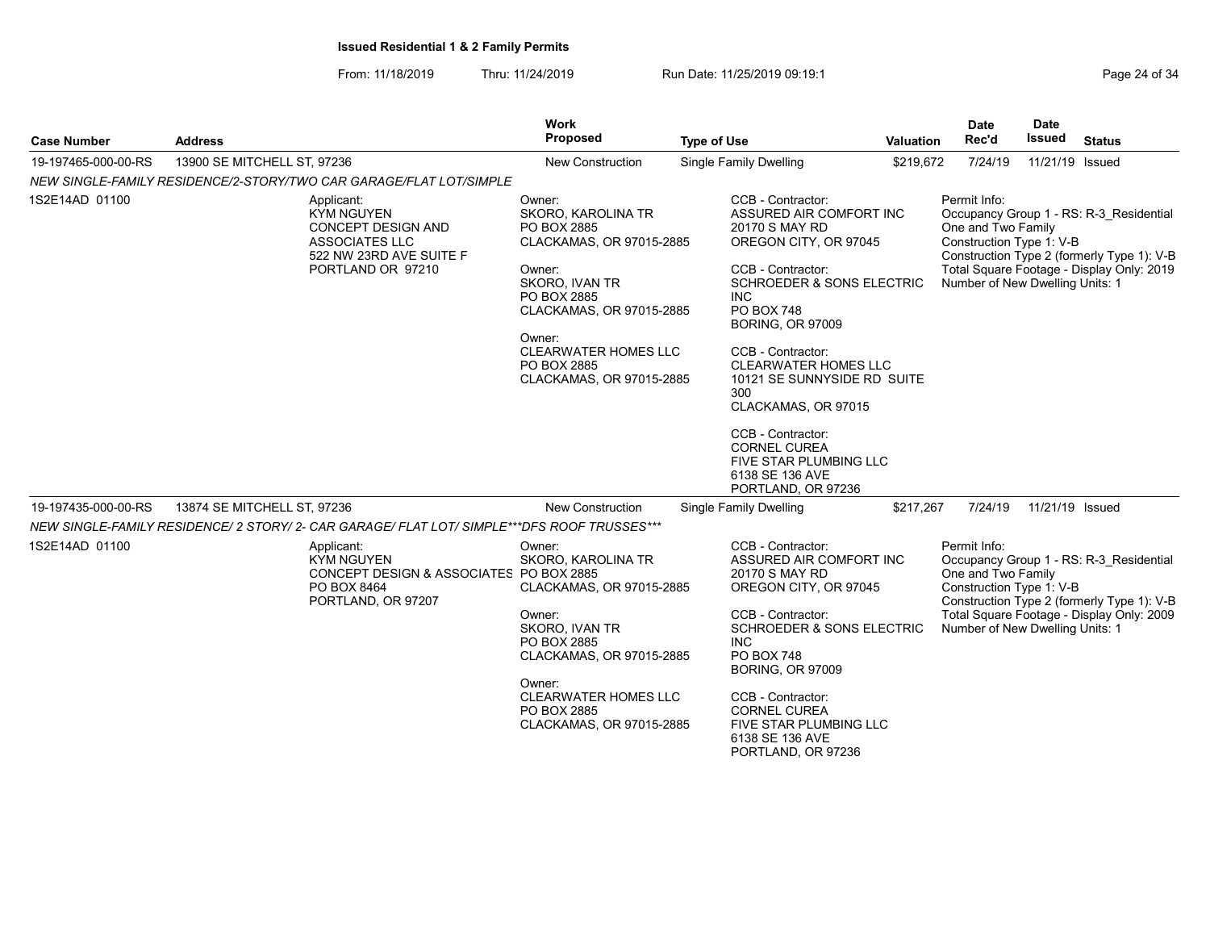**Issued Residential 1 & 2 Family Permits**

From: 11/18/2019 Thru: 11/24/2019 Run Date: 11/25/2019 09:19:1

| Case Number | Address | Work Proposed | Type of Use | Valuation | Date Rec'd | Date Issued | Status |
|---|---|---|---|---|---|---|---|
| 19-197465-000-00-RS | 13900 SE MITCHELL ST, 97236 | New Construction | Single Family Dwelling | $219,672 | 7/24/19 | 11/21/19 | Issued |

*NEW SINGLE-FAMILY RESIDENCE/2-STORY/TWO CAR GARAGE/FLAT LOT/SIMPLE*

1S2E14AD 01100

Applicant:
KYM NGUYEN
CONCEPT DESIGN AND ASSOCIATES LLC
522 NW 23RD AVE SUITE F
PORTLAND OR 97210

Owner:
SKORO, KAROLINA TR
PO BOX 2885
CLACKAMAS, OR 97015-2885

Owner:
SKORO, IVAN TR
PO BOX 2885
CLACKAMAS, OR 97015-2885

Owner:
CLEARWATER HOMES LLC
PO BOX 2885
CLACKAMAS, OR 97015-2885

CCB - Contractor:
ASSURED AIR COMFORT INC
20170 S MAY RD
OREGON CITY, OR 97045

CCB - Contractor:
SCHROEDER & SONS ELECTRIC INC
PO BOX 748
BORING, OR 97009

CCB - Contractor:
CLEARWATER HOMES LLC
10121 SE SUNNYSIDE RD SUITE 300
CLACKAMAS, OR 97015

CCB - Contractor:
CORNEL CUREA
FIVE STAR PLUMBING LLC
6138 SE 136 AVE
PORTLAND, OR 97236

Permit Info:
Occupancy Group 1 - RS: R-3_Residential One and Two Family
Construction Type 1: V-B
Construction Type 2 (formerly Type 1): V-B
Total Square Footage - Display Only: 2019
Number of New Dwelling Units: 1

| Case Number | Address | Work Proposed | Type of Use | Valuation | Date Rec'd | Date Issued | Status |
|---|---|---|---|---|---|---|---|
| 19-197435-000-00-RS | 13874 SE MITCHELL ST, 97236 | New Construction | Single Family Dwelling | $217,267 | 7/24/19 | 11/21/19 | Issued |

*NEW SINGLE-FAMILY RESIDENCE/ 2 STORY/ 2- CAR GARAGE/ FLAT LOT/ SIMPLE***DFS ROOF TRUSSES****

1S2E14AD 01100

Applicant:
KYM NGUYEN
CONCEPT DESIGN & ASSOCIATES
PO BOX 8464
PORTLAND, OR 97207

Owner:
SKORO, KAROLINA TR
PO BOX 2885
CLACKAMAS, OR 97015-2885

Owner:
SKORO, IVAN TR
PO BOX 2885
CLACKAMAS, OR 97015-2885

Owner:
CLEARWATER HOMES LLC
PO BOX 2885
CLACKAMAS, OR 97015-2885

CCB - Contractor:
ASSURED AIR COMFORT INC
20170 S MAY RD
OREGON CITY, OR 97045

CCB - Contractor:
SCHROEDER & SONS ELECTRIC INC
PO BOX 748
BORING, OR 97009

CCB - Contractor:
CORNEL CUREA
FIVE STAR PLUMBING LLC
6138 SE 136 AVE
PORTLAND, OR 97236

Permit Info:
Occupancy Group 1 - RS: R-3_Residential One and Two Family
Construction Type 1: V-B
Construction Type 2 (formerly Type 1): V-B
Total Square Footage - Display Only: 2009
Number of New Dwelling Units: 1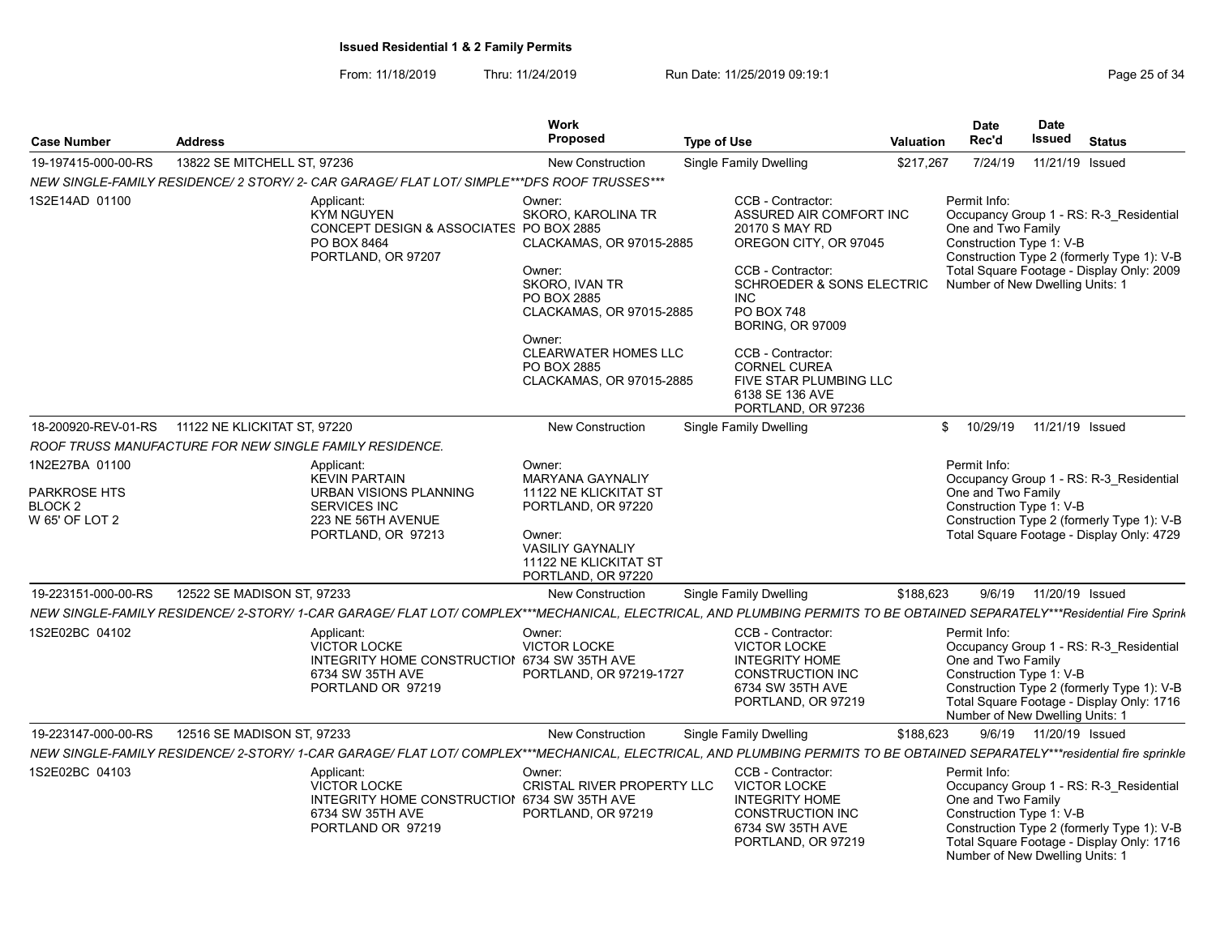**Issued Residential 1 & 2 Family Permits**

From: 11/18/2019 Thru: 11/24/2019 Run Date: 11/25/2019 09:19:1

| Case Number | Address | Work Proposed | Type of Use | Valuation | Date Rec'd | Date Issued | Status |
|---|---|---|---|---|---|---|---|
| 19-197415-000-00-RS | 13822 SE MITCHELL ST, 97236 | New Construction | Single Family Dwelling | $217,267 | 7/24/19 | 11/21/19 | Issued |

*NEW SINGLE-FAMILY RESIDENCE/ 2 STORY/ 2- CAR GARAGE/ FLAT LOT/ SIMPLE***DFS ROOF TRUSSES****

1S2E14AD 01100

Applicant:
KYM NGUYEN
CONCEPT DESIGN & ASSOCIATES
PO BOX 8464
PORTLAND, OR 97207

Owner:
SKORO, KAROLINA TR
PO BOX 2885
CLACKAMAS, OR 97015-2885

Owner:
SKORO, IVAN TR
PO BOX 2885
CLACKAMAS, OR 97015-2885

Owner:
CLEARWATER HOMES LLC
PO BOX 2885
CLACKAMAS, OR 97015-2885

CCB - Contractor:
ASSURED AIR COMFORT INC
20170 S MAY RD
OREGON CITY, OR 97045

CCB - Contractor:
SCHROEDER & SONS ELECTRIC INC
PO BOX 748
BORING, OR 97009

CCB - Contractor:
CORNEL CUREA
FIVE STAR PLUMBING LLC
6138 SE 136 AVE
PORTLAND, OR 97236

Permit Info:
Occupancy Group 1 - RS: R-3_Residential One and Two Family
Construction Type 1: V-B
Construction Type 2 (formerly Type 1): V-B
Total Square Footage - Display Only: 2009
Number of New Dwelling Units: 1

| Case Number | Address | Work Proposed | Type of Use | Valuation | Date Rec'd | Date Issued | Status |
|---|---|---|---|---|---|---|---|
| 18-200920-REV-01-RS | 11122 NE KLICKITAT ST, 97220 | New Construction | Single Family Dwelling | $ | 10/29/19 | 11/21/19 | Issued |

*ROOF TRUSS MANUFACTURE FOR NEW SINGLE FAMILY RESIDENCE.*

1N2E27BA 01100
PARKROSE HTS
BLOCK 2
W 65' OF LOT 2

Applicant:
KEVIN PARTAIN
URBAN VISIONS PLANNING SERVICES INC
223 NE 56TH AVENUE
PORTLAND, OR 97213

Owner:
MARYANA GAYNALIY
11122 NE KLICKITAT ST
PORTLAND, OR 97220

Owner:
VASILIY GAYNALIY
11122 NE KLICKITAT ST
PORTLAND, OR 97220

Permit Info:
Occupancy Group 1 - RS: R-3_Residential One and Two Family
Construction Type 1: V-B
Construction Type 2 (formerly Type 1): V-B
Total Square Footage - Display Only: 4729

| Case Number | Address | Work Proposed | Type of Use | Valuation | Date Rec'd | Date Issued | Status |
|---|---|---|---|---|---|---|---|
| 19-223151-000-00-RS | 12522 SE MADISON ST, 97233 | New Construction | Single Family Dwelling | $188,623 | 9/6/19 | 11/20/19 | Issued |

*NEW SINGLE-FAMILY RESIDENCE/ 2-STORY/ 1-CAR GARAGE/ FLAT LOT/ COMPLEX***MECHANICAL, ELECTRICAL, AND PLUMBING PERMITS TO BE OBTAINED SEPARATELY***Residential Fire Sprink*

1S2E02BC 04102

Applicant:
VICTOR LOCKE
INTEGRITY HOME CONSTRUCTION
6734 SW 35TH AVE
PORTLAND OR 97219

Owner:
VICTOR LOCKE
6734 SW 35TH AVE
PORTLAND, OR 97219-1727

CCB - Contractor:
VICTOR LOCKE
INTEGRITY HOME CONSTRUCTION INC
6734 SW 35TH AVE
PORTLAND, OR 97219

Permit Info:
Occupancy Group 1 - RS: R-3_Residential One and Two Family
Construction Type 1: V-B
Construction Type 2 (formerly Type 1): V-B
Total Square Footage - Display Only: 1716
Number of New Dwelling Units: 1

| Case Number | Address | Work Proposed | Type of Use | Valuation | Date Rec'd | Date Issued | Status |
|---|---|---|---|---|---|---|---|
| 19-223147-000-00-RS | 12516 SE MADISON ST, 97233 | New Construction | Single Family Dwelling | $188,623 | 9/6/19 | 11/20/19 | Issued |

*NEW SINGLE-FAMILY RESIDENCE/ 2-STORY/ 1-CAR GARAGE/ FLAT LOT/ COMPLEX***MECHANICAL, ELECTRICAL, AND PLUMBING PERMITS TO BE OBTAINED SEPARATELY***residential fire sprinkle*

1S2E02BC 04103

Applicant:
VICTOR LOCKE
INTEGRITY HOME CONSTRUCTION
6734 SW 35TH AVE
PORTLAND OR 97219

Owner:
CRISTAL RIVER PROPERTY LLC
6734 SW 35TH AVE
PORTLAND, OR 97219

CCB - Contractor:
VICTOR LOCKE
INTEGRITY HOME CONSTRUCTION INC
6734 SW 35TH AVE
PORTLAND, OR 97219

Permit Info:
Occupancy Group 1 - RS: R-3_Residential One and Two Family
Construction Type 1: V-B
Construction Type 2 (formerly Type 1): V-B
Total Square Footage - Display Only: 1716
Number of New Dwelling Units: 1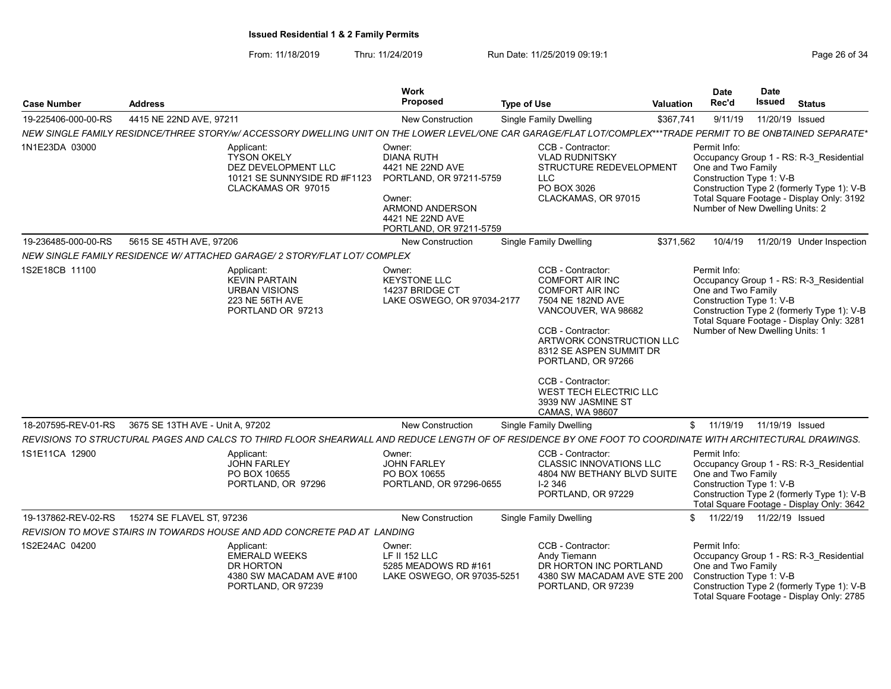**Issued Residential 1 & 2 Family Permits**

From: 11/18/2019 Thru: 11/24/2019 Run Date: 11/25/2019 09:19:1

| Case Number | Address | Work Proposed | Type of Use | Valuation | Date Rec'd | Date Issued | Status |
|---|---|---|---|---|---|---|---|
| 19-225406-000-00-RS | 4415 NE 22ND AVE, 97211 | New Construction | Single Family Dwelling | $367,741 | 9/11/19 | 11/20/19 | Issued |
| NEW SINGLE FAMILY RESIDNCE/THREE STORY/w/ ACCESSORY DWELLING UNIT ON THE LOWER LEVEL/ONE CAR GARAGE/FLAT LOT/COMPLEX***TRADE PERMIT TO BE ONBTAINED SEPARATE* | | | | | | | |
| 1N1E23DA 03000 | Applicant: TYSON OKELY DEZ DEVELOPMENT LLC 10121 SE SUNNYSIDE RD #F1123 CLACKAMAS OR 97015 | Owner: DIANA RUTH 4421 NE 22ND AVE PORTLAND, OR 97211-5759 Owner: ARMOND ANDERSON 4421 NE 22ND AVE PORTLAND, OR 97211-5759 | CCB - Contractor: VLAD RUDNITSKY STRUCTURE REDEVELOPMENT LLC PO BOX 3026 CLACKAMAS, OR 97015 | | Permit Info: Occupancy Group 1 - RS: R-3_Residential One and Two Family Construction Type 1: V-B Construction Type 2 (formerly Type 1): V-B Total Square Footage - Display Only: 3192 Number of New Dwelling Units: 2 | | |
| 19-236485-000-00-RS | 5615 SE 45TH AVE, 97206 | New Construction | Single Family Dwelling | $371,562 | 10/4/19 | 11/20/19 | Under Inspection |
| NEW SINGLE FAMILY RESIDENCE W/ ATTACHED GARAGE/ 2 STORY/FLAT LOT/ COMPLEX | | | | | | | |
| 1S2E18CB 11100 | Applicant: KEVIN PARTAIN URBAN VISIONS 223 NE 56TH AVE PORTLAND OR 97213 | Owner: KEYSTONE LLC 14237 BRIDGE CT LAKE OSWEGO, OR 97034-2177 | CCB - Contractor: COMFORT AIR INC COMFORT AIR INC 7504 NE 182ND AVE VANCOUVER, WA 98682 CCB - Contractor: ARTWORK CONSTRUCTION LLC 8312 SE ASPEN SUMMIT DR PORTLAND, OR 97266 CCB - Contractor: WEST TECH ELECTRIC LLC 3939 NW JASMINE ST CAMAS, WA 98607 | | Permit Info: Occupancy Group 1 - RS: R-3_Residential One and Two Family Construction Type 1: V-B Construction Type 2 (formerly Type 1): V-B Total Square Footage - Display Only: 3281 Number of New Dwelling Units: 1 | | |
| 18-207595-REV-01-RS | 3675 SE 13TH AVE - Unit A, 97202 | New Construction | Single Family Dwelling | $ | 11/19/19 | 11/19/19 | Issued |
| REVISIONS TO STRUCTURAL PAGES AND CALCS TO THIRD FLOOR SHEARWALL AND REDUCE LENGTH OF OF RESIDENCE BY ONE FOOT TO COORDINATE WITH ARCHITECTURAL DRAWINGS. | | | | | | | |
| 1S1E11CA 12900 | Applicant: JOHN FARLEY PO BOX 10655 PORTLAND, OR 97296 | Owner: JOHN FARLEY PO BOX 10655 PORTLAND, OR 97296-0655 | CCB - Contractor: CLASSIC INNOVATIONS LLC 4804 NW BETHANY BLVD SUITE I-2 346 PORTLAND, OR 97229 | | Permit Info: Occupancy Group 1 - RS: R-3_Residential One and Two Family Construction Type 1: V-B Construction Type 2 (formerly Type 1): V-B Total Square Footage - Display Only: 3642 | | |
| 19-137862-REV-02-RS | 15274 SE FLAVEL ST, 97236 | New Construction | Single Family Dwelling | $ | 11/22/19 | 11/22/19 | Issued |
| REVISION TO MOVE STAIRS IN TOWARDS HOUSE AND ADD CONCRETE PAD AT LANDING | | | | | | | |
| 1S2E24AC 04200 | Applicant: EMERALD WEEKS DR HORTON 4380 SW MACADAM AVE #100 PORTLAND, OR 97239 | Owner: LF II 152 LLC 5285 MEADOWS RD #161 LAKE OSWEGO, OR 97035-5251 | CCB - Contractor: Andy Tiemann DR HORTON INC PORTLAND 4380 SW MACADAM AVE STE 200 PORTLAND, OR 97239 | | Permit Info: Occupancy Group 1 - RS: R-3_Residential One and Two Family Construction Type 1: V-B Construction Type 2 (formerly Type 1): V-B Total Square Footage - Display Only: 2785 | | |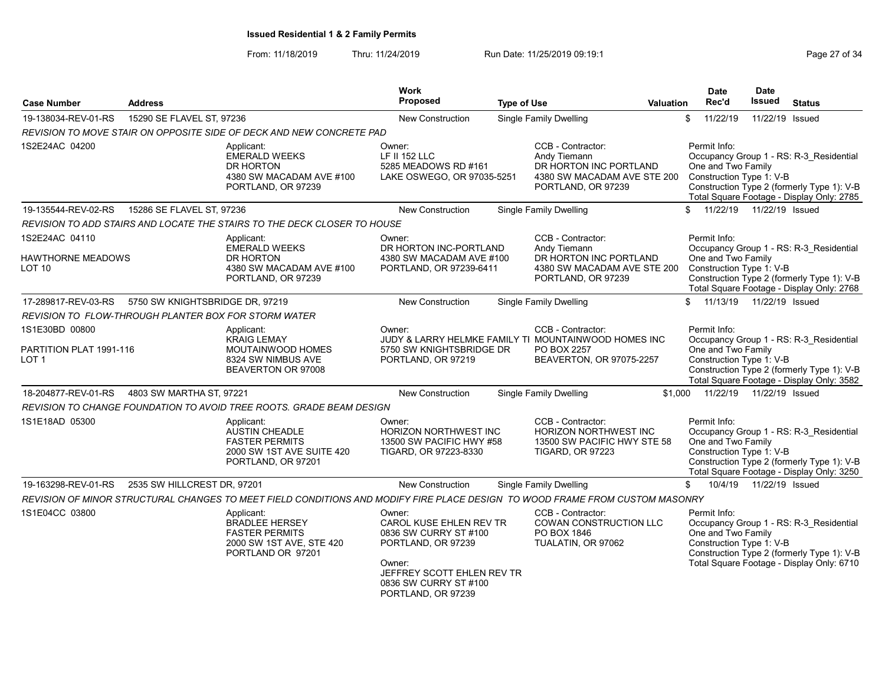# Issued Residential 1 & 2 Family Permits

From: 11/18/2019 Thru: 11/24/2019 Run Date: 11/25/2019 09:19:1

| Case Number | Address | Work Proposed | Type of Use | Valuation | Date Rec'd | Date Issued | Status |
|---|---|---|---|---|---|---|---|
| 19-138034-REV-01-RS | 15290 SE FLAVEL ST, 97236 | New Construction | Single Family Dwelling | $ | 11/22/19 | 11/22/19 | Issued |

*REVISION TO MOVE STAIR ON OPPOSITE SIDE OF DECK AND NEW CONCRETE PAD*

1S2E24AC 04200

Applicant: EMERALD WEEKS, DR HORTON, 4380 SW MACADAM AVE #100, PORTLAND, OR 97239

Owner: LF II 152 LLC, 5285 MEADOWS RD #161, LAKE OSWEGO, OR 97035-5251

CCB - Contractor: Andy Tiemann, DR HORTON INC PORTLAND, 4380 SW MACADAM AVE STE 200, PORTLAND, OR 97239

Permit Info: Occupancy Group 1 - RS: R-3_Residential One and Two Family; Construction Type 1: V-B; Construction Type 2 (formerly Type 1): V-B; Total Square Footage - Display Only: 2785

| Case Number | Address | Work Proposed | Type of Use | Valuation | Date Rec'd | Date Issued | Status |
|---|---|---|---|---|---|---|---|
| 19-135544-REV-02-RS | 15286 SE FLAVEL ST, 97236 | New Construction | Single Family Dwelling | $ | 11/22/19 | 11/22/19 | Issued |

*REVISION TO ADD STAIRS AND LOCATE THE STAIRS TO THE DECK CLOSER TO HOUSE*

1S2E24AC 04110
HAWTHORNE MEADOWS
LOT 10

Applicant: EMERALD WEEKS, DR HORTON, 4380 SW MACADAM AVE #100, PORTLAND, OR 97239

Owner: DR HORTON INC-PORTLAND, 4380 SW MACADAM AVE #100, PORTLAND, OR 97239-6411

CCB - Contractor: Andy Tiemann, DR HORTON INC PORTLAND, 4380 SW MACADAM AVE STE 200, PORTLAND, OR 97239

Permit Info: Occupancy Group 1 - RS: R-3_Residential One and Two Family; Construction Type 1: V-B; Construction Type 2 (formerly Type 1): V-B; Total Square Footage - Display Only: 2768

| Case Number | Address | Work Proposed | Type of Use | Valuation | Date Rec'd | Date Issued | Status |
|---|---|---|---|---|---|---|---|
| 17-289817-REV-03-RS | 5750 SW KNIGHTSBRIDGE DR, 97219 | New Construction | Single Family Dwelling | $ | 11/13/19 | 11/22/19 | Issued |

*REVISION TO FLOW-THROUGH PLANTER BOX FOR STORM WATER*

1S1E30BD 00800
PARTITION PLAT 1991-116
LOT 1

Applicant: KRAIG LEMAY, MOUTAINWOOD HOMES, 8324 SW NIMBUS AVE, BEAVERTON OR 97008

Owner: JUDY & LARRY HELMKE FAMILY TI, 5750 SW KNIGHTSBRIDGE DR, PORTLAND, OR 97219

CCB - Contractor: MOUNTAINWOOD HOMES INC, PO BOX 2257, BEAVERTON, OR 97075-2257

Permit Info: Occupancy Group 1 - RS: R-3_Residential One and Two Family; Construction Type 1: V-B; Construction Type 2 (formerly Type 1): V-B; Total Square Footage - Display Only: 3582

| Case Number | Address | Work Proposed | Type of Use | Valuation | Date Rec'd | Date Issued | Status |
|---|---|---|---|---|---|---|---|
| 18-204877-REV-01-RS | 4803 SW MARTHA ST, 97221 | New Construction | Single Family Dwelling | $1,000 | 11/22/19 | 11/22/19 | Issued |

*REVISION TO CHANGE FOUNDATION TO AVOID TREE ROOTS. GRADE BEAM DESIGN*

1S1E18AD 05300

Applicant: AUSTIN CHEADLE, FASTER PERMITS, 2000 SW 1ST AVE SUITE 420, PORTLAND, OR 97201

Owner: HORIZON NORTHWEST INC, 13500 SW PACIFIC HWY #58, TIGARD, OR 97223-8330

CCB - Contractor: HORIZON NORTHWEST INC, 13500 SW PACIFIC HWY STE 58, TIGARD, OR 97223

Permit Info: Occupancy Group 1 - RS: R-3_Residential One and Two Family; Construction Type 1: V-B; Construction Type 2 (formerly Type 1): V-B; Total Square Footage - Display Only: 3250

| Case Number | Address | Work Proposed | Type of Use | Valuation | Date Rec'd | Date Issued | Status |
|---|---|---|---|---|---|---|---|
| 19-163298-REV-01-RS | 2535 SW HILLCREST DR, 97201 | New Construction | Single Family Dwelling | $ | 10/4/19 | 11/22/19 | Issued |

*REVISION OF MINOR STRUCTURAL CHANGES TO MEET FIELD CONDITIONS AND MODIFY FIRE PLACE DESIGN TO WOOD FRAME FROM CUSTOM MASONRY*

1S1E04CC 03800

Applicant: BRADLEE HERSEY, FASTER PERMITS, 2000 SW 1ST AVE, STE 420, PORTLAND OR 97201

Owner: CAROL KUSE EHLEN REV TR, 0836 SW CURRY ST #100, PORTLAND, OR 97239

Owner: JEFFREY SCOTT EHLEN REV TR, 0836 SW CURRY ST #100, PORTLAND, OR 97239

CCB - Contractor: COWAN CONSTRUCTION LLC, PO BOX 1846, TUALATIN, OR 97062

Permit Info: Occupancy Group 1 - RS: R-3_Residential One and Two Family; Construction Type 1: V-B; Construction Type 2 (formerly Type 1): V-B; Total Square Footage - Display Only: 6710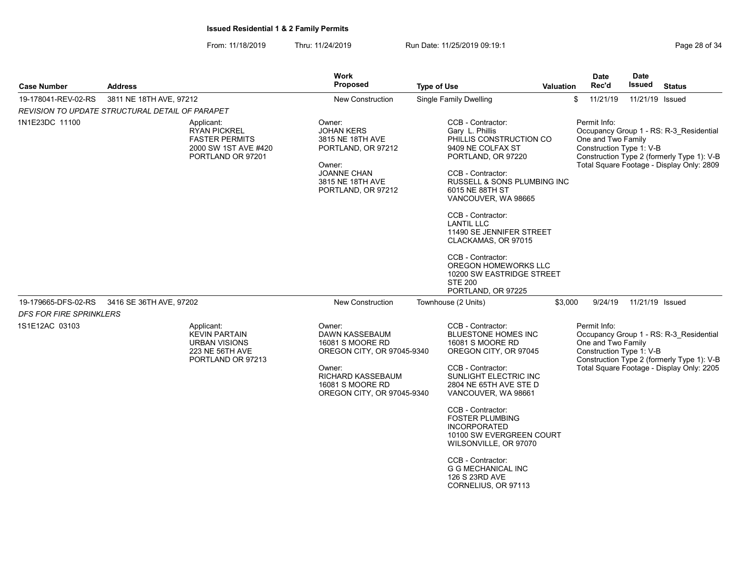**Issued Residential 1 & 2 Family Permits**

From: 11/18/2019 Thru: 11/24/2019 Run Date: 11/25/2019 09:19:1

| Case Number | Address | Work Proposed | Type of Use | Valuation | Date Rec'd | Date Issued | Status |
|---|---|---|---|---|---|---|---|
| 19-178041-REV-02-RS | 3811 NE 18TH AVE, 97212 | New Construction | Single Family Dwelling | $ | 11/21/19 | 11/21/19 | Issued |

*REVISION TO UPDATE STRUCTURAL DETAIL OF PARAPET*

1N1E23DC 11100

Applicant:
RYAN PICKREL
FASTER PERMITS
2000 SW 1ST AVE #420
PORTLAND OR 97201

Owner:
JOHAN KERS
3815 NE 18TH AVE
PORTLAND, OR 97212

Owner:
JOANNE CHAN
3815 NE 18TH AVE
PORTLAND, OR 97212

CCB - Contractor:
Gary L. Phillis
PHILLIS CONSTRUCTION CO
9409 NE COLFAX ST
PORTLAND, OR 97220

CCB - Contractor:
RUSSELL & SONS PLUMBING INC
6015 NE 88TH ST
VANCOUVER, WA 98665

CCB - Contractor:
LANTIL LLC
11490 SE JENNIFER STREET
CLACKAMAS, OR 97015

CCB - Contractor:
OREGON HOMEWORKS LLC
10200 SW EASTRIDGE STREET
STE 200
PORTLAND, OR 97225

Permit Info:
Occupancy Group 1 - RS: R-3_Residential One and Two Family
Construction Type 1: V-B
Construction Type 2 (formerly Type 1): V-B
Total Square Footage - Display Only: 2809

| Case Number | Address | Work Proposed | Type of Use | Valuation | Date Rec'd | Date Issued | Status |
|---|---|---|---|---|---|---|---|
| 19-179665-DFS-02-RS | 3416 SE 36TH AVE, 97202 | New Construction | Townhouse (2 Units) | $3,000 | 9/24/19 | 11/21/19 | Issued |

*DFS FOR FIRE SPRINKLERS*

1S1E12AC 03103

Applicant:
KEVIN PARTAIN
URBAN VISIONS
223 NE 56TH AVE
PORTLAND OR 97213

Owner:
DAWN KASSEBAUM
16081 S MOORE RD
OREGON CITY, OR 97045-9340

Owner:
RICHARD KASSEBAUM
16081 S MOORE RD
OREGON CITY, OR 97045-9340

CCB - Contractor:
BLUESTONE HOMES INC
16081 S MOORE RD
OREGON CITY, OR 97045

CCB - Contractor:
SUNLIGHT ELECTRIC INC
2804 NE 65TH AVE STE D
VANCOUVER, WA 98661

CCB - Contractor:
FOSTER PLUMBING INCORPORATED
10100 SW EVERGREEN COURT
WILSONVILLE, OR 97070

CCB - Contractor:
G G MECHANICAL INC
126 S 23RD AVE
CORNELIUS, OR 97113

Permit Info:
Occupancy Group 1 - RS: R-3_Residential One and Two Family
Construction Type 1: V-B
Construction Type 2 (formerly Type 1): V-B
Total Square Footage - Display Only: 2205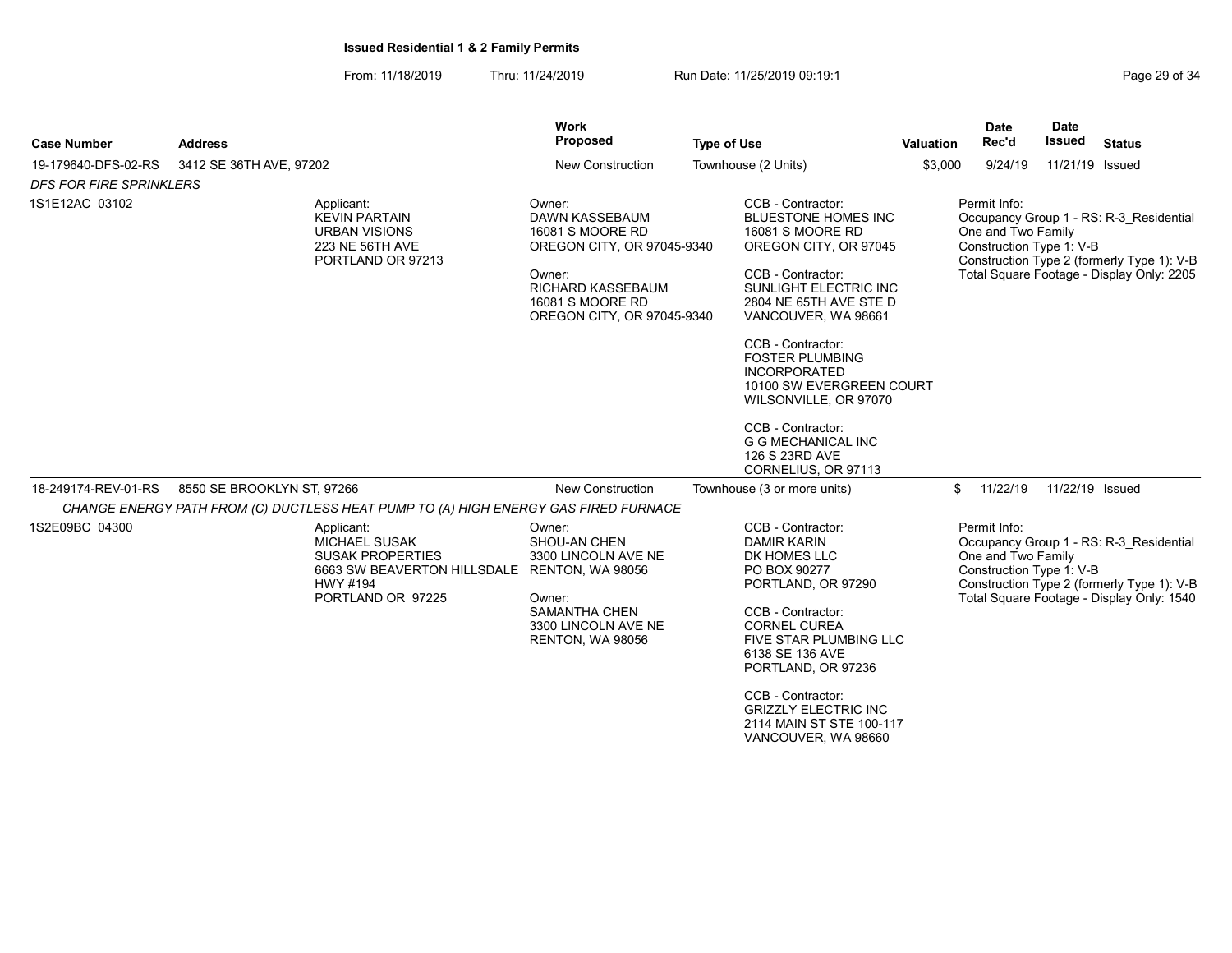**Issued Residential 1 & 2 Family Permits**

From: 11/18/2019 Thru: 11/24/2019 Run Date: 11/25/2019 09:19:1

| Case Number | Address | Work Proposed | Type of Use | Valuation | Date Rec'd | Date Issued | Status |
|---|---|---|---|---|---|---|---|
| 19-179640-DFS-02-RS | 3412 SE 36TH AVE, 97202 | New Construction | Townhouse (2 Units) | $3,000 | 9/24/19 | 11/21/19 | Issued |

*DFS FOR FIRE SPRINKLERS*

1S1E12AC 03102

Applicant:
KEVIN PARTAIN
URBAN VISIONS
223 NE 56TH AVE
PORTLAND OR 97213

Owner:
DAWN KASSEBAUM
16081 S MOORE RD
OREGON CITY, OR 97045-9340

Owner:
RICHARD KASSEBAUM
16081 S MOORE RD
OREGON CITY, OR 97045-9340

CCB - Contractor:
BLUESTONE HOMES INC
16081 S MOORE RD
OREGON CITY, OR 97045

CCB - Contractor:
SUNLIGHT ELECTRIC INC
2804 NE 65TH AVE STE D
VANCOUVER, WA 98661

CCB - Contractor:
FOSTER PLUMBING INCORPORATED
10100 SW EVERGREEN COURT
WILSONVILLE, OR 97070

CCB - Contractor:
G G MECHANICAL INC
126 S 23RD AVE
CORNELIUS, OR 97113

Permit Info:
Occupancy Group 1 - RS: R-3_Residential One and Two Family
Construction Type 1: V-B
Construction Type 2 (formerly Type 1): V-B
Total Square Footage - Display Only: 2205

| Case Number | Address | Work Proposed | Type of Use | Valuation | Date Rec'd | Date Issued | Status |
|---|---|---|---|---|---|---|---|
| 18-249174-REV-01-RS | 8550 SE BROOKLYN ST, 97266 | New Construction | Townhouse (3 or more units) | $ | 11/22/19 | 11/22/19 | Issued |

*CHANGE ENERGY PATH FROM (C) DUCTLESS HEAT PUMP TO (A) HIGH ENERGY GAS FIRED FURNACE*

1S2E09BC 04300

Applicant:
MICHAEL SUSAK
SUSAK PROPERTIES
6663 SW BEAVERTON HILLSDALE HWY #194
PORTLAND OR 97225

Owner:
SHOU-AN CHEN
3300 LINCOLN AVE NE
RENTON, WA 98056

Owner:
SAMANTHA CHEN
3300 LINCOLN AVE NE
RENTON, WA 98056

CCB - Contractor:
DAMIR KARIN
DK HOMES LLC
PO BOX 90277
PORTLAND, OR 97290

CCB - Contractor:
CORNEL CUREA
FIVE STAR PLUMBING LLC
6138 SE 136 AVE
PORTLAND, OR 97236

CCB - Contractor:
GRIZZLY ELECTRIC INC
2114 MAIN ST STE 100-117
VANCOUVER, WA 98660

Permit Info:
Occupancy Group 1 - RS: R-3_Residential One and Two Family
Construction Type 1: V-B
Construction Type 2 (formerly Type 1): V-B
Total Square Footage - Display Only: 1540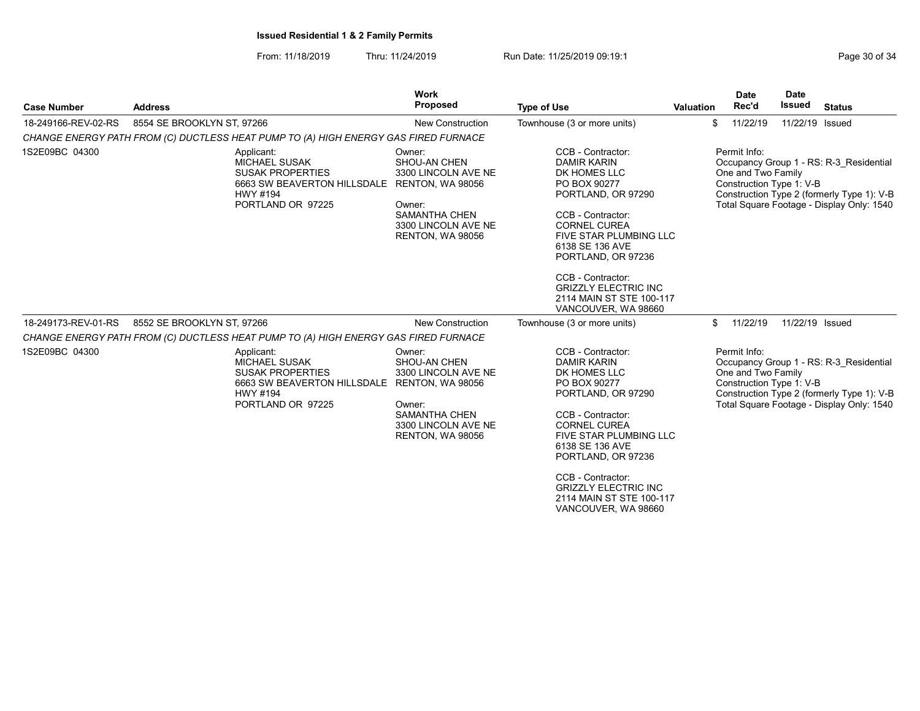**Issued Residential 1 & 2 Family Permits**

From: 11/18/2019 Thru: 11/24/2019 Run Date: 11/25/2019 09:19:1

| Case Number | Address | Work Proposed | Type of Use | Valuation | Date Rec'd | Date Issued | Status |
|---|---|---|---|---|---|---|---|
| 18-249166-REV-02-RS | 8554 SE BROOKLYN ST, 97266 | New Construction | Townhouse (3 or more units) | $ | 11/22/19 | 11/22/19 | Issued |

*CHANGE ENERGY PATH FROM (C) DUCTLESS HEAT PUMP TO (A) HIGH ENERGY GAS FIRED FURNACE*

1S2E09BC 04300

Applicant:
MICHAEL SUSAK
SUSAK PROPERTIES
6663 SW BEAVERTON HILLSDALE HWY #194
PORTLAND OR 97225

Owner:
SHOU-AN CHEN
3300 LINCOLN AVE NE
RENTON, WA 98056

Owner:
SAMANTHA CHEN
3300 LINCOLN AVE NE
RENTON, WA 98056

CCB - Contractor:
DAMIR KARIN
DK HOMES LLC
PO BOX 90277
PORTLAND, OR 97290

CCB - Contractor:
CORNEL CUREA
FIVE STAR PLUMBING LLC
6138 SE 136 AVE
PORTLAND, OR 97236

CCB - Contractor:
GRIZZLY ELECTRIC INC
2114 MAIN ST STE 100-117
VANCOUVER, WA 98660

Permit Info:
Occupancy Group 1 - RS: R-3_Residential One and Two Family
Construction Type 1: V-B
Construction Type 2 (formerly Type 1): V-B
Total Square Footage - Display Only: 1540

| Case Number | Address | Work Proposed | Type of Use | Valuation | Date Rec'd | Date Issued | Status |
|---|---|---|---|---|---|---|---|
| 18-249173-REV-01-RS | 8552 SE BROOKLYN ST, 97266 | New Construction | Townhouse (3 or more units) | $ | 11/22/19 | 11/22/19 | Issued |

*CHANGE ENERGY PATH FROM (C) DUCTLESS HEAT PUMP TO (A) HIGH ENERGY GAS FIRED FURNACE*

1S2E09BC 04300

Applicant:
MICHAEL SUSAK
SUSAK PROPERTIES
6663 SW BEAVERTON HILLSDALE HWY #194
PORTLAND OR 97225

Owner:
SHOU-AN CHEN
3300 LINCOLN AVE NE
RENTON, WA 98056

Owner:
SAMANTHA CHEN
3300 LINCOLN AVE NE
RENTON, WA 98056

CCB - Contractor:
DAMIR KARIN
DK HOMES LLC
PO BOX 90277
PORTLAND, OR 97290

CCB - Contractor:
CORNEL CUREA
FIVE STAR PLUMBING LLC
6138 SE 136 AVE
PORTLAND, OR 97236

CCB - Contractor:
GRIZZLY ELECTRIC INC
2114 MAIN ST STE 100-117
VANCOUVER, WA 98660

Permit Info:
Occupancy Group 1 - RS: R-3_Residential One and Two Family
Construction Type 1: V-B
Construction Type 2 (formerly Type 1): V-B
Total Square Footage - Display Only: 1540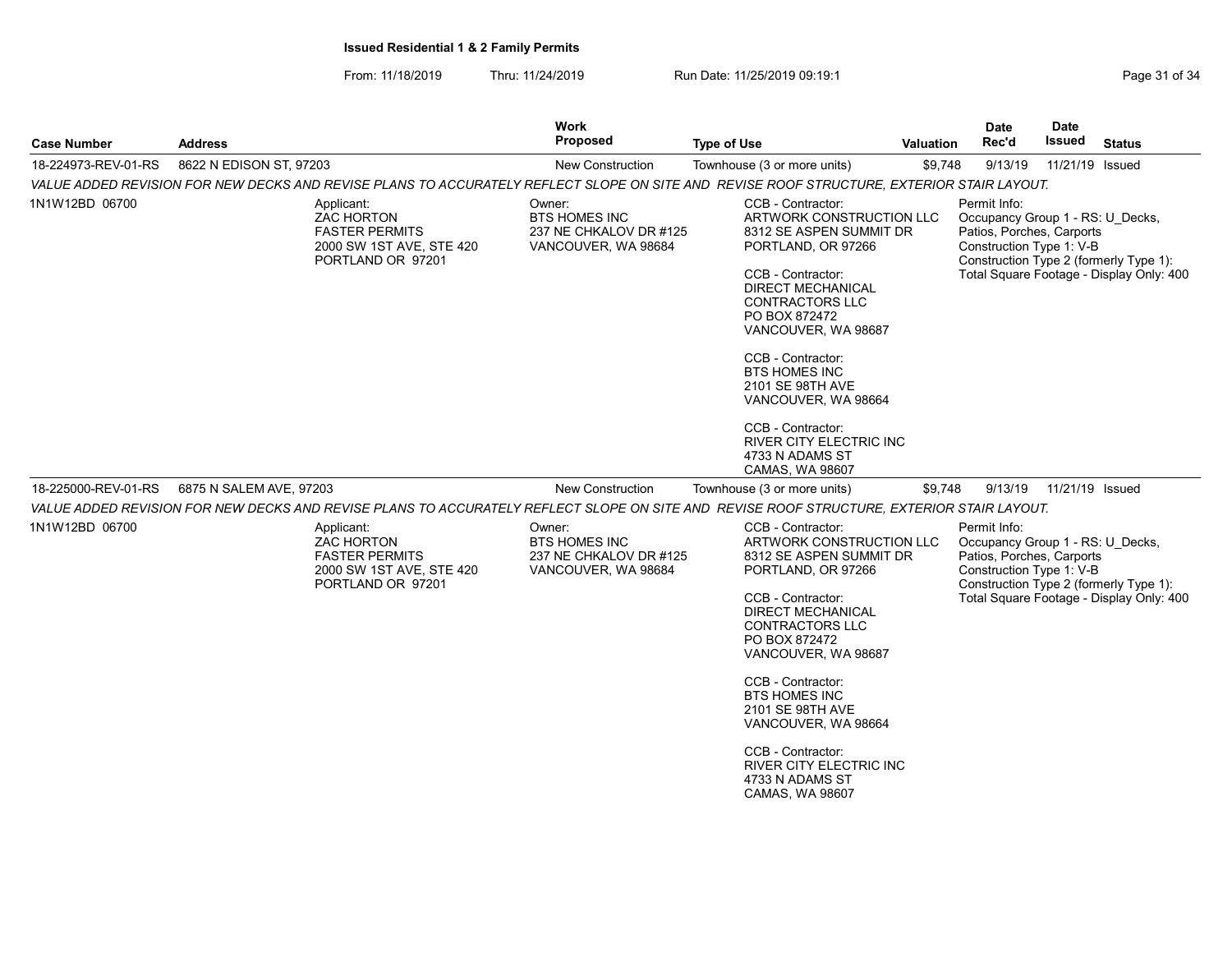**Issued Residential 1 & 2 Family Permits**

From: 11/18/2019 Thru: 11/24/2019 Run Date: 11/25/2019 09:19:1

| Case Number | Address | Work Proposed | Type of Use | Valuation | Date Rec'd | Date Issued | Status |
|---|---|---|---|---|---|---|---|
| 18-224973-REV-01-RS | 8622 N EDISON ST, 97203 | New Construction | Townhouse (3 or more units) | $9,748 | 9/13/19 | 11/21/19 | Issued |

*VALUE ADDED REVISION FOR NEW DECKS AND REVISE PLANS TO ACCURATELY REFLECT SLOPE ON SITE AND REVISE ROOF STRUCTURE, EXTERIOR STAIR LAYOUT.*

1N1W12BD 06700

Applicant:
ZAC HORTON
FASTER PERMITS
2000 SW 1ST AVE, STE 420
PORTLAND OR 97201

Owner:
BTS HOMES INC
237 NE CHKALOV DR #125
VANCOUVER, WA 98684

CCB - Contractor:
ARTWORK CONSTRUCTION LLC
8312 SE ASPEN SUMMIT DR
PORTLAND, OR 97266

CCB - Contractor:
DIRECT MECHANICAL CONTRACTORS LLC
PO BOX 872472
VANCOUVER, WA 98687

CCB - Contractor:
BTS HOMES INC
2101 SE 98TH AVE
VANCOUVER, WA 98664

CCB - Contractor:
RIVER CITY ELECTRIC INC
4733 N ADAMS ST
CAMAS, WA 98607

Permit Info:
Occupancy Group 1 - RS: U_Decks, Patios, Porches, Carports
Construction Type 1: V-B
Construction Type 2 (formerly Type 1):
Total Square Footage - Display Only: 400

| Case Number | Address | Work Proposed | Type of Use | Valuation | Date Rec'd | Date Issued | Status |
|---|---|---|---|---|---|---|---|
| 18-225000-REV-01-RS | 6875 N SALEM AVE, 97203 | New Construction | Townhouse (3 or more units) | $9,748 | 9/13/19 | 11/21/19 | Issued |

*VALUE ADDED REVISION FOR NEW DECKS AND REVISE PLANS TO ACCURATELY REFLECT SLOPE ON SITE AND REVISE ROOF STRUCTURE, EXTERIOR STAIR LAYOUT.*

1N1W12BD 06700

Applicant:
ZAC HORTON
FASTER PERMITS
2000 SW 1ST AVE, STE 420
PORTLAND OR 97201

Owner:
BTS HOMES INC
237 NE CHKALOV DR #125
VANCOUVER, WA 98684

CCB - Contractor:
ARTWORK CONSTRUCTION LLC
8312 SE ASPEN SUMMIT DR
PORTLAND, OR 97266

CCB - Contractor:
DIRECT MECHANICAL CONTRACTORS LLC
PO BOX 872472
VANCOUVER, WA 98687

CCB - Contractor:
BTS HOMES INC
2101 SE 98TH AVE
VANCOUVER, WA 98664

CCB - Contractor:
RIVER CITY ELECTRIC INC
4733 N ADAMS ST
CAMAS, WA 98607

Permit Info:
Occupancy Group 1 - RS: U_Decks, Patios, Porches, Carports
Construction Type 1: V-B
Construction Type 2 (formerly Type 1):
Total Square Footage - Display Only: 400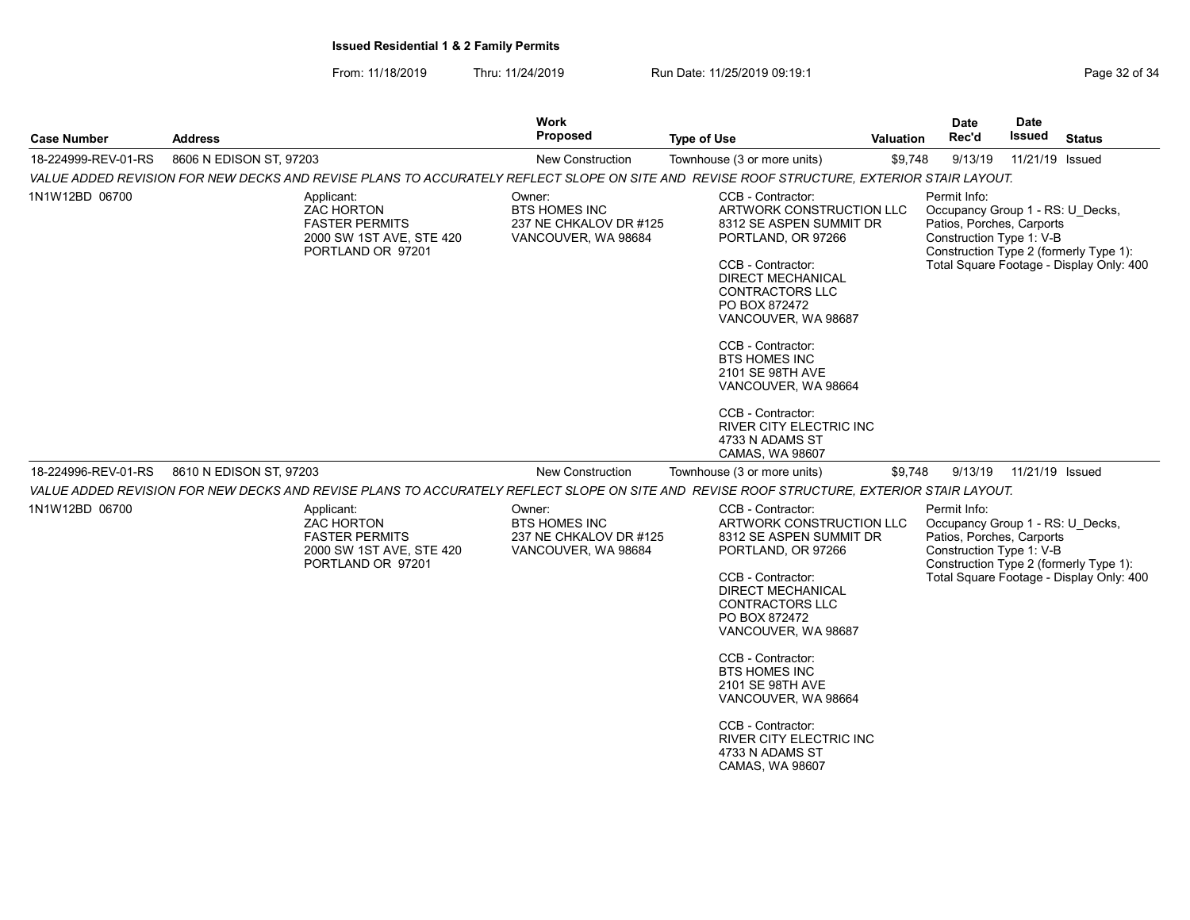**Issued Residential 1 & 2 Family Permits**

From: 11/18/2019 Thru: 11/24/2019 Run Date: 11/25/2019 09:19:1

| Case Number | Address | Work Proposed | Type of Use | Valuation | Date Rec'd | Date Issued | Status |
|---|---|---|---|---|---|---|---|
| 18-224999-REV-01-RS | 8606 N EDISON ST, 97203 | New Construction | Townhouse (3 or more units) | $9,748 | 9/13/19 | 11/21/19 | Issued |

*VALUE ADDED REVISION FOR NEW DECKS AND REVISE PLANS TO ACCURATELY REFLECT SLOPE ON SITE AND REVISE ROOF STRUCTURE, EXTERIOR STAIR LAYOUT.*

1N1W12BD 06700

Applicant:
ZAC HORTON
FASTER PERMITS
2000 SW 1ST AVE, STE 420
PORTLAND OR 97201

Owner:
BTS HOMES INC
237 NE CHKALOV DR #125
VANCOUVER, WA 98684

CCB - Contractor:
ARTWORK CONSTRUCTION LLC
8312 SE ASPEN SUMMIT DR
PORTLAND, OR 97266

CCB - Contractor:
DIRECT MECHANICAL CONTRACTORS LLC
PO BOX 872472
VANCOUVER, WA 98687

CCB - Contractor:
BTS HOMES INC
2101 SE 98TH AVE
VANCOUVER, WA 98664

CCB - Contractor:
RIVER CITY ELECTRIC INC
4733 N ADAMS ST
CAMAS, WA 98607

Permit Info:
Occupancy Group 1 - RS: U_Decks, Patios, Porches, Carports
Construction Type 1: V-B
Construction Type 2 (formerly Type 1):
Total Square Footage - Display Only: 400

| Case Number | Address | Work Proposed | Type of Use | Valuation | Date Rec'd | Date Issued | Status |
|---|---|---|---|---|---|---|---|
| 18-224996-REV-01-RS | 8610 N EDISON ST, 97203 | New Construction | Townhouse (3 or more units) | $9,748 | 9/13/19 | 11/21/19 | Issued |

*VALUE ADDED REVISION FOR NEW DECKS AND REVISE PLANS TO ACCURATELY REFLECT SLOPE ON SITE AND REVISE ROOF STRUCTURE, EXTERIOR STAIR LAYOUT.*

1N1W12BD 06700

Applicant:
ZAC HORTON
FASTER PERMITS
2000 SW 1ST AVE, STE 420
PORTLAND OR 97201

Owner:
BTS HOMES INC
237 NE CHKALOV DR #125
VANCOUVER, WA 98684

CCB - Contractor:
ARTWORK CONSTRUCTION LLC
8312 SE ASPEN SUMMIT DR
PORTLAND, OR 97266

CCB - Contractor:
DIRECT MECHANICAL CONTRACTORS LLC
PO BOX 872472
VANCOUVER, WA 98687

CCB - Contractor:
BTS HOMES INC
2101 SE 98TH AVE
VANCOUVER, WA 98664

CCB - Contractor:
RIVER CITY ELECTRIC INC
4733 N ADAMS ST
CAMAS, WA 98607

Permit Info:
Occupancy Group 1 - RS: U_Decks, Patios, Porches, Carports
Construction Type 1: V-B
Construction Type 2 (formerly Type 1):
Total Square Footage - Display Only: 400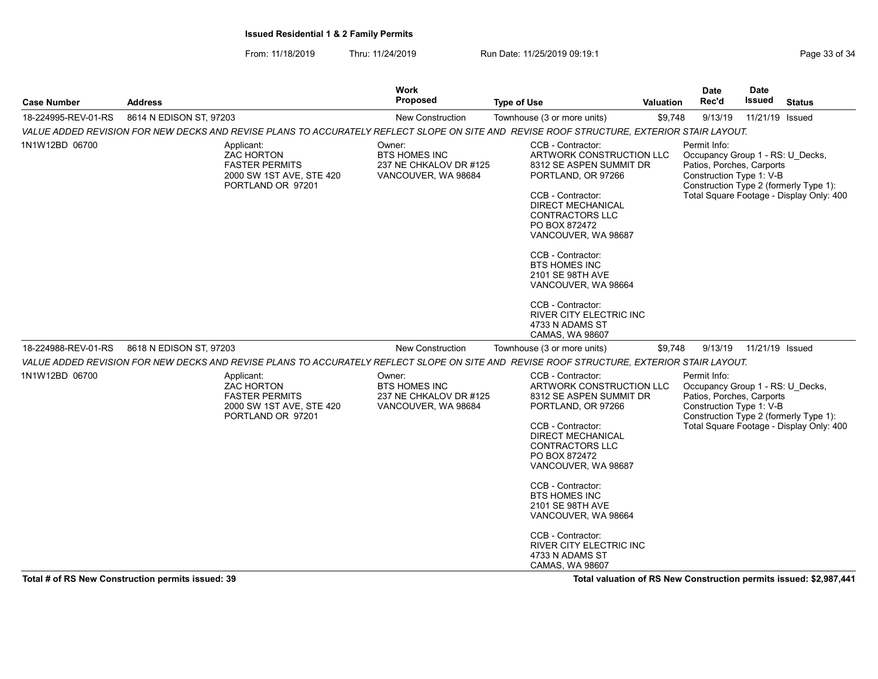**Issued Residential 1 & 2 Family Permits**

From: 11/18/2019 Thru: 11/24/2019 Run Date: 11/25/2019 09:19:1

| Case Number | Address | Work Proposed | Type of Use | Valuation | Date Rec'd | Date Issued | Status |
|---|---|---|---|---|---|---|---|
| 18-224995-REV-01-RS | 8614 N EDISON ST, 97203 | New Construction | Townhouse (3 or more units) | $9,748 | 9/13/19 | 11/21/19 | Issued |

*VALUE ADDED REVISION FOR NEW DECKS AND REVISE PLANS TO ACCURATELY REFLECT SLOPE ON SITE AND REVISE ROOF STRUCTURE, EXTERIOR STAIR LAYOUT.*

1N1W12BD 06700

Applicant:
ZAC HORTON
FASTER PERMITS
2000 SW 1ST AVE, STE 420
PORTLAND OR 97201

Owner:
BTS HOMES INC
237 NE CHKALOV DR #125
VANCOUVER, WA 98684

CCB - Contractor:
ARTWORK CONSTRUCTION LLC
8312 SE ASPEN SUMMIT DR
PORTLAND, OR 97266

CCB - Contractor:
DIRECT MECHANICAL CONTRACTORS LLC
PO BOX 872472
VANCOUVER, WA 98687

CCB - Contractor:
BTS HOMES INC
2101 SE 98TH AVE
VANCOUVER, WA 98664

CCB - Contractor:
RIVER CITY ELECTRIC INC
4733 N ADAMS ST
CAMAS, WA 98607

Permit Info:
Occupancy Group 1 - RS: U_Decks, Patios, Porches, Carports
Construction Type 1: V-B
Construction Type 2 (formerly Type 1):
Total Square Footage - Display Only: 400

| Case Number | Address | Work Proposed | Type of Use | Valuation | Date Rec'd | Date Issued | Status |
|---|---|---|---|---|---|---|---|
| 18-224988-REV-01-RS | 8618 N EDISON ST, 97203 | New Construction | Townhouse (3 or more units) | $9,748 | 9/13/19 | 11/21/19 | Issued |

*VALUE ADDED REVISION FOR NEW DECKS AND REVISE PLANS TO ACCURATELY REFLECT SLOPE ON SITE AND REVISE ROOF STRUCTURE, EXTERIOR STAIR LAYOUT.*

1N1W12BD 06700

Applicant:
ZAC HORTON
FASTER PERMITS
2000 SW 1ST AVE, STE 420
PORTLAND OR 97201

Owner:
BTS HOMES INC
237 NE CHKALOV DR #125
VANCOUVER, WA 98684

CCB - Contractor:
ARTWORK CONSTRUCTION LLC
8312 SE ASPEN SUMMIT DR
PORTLAND, OR 97266

CCB - Contractor:
DIRECT MECHANICAL CONTRACTORS LLC
PO BOX 872472
VANCOUVER, WA 98687

CCB - Contractor:
BTS HOMES INC
2101 SE 98TH AVE
VANCOUVER, WA 98664

CCB - Contractor:
RIVER CITY ELECTRIC INC
4733 N ADAMS ST
CAMAS, WA 98607

Permit Info:
Occupancy Group 1 - RS: U_Decks, Patios, Porches, Carports
Construction Type 1: V-B
Construction Type 2 (formerly Type 1):
Total Square Footage - Display Only: 400

**Total # of RS New Construction permits issued: 39**

**Total valuation of RS New Construction permits issued: $2,987,441**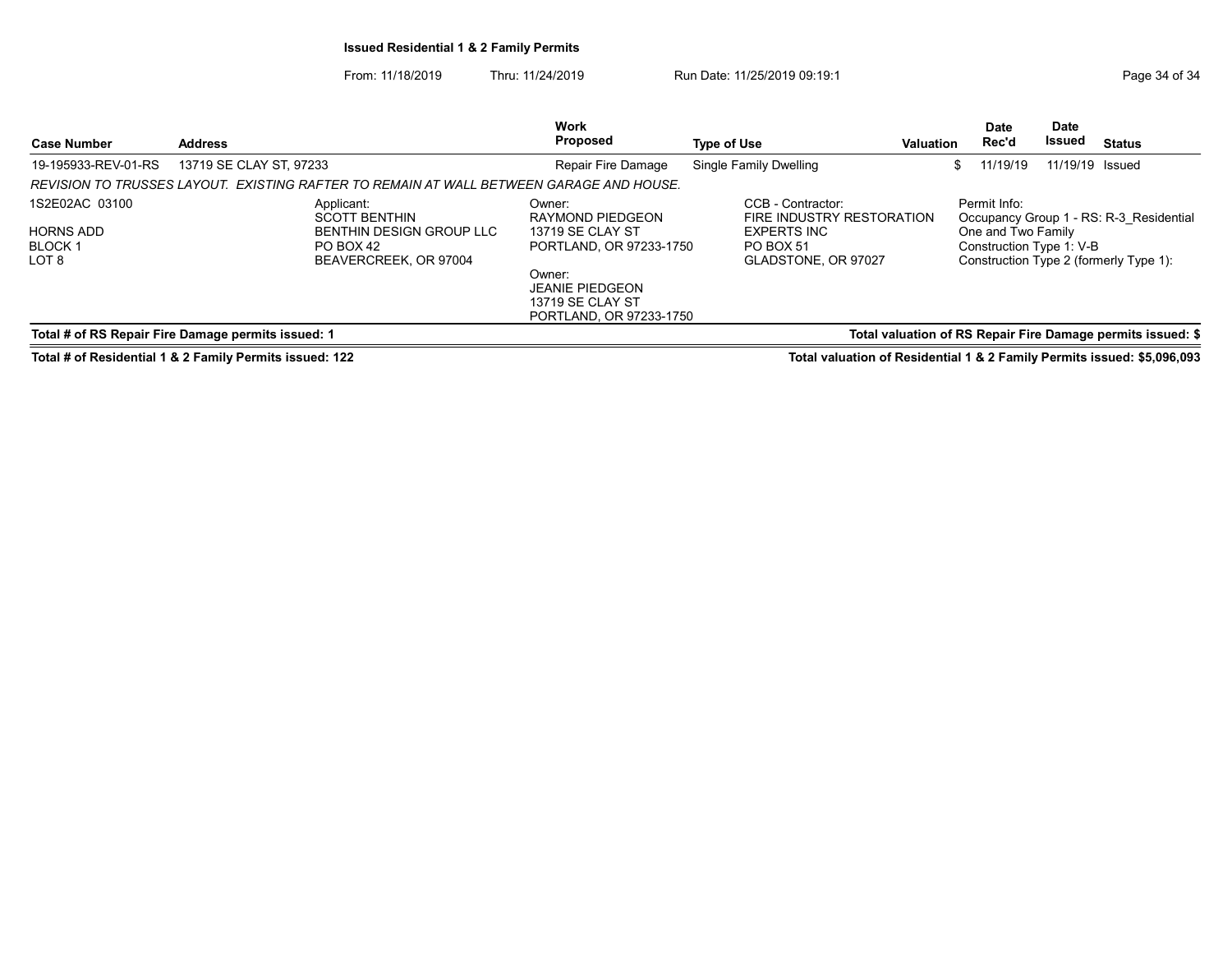**Issued Residential 1 & 2 Family Permits**

From: 11/18/2019 Thru: 11/24/2019 Run Date: 11/25/2019 09:19:1

| Case Number | Address | Work Proposed | Type of Use | Valuation | Date Rec'd | Date Issued | Status |
|---|---|---|---|---|---|---|---|
| 19-195933-REV-01-RS | 13719 SE CLAY ST, 97233 | Repair Fire Damage | Single Family Dwelling | $ | 11/19/19 | 11/19/19 | Issued |

*REVISION TO TRUSSES LAYOUT. EXISTING RAFTER TO REMAIN AT WALL BETWEEN GARAGE AND HOUSE.*

1S2E02AC 03100

HORNS ADD
BLOCK 1
LOT 8

Applicant:
SCOTT BENTHIN
BENTHIN DESIGN GROUP LLC
PO BOX 42
BEAVERCREEK, OR 97004

Owner:
RAYMOND PIEDGEON
13719 SE CLAY ST
PORTLAND, OR 97233-1750

Owner:
JEANIE PIEDGEON
13719 SE CLAY ST
PORTLAND, OR 97233-1750

CCB - Contractor:
FIRE INDUSTRY RESTORATION
EXPERTS INC
PO BOX 51
GLADSTONE, OR 97027

Permit Info:
Occupancy Group 1 - RS: R-3_Residential
One and Two Family
Construction Type 1: V-B
Construction Type 2 (formerly Type 1):

**Total # of RS Repair Fire Damage permits issued: 1**

**Total valuation of RS Repair Fire Damage permits issued: $**

**Total # of Residential 1 & 2 Family Permits issued: 122**

**Total valuation of Residential 1 & 2 Family Permits issued: $5,096,093**